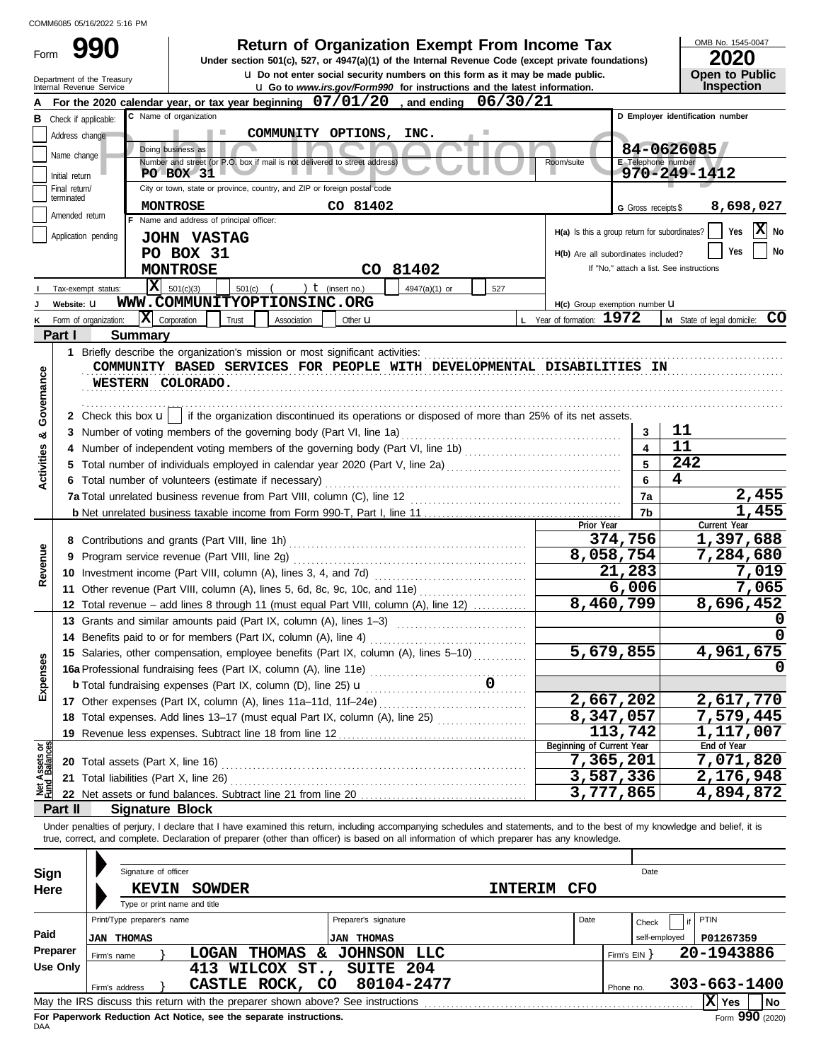COMM6085 05/16/2022 5:16 PM

# Form 990 — Return of Organization Exempt From Income Tax

Under section 501(c), 527, or 4947(a)(1) of the Internal Revenue Code (except private foundations)

u Do not enter social security numbers on this form as it may be made public.

u Go to *www.irs.gov/Form990* for instructions and the latest information.

Department of the Treasury
Internal Revenue Service

OMB No. 1545-0047

**2020**

**Open to Public Inspection**

Public Inspection Copy

**A** For the 2020 calendar year, or tax year beginning **07/01/20**, and ending **06/30/21**

**B** Check if applicable:
- Address change
- Name change
- Initial return
- Final return/terminated
- Amended return
- Application pending

**C** Name of organization: **COMMUNITY OPTIONS, INC.**

Doing business as

Number and street (or P.O. box if mail is not delivered to street address): **PO BOX 31** Room/suite

City or town, state or province, country, and ZIP or foreign postal code: **MONTROSE CO 81402**

**D** Employer identification number: **84-0626085**

**E** Telephone number: **970-249-1412**

**G** Gross receipts $ **8,698,027**

**F** Name and address of principal officer:
**JOHN VASTAG**
**PO BOX 31**
**MONTROSE CO 81402**

H(a) Is this a group return for subordinates? Yes [ ] No [X]

H(b) Are all subordinates included? Yes [ ] No [ ]
If "No," attach a list. See instructions

**I** Tax-exempt status: [X] 501(c)(3) [ ] 501(c) ( ) t (insert no.) [ ] 4947(a)(1) or [ ] 527

**J** Website: u **WWW.COMMUNITYOPTIONSINC.ORG**

H(c) Group exemption number u

**K** Form of organization: [X] Corporation [ ] Trust [ ] Association [ ] Other u

**L** Year of formation: **1972**

**M** State of legal domicile: **CO**

## Part I Summary

**Activities & Governance**

1 Briefly describe the organization's mission or most significant activities:
COMMUNITY BASED SERVICES FOR PEOPLE WITH DEVELOPMENTAL DISABILITIES IN WESTERN COLORADO.

2 Check this box u [ ] if the organization discontinued its operations or disposed of more than 25% of its net assets.

| | | | |
|---|---|---|---|
| 3 | Number of voting members of the governing body (Part VI, line 1a) | 3 | 11 |
| 4 | Number of independent voting members of the governing body (Part VI, line 1b) | 4 | 11 |
| 5 | Total number of individuals employed in calendar year 2020 (Part V, line 2a) | 5 | 242 |
| 6 | Total number of volunteers (estimate if necessary) | 6 | 4 |
| 7a | Total unrelated business revenue from Part VIII, column (C), line 12 | 7a | 2,455 |
| b | Net unrelated business taxable income from Form 990-T, Part I, line 11 | 7b | 1,455 |

| | | | Prior Year | Current Year |
|---|---|---|---|---|
| **Revenue** | 8 | Contributions and grants (Part VIII, line 1h) | 374,756 | 1,397,688 |
| | 9 | Program service revenue (Part VIII, line 2g) | 8,058,754 | 7,284,680 |
| | 10 | Investment income (Part VIII, column (A), lines 3, 4, and 7d) | 21,283 | 7,019 |
| | 11 | Other revenue (Part VIII, column (A), lines 5, 6d, 8c, 9c, 10c, and 11e) | 6,006 | 7,065 |
| | 12 | Total revenue – add lines 8 through 11 (must equal Part VIII, column (A), line 12) | 8,460,799 | 8,696,452 |
| **Expenses** | 13 | Grants and similar amounts paid (Part IX, column (A), lines 1–3) | | 0 |
| | 14 | Benefits paid to or for members (Part IX, column (A), line 4) | | 0 |
| | 15 | Salaries, other compensation, employee benefits (Part IX, column (A), lines 5–10) | 5,679,855 | 4,961,675 |
| | 16a | Professional fundraising fees (Part IX, column (A), line 11e) | | 0 |
| | b | Total fundraising expenses (Part IX, column (D), line 25) u 0 | | |
| | 17 | Other expenses (Part IX, column (A), lines 11a–11d, 11f–24e) | 2,667,202 | 2,617,770 |
| | 18 | Total expenses. Add lines 13–17 (must equal Part IX, column (A), line 25) | 8,347,057 | 7,579,445 |
| | 19 | Revenue less expenses. Subtract line 18 from line 12 | 113,742 | 1,117,007 |

| | | | Beginning of Current Year | End of Year |
|---|---|---|---|---|
| **Net Assets or Fund Balances** | 20 | Total assets (Part X, line 16) | 7,365,201 | 7,071,820 |
| | 21 | Total liabilities (Part X, line 26) | 3,587,336 | 2,176,948 |
| | 22 | Net assets or fund balances. Subtract line 21 from line 20 | 3,777,865 | 4,894,872 |

## Part II Signature Block

Under penalties of perjury, I declare that I have examined this return, including accompanying schedules and statements, and to the best of my knowledge and belief, it is true, correct, and complete. Declaration of preparer (other than officer) is based on all information of which preparer has any knowledge.

**Sign Here**

Signature of officer — Date

**KEVIN SOWDER** — **INTERIM CFO**
Type or print name and title

**Paid Preparer Use Only**

| Print/Type preparer's name | Preparer's signature | Date | Check if self-employed | PTIN |
|---|---|---|---|---|
| JAN THOMAS | JAN THOMAS | | | P01267359 |

Firm's name } **LOGAN THOMAS & JOHNSON LLC** — Firm's EIN } **20-1943886**

Firm's address } **413 WILCOX ST., SUITE 204, CASTLE ROCK, CO 80104-2477** — Phone no. **303-663-1400**

May the IRS discuss this return with the preparer shown above? See instructions [X] Yes [ ] No

**For Paperwork Reduction Act Notice, see the separate instructions.**

DAA

Form **990** (2020)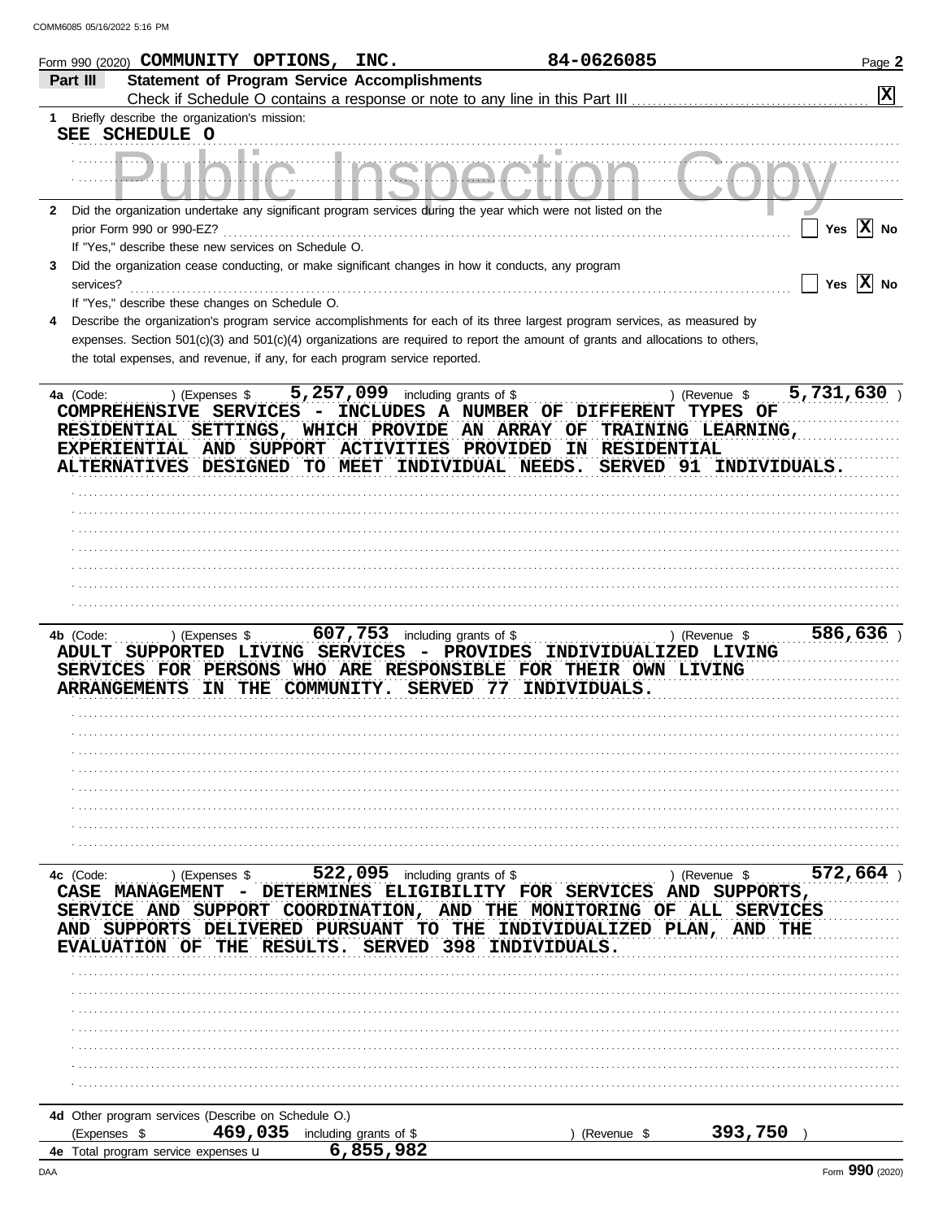COMM6085 05/16/2022 5:16 PM

Form 990 (2020) **COMMUNITY OPTIONS, INC.** **84-0626085** Page **2**

## Part III Statement of Program Service Accomplishments

Check if Schedule O contains a response or note to any line in this Part III [X]

**1** Briefly describe the organization's mission:

SEE SCHEDULE O

**2** Did the organization undertake any significant program services during the year which were not listed on the prior Form 990 or 990-EZ? [ ] Yes [X] No

If "Yes," describe these new services on Schedule O.

**3** Did the organization cease conducting, or make significant changes in how it conducts, any program services? [ ] Yes [X] No

If "Yes," describe these changes on Schedule O.

**4** Describe the organization's program service accomplishments for each of its three largest program services, as measured by expenses. Section 501(c)(3) and 501(c)(4) organizations are required to report the amount of grants and allocations to others, the total expenses, and revenue, if any, for each program service reported.

**4a** (Code: ) (Expenses $ 5,257,099 including grants of $ ) (Revenue $ 5,731,630 )

COMPREHENSIVE SERVICES - INCLUDES A NUMBER OF DIFFERENT TYPES OF RESIDENTIAL SETTINGS, WHICH PROVIDE AN ARRAY OF TRAINING LEARNING, EXPERIENTIAL AND SUPPORT ACTIVITIES PROVIDED IN RESIDENTIAL ALTERNATIVES DESIGNED TO MEET INDIVIDUAL NEEDS. SERVED 91 INDIVIDUALS.

**4b** (Code: ) (Expenses $ 607,753 including grants of $ ) (Revenue $ 586,636 )

ADULT SUPPORTED LIVING SERVICES - PROVIDES INDIVIDUALIZED LIVING SERVICES FOR PERSONS WHO ARE RESPONSIBLE FOR THEIR OWN LIVING ARRANGEMENTS IN THE COMMUNITY. SERVED 77 INDIVIDUALS.

**4c** (Code: ) (Expenses $ 522,095 including grants of $ ) (Revenue $ 572,664 )

CASE MANAGEMENT - DETERMINES ELIGIBILITY FOR SERVICES AND SUPPORTS, SERVICE AND SUPPORT COORDINATION, AND THE MONITORING OF ALL SERVICES AND SUPPORTS DELIVERED PURSUANT TO THE INDIVIDUALIZED PLAN, AND THE EVALUATION OF THE RESULTS. SERVED 398 INDIVIDUALS.

**4d** Other program services (Describe on Schedule O.)

(Expenses $ 469,035 including grants of $ ) (Revenue $ 393,750 )

**4e** Total program service expenses 6,855,982

DAA Form **990** (2020)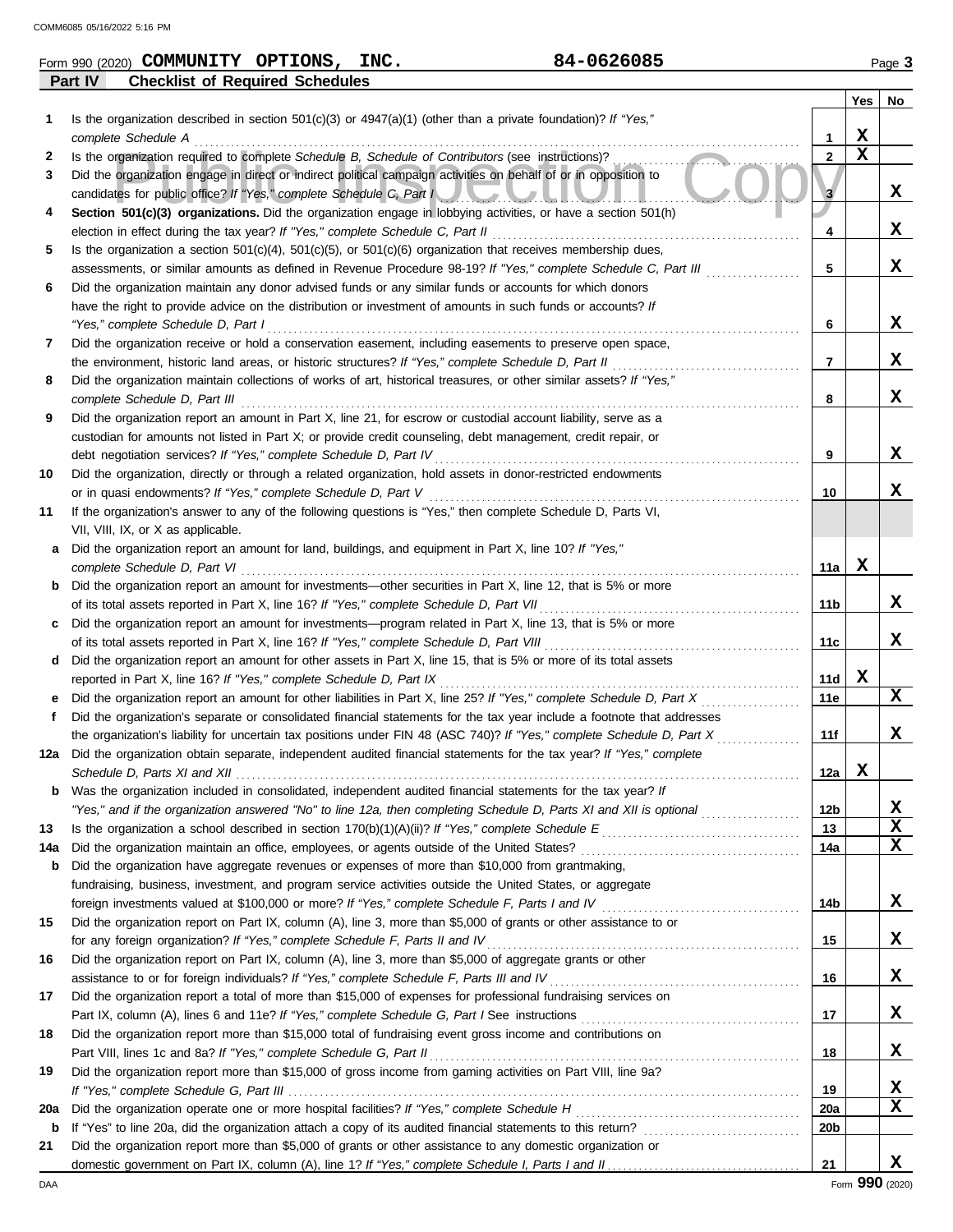Form 990 (2020) **COMMUNITY OPTIONS, INC.** **84-0626085** Page 3

## Part IV Checklist of Required Schedules

| | | | Yes | No |
|---|---|---|---|---|
| 1 | Is the organization described in section 501(c)(3) or 4947(a)(1) (other than a private foundation)? *If "Yes," complete Schedule A* | 1 | X | |
| 2 | Is the organization required to complete *Schedule B, Schedule of Contributors* (see instructions)? | 2 | X | |
| 3 | Did the organization engage in direct or indirect political campaign activities on behalf of or in opposition to candidates for public office? *If "Yes," complete Schedule C, Part I* | 3 | | X |
| 4 | **Section 501(c)(3) organizations.** Did the organization engage in lobbying activities, or have a section 501(h) election in effect during the tax year? *If "Yes," complete Schedule C, Part II* | 4 | | X |
| 5 | Is the organization a section 501(c)(4), 501(c)(5), or 501(c)(6) organization that receives membership dues, assessments, or similar amounts as defined in Revenue Procedure 98-19? *If "Yes," complete Schedule C, Part III* | 5 | | X |
| 6 | Did the organization maintain any donor advised funds or any similar funds or accounts for which donors have the right to provide advice on the distribution or investment of amounts in such funds or accounts? *If "Yes," complete Schedule D, Part I* | 6 | | X |
| 7 | Did the organization receive or hold a conservation easement, including easements to preserve open space, the environment, historic land areas, or historic structures? *If "Yes," complete Schedule D, Part II* | 7 | | X |
| 8 | Did the organization maintain collections of works of art, historical treasures, or other similar assets? *If "Yes," complete Schedule D, Part III* | 8 | | X |
| 9 | Did the organization report an amount in Part X, line 21, for escrow or custodial account liability, serve as a custodian for amounts not listed in Part X; or provide credit counseling, debt management, credit repair, or debt negotiation services? *If "Yes," complete Schedule D, Part IV* | 9 | | X |
| 10 | Did the organization, directly or through a related organization, hold assets in donor-restricted endowments or in quasi endowments? *If "Yes," complete Schedule D, Part V* | 10 | | X |
| 11 | If the organization's answer to any of the following questions is "Yes," then complete Schedule D, Parts VI, VII, VIII, IX, or X as applicable. | | | |
| a | Did the organization report an amount for land, buildings, and equipment in Part X, line 10? *If "Yes," complete Schedule D, Part VI* | 11a | X | |
| b | Did the organization report an amount for investments—other securities in Part X, line 12, that is 5% or more of its total assets reported in Part X, line 16? *If "Yes," complete Schedule D, Part VII* | 11b | | X |
| c | Did the organization report an amount for investments—program related in Part X, line 13, that is 5% or more of its total assets reported in Part X, line 16? *If "Yes," complete Schedule D, Part VIII* | 11c | | X |
| d | Did the organization report an amount for other assets in Part X, line 15, that is 5% or more of its total assets reported in Part X, line 16? *If "Yes," complete Schedule D, Part IX* | 11d | X | |
| e | Did the organization report an amount for other liabilities in Part X, line 25? *If "Yes," complete Schedule D, Part X* | 11e | | X |
| f | Did the organization's separate or consolidated financial statements for the tax year include a footnote that addresses the organization's liability for uncertain tax positions under FIN 48 (ASC 740)? *If "Yes," complete Schedule D, Part X* | 11f | | X |
| 12a | Did the organization obtain separate, independent audited financial statements for the tax year? *If "Yes," complete Schedule D, Parts XI and XII* | 12a | X | |
| b | Was the organization included in consolidated, independent audited financial statements for the tax year? *If "Yes," and if the organization answered "No" to line 12a, then completing Schedule D, Parts XI and XII is optional* | 12b | | X |
| 13 | Is the organization a school described in section 170(b)(1)(A)(ii)? *If "Yes," complete Schedule E* | 13 | | X |
| 14a | Did the organization maintain an office, employees, or agents outside of the United States? | 14a | | X |
| b | Did the organization have aggregate revenues or expenses of more than $10,000 from grantmaking, fundraising, business, investment, and program service activities outside the United States, or aggregate foreign investments valued at $100,000 or more? *If "Yes," complete Schedule F, Parts I and IV* | 14b | | X |
| 15 | Did the organization report on Part IX, column (A), line 3, more than $5,000 of grants or other assistance to or for any foreign organization? *If "Yes," complete Schedule F, Parts II and IV* | 15 | | X |
| 16 | Did the organization report on Part IX, column (A), line 3, more than $5,000 of aggregate grants or other assistance to or for foreign individuals? *If "Yes," complete Schedule F, Parts III and IV* | 16 | | X |
| 17 | Did the organization report a total of more than $15,000 of expenses for professional fundraising services on Part IX, column (A), lines 6 and 11e? *If "Yes," complete Schedule G, Part I* See instructions | 17 | | X |
| 18 | Did the organization report more than $15,000 total of fundraising event gross income and contributions on Part VIII, lines 1c and 8a? *If "Yes," complete Schedule G, Part II* | 18 | | X |
| 19 | Did the organization report more than $15,000 of gross income from gaming activities on Part VIII, line 9a? *If "Yes," complete Schedule G, Part III* | 19 | | X |
| 20a | Did the organization operate one or more hospital facilities? *If "Yes," complete Schedule H* | 20a | | X |
| b | If "Yes" to line 20a, did the organization attach a copy of its audited financial statements to this return? | 20b | | |
| 21 | Did the organization report more than $5,000 of grants or other assistance to any domestic organization or domestic government on Part IX, column (A), line 1? *If "Yes," complete Schedule I, Parts I and II* | 21 | | X |

Form **990** (2020)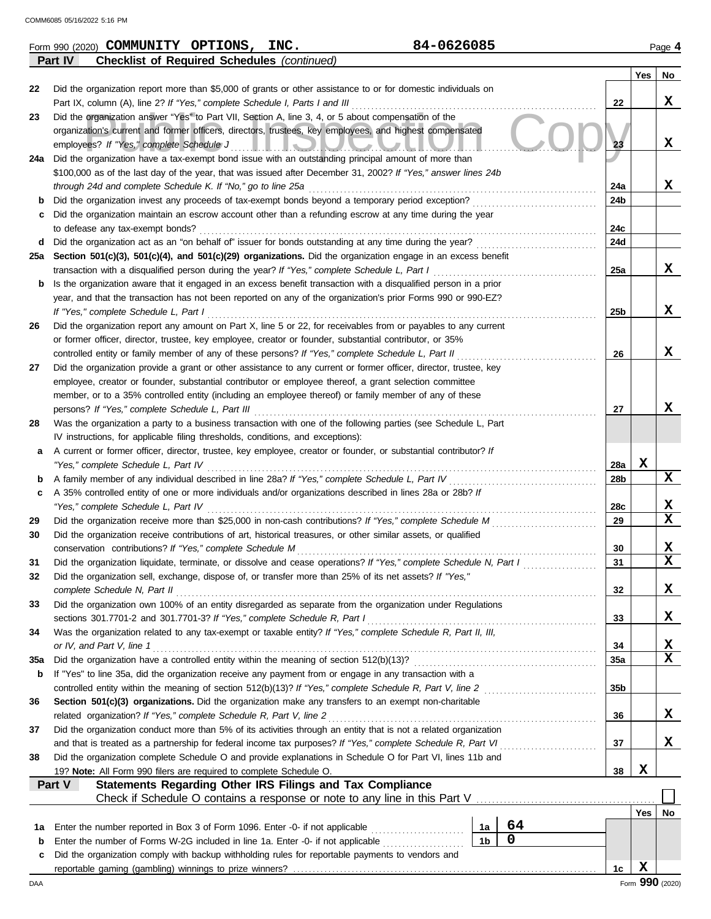Form 990 (2020) **COMMUNITY OPTIONS, INC.** 84-0626085 Page **4**

**Part IV Checklist of Required Schedules** *(continued)*

| | | | Yes | No |
|---|---|---|---|---|
| 22 | Did the organization report more than $5,000 of grants or other assistance to or for domestic individuals on Part IX, column (A), line 2? *If "Yes," complete Schedule I, Parts I and III* | 22 | | X |
| 23 | Did the organization answer "Yes" to Part VII, Section A, line 3, 4, or 5 about compensation of the organization's current and former officers, directors, trustees, key employees, and highest compensated employees? *If "Yes," complete Schedule J* | 23 | | X |
| 24a | Did the organization have a tax-exempt bond issue with an outstanding principal amount of more than $100,000 as of the last day of the year, that was issued after December 31, 2002? *If "Yes," answer lines 24b through 24d and complete Schedule K. If "No," go to line 25a* | 24a | | X |
| b | Did the organization invest any proceeds of tax-exempt bonds beyond a temporary period exception? | 24b | | |
| c | Did the organization maintain an escrow account other than a refunding escrow at any time during the year to defease any tax-exempt bonds? | 24c | | |
| d | Did the organization act as an "on behalf of" issuer for bonds outstanding at any time during the year? | 24d | | |
| 25a | **Section 501(c)(3), 501(c)(4), and 501(c)(29) organizations.** Did the organization engage in an excess benefit transaction with a disqualified person during the year? *If "Yes," complete Schedule L, Part I* | 25a | | X |
| b | Is the organization aware that it engaged in an excess benefit transaction with a disqualified person in a prior year, and that the transaction has not been reported on any of the organization's prior Forms 990 or 990-EZ? *If "Yes," complete Schedule L, Part I* | 25b | | X |
| 26 | Did the organization report any amount on Part X, line 5 or 22, for receivables from or payables to any current or former officer, director, trustee, key employee, creator or founder, substantial contributor, or 35% controlled entity or family member of any of these persons? *If "Yes," complete Schedule L, Part II* | 26 | | X |
| 27 | Did the organization provide a grant or other assistance to any current or former officer, director, trustee, key employee, creator or founder, substantial contributor or employee thereof, a grant selection committee member, or to a 35% controlled entity (including an employee thereof) or family member of any of these persons? *If "Yes," complete Schedule L, Part III* | 27 | | X |
| 28 | Was the organization a party to a business transaction with one of the following parties (see Schedule L, Part IV instructions, for applicable filing thresholds, conditions, and exceptions): | | | |
| a | A current or former officer, director, trustee, key employee, creator or founder, or substantial contributor? *If "Yes," complete Schedule L, Part IV* | 28a | X | |
| b | A family member of any individual described in line 28a? *If "Yes," complete Schedule L, Part IV* | 28b | | X |
| c | A 35% controlled entity of one or more individuals and/or organizations described in lines 28a or 28b? *If "Yes," complete Schedule L, Part IV* | 28c | | X |
| 29 | Did the organization receive more than $25,000 in non-cash contributions? *If "Yes," complete Schedule M* | 29 | | X |
| 30 | Did the organization receive contributions of art, historical treasures, or other similar assets, or qualified conservation contributions? *If "Yes," complete Schedule M* | 30 | | X |
| 31 | Did the organization liquidate, terminate, or dissolve and cease operations? *If "Yes," complete Schedule N, Part I* | 31 | | X |
| 32 | Did the organization sell, exchange, dispose of, or transfer more than 25% of its net assets? *If "Yes," complete Schedule N, Part II* | 32 | | X |
| 33 | Did the organization own 100% of an entity disregarded as separate from the organization under Regulations sections 301.7701-2 and 301.7701-3? *If "Yes," complete Schedule R, Part I* | 33 | | X |
| 34 | Was the organization related to any tax-exempt or taxable entity? *If "Yes," complete Schedule R, Part II, III, or IV, and Part V, line 1* | 34 | | X |
| 35a | Did the organization have a controlled entity within the meaning of section 512(b)(13)? | 35a | | X |
| b | If "Yes" to line 35a, did the organization receive any payment from or engage in any transaction with a controlled entity within the meaning of section 512(b)(13)? *If "Yes," complete Schedule R, Part V, line 2* | 35b | | |
| 36 | **Section 501(c)(3) organizations.** Did the organization make any transfers to an exempt non-charitable related organization? *If "Yes," complete Schedule R, Part V, line 2* | 36 | | X |
| 37 | Did the organization conduct more than 5% of its activities through an entity that is not a related organization and that is treated as a partnership for federal income tax purposes? *If "Yes," complete Schedule R, Part VI* | 37 | | X |
| 38 | Did the organization complete Schedule O and provide explanations in Schedule O for Part VI, lines 11b and 19? **Note:** All Form 990 filers are required to complete Schedule O. | 38 | X | |

**Part V Statements Regarding Other IRS Filings and Tax Compliance**

Check if Schedule O contains a response or note to any line in this Part V ☐

| | | | | | Yes | No |
|---|---|---|---|---|---|---|
| 1a | Enter the number reported in Box 3 of Form 1096. Enter -0- if not applicable | 1a | 64 | | | |
| b | Enter the number of Forms W-2G included in line 1a. Enter -0- if not applicable | 1b | 0 | | | |
| c | Did the organization comply with backup withholding rules for reportable payments to vendors and reportable gaming (gambling) winnings to prize winners? | | | 1c | X | |

DAA Form **990** (2020)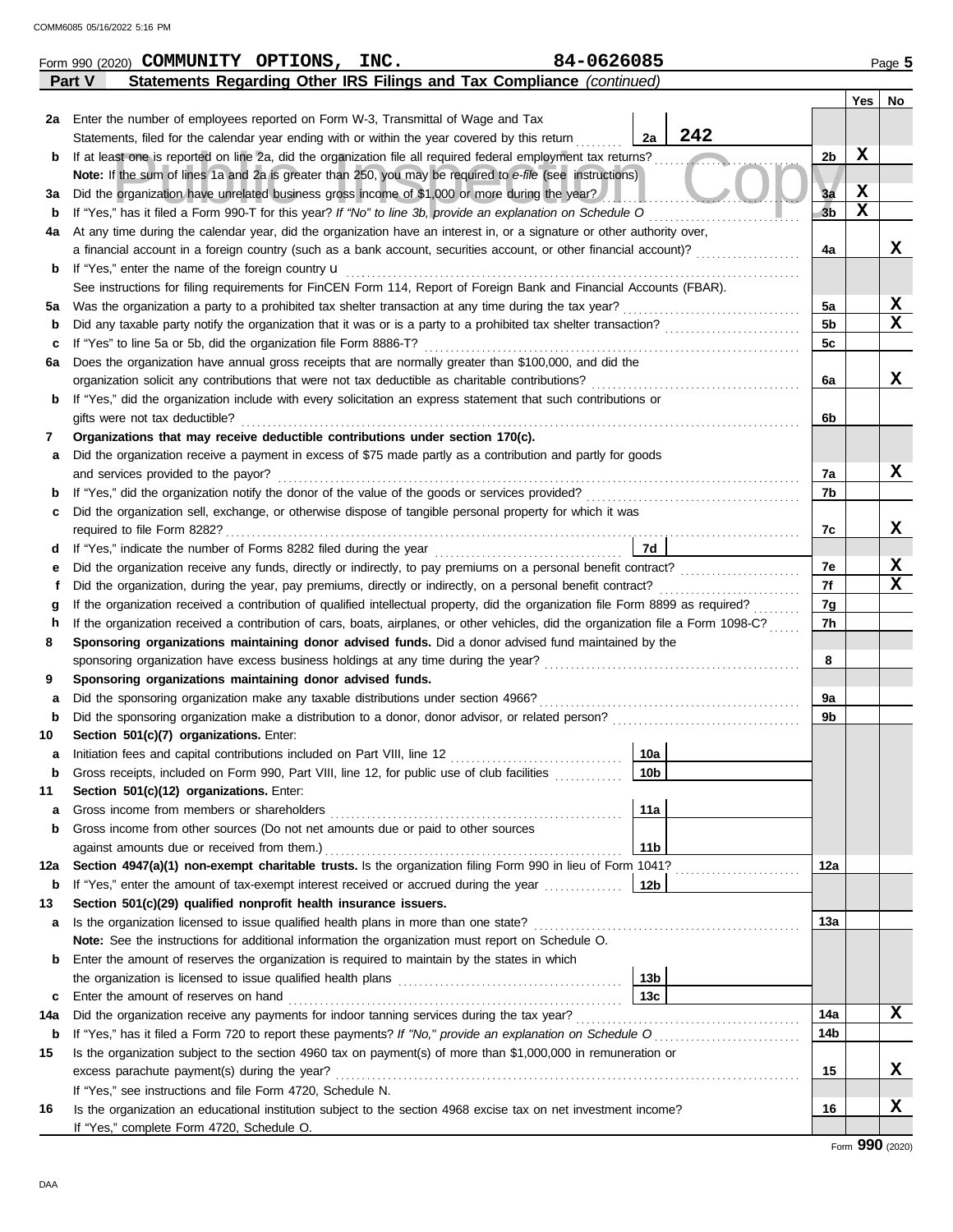Form 990 (2020) **COMMUNITY OPTIONS, INC.** 84-0626085 Page **5**

## Part V Statements Regarding Other IRS Filings and Tax Compliance *(continued)*

| | | | | Yes | No |
|---|---|---|---|---|---|
| **2a** | Enter the number of employees reported on Form W-3, Transmittal of Wage and Tax Statements, filed for the calendar year ending with or within the year covered by this return | 2a 242 | | | |
| **b** | If at least one is reported on line 2a, did the organization file all required federal employment tax returns? | | 2b | X | |
| | **Note:** If the sum of lines 1a and 2a is greater than 250, you may be required to *e-file* (see instructions) | | | | |
| **3a** | Did the organization have unrelated business gross income of $1,000 or more during the year? | | 3a | X | |
| **b** | If "Yes," has it filed a Form 990-T for this year? *If "No" to line 3b, provide an explanation on Schedule O* | | 3b | X | |
| **4a** | At any time during the calendar year, did the organization have an interest in, or a signature or other authority over, a financial account in a foreign country (such as a bank account, securities account, or other financial account)? | | 4a | | X |
| **b** | If "Yes," enter the name of the foreign country u | | | | |
| | See instructions for filing requirements for FinCEN Form 114, Report of Foreign Bank and Financial Accounts (FBAR). | | | | |
| **5a** | Was the organization a party to a prohibited tax shelter transaction at any time during the tax year? | | 5a | | X |
| **b** | Did any taxable party notify the organization that it was or is a party to a prohibited tax shelter transaction? | | 5b | | X |
| **c** | If "Yes" to line 5a or 5b, did the organization file Form 8886-T? | | 5c | | |
| **6a** | Does the organization have annual gross receipts that are normally greater than $100,000, and did the organization solicit any contributions that were not tax deductible as charitable contributions? | | 6a | | X |
| **b** | If "Yes," did the organization include with every solicitation an express statement that such contributions or gifts were not tax deductible? | | 6b | | |
| **7** | **Organizations that may receive deductible contributions under section 170(c).** | | | | |
| **a** | Did the organization receive a payment in excess of $75 made partly as a contribution and partly for goods and services provided to the payor? | | 7a | | X |
| **b** | If "Yes," did the organization notify the donor of the value of the goods or services provided? | | 7b | | |
| **c** | Did the organization sell, exchange, or otherwise dispose of tangible personal property for which it was required to file Form 8282? | | 7c | | X |
| **d** | If "Yes," indicate the number of Forms 8282 filed during the year | 7d | | | |
| **e** | Did the organization receive any funds, directly or indirectly, to pay premiums on a personal benefit contract? | | 7e | | X |
| **f** | Did the organization, during the year, pay premiums, directly or indirectly, on a personal benefit contract? | | 7f | | X |
| **g** | If the organization received a contribution of qualified intellectual property, did the organization file Form 8899 as required? | | 7g | | |
| **h** | If the organization received a contribution of cars, boats, airplanes, or other vehicles, did the organization file a Form 1098-C? | | 7h | | |
| **8** | **Sponsoring organizations maintaining donor advised funds.** Did a donor advised fund maintained by the sponsoring organization have excess business holdings at any time during the year? | | 8 | | |
| **9** | **Sponsoring organizations maintaining donor advised funds.** | | | | |
| **a** | Did the sponsoring organization make any taxable distributions under section 4966? | | 9a | | |
| **b** | Did the sponsoring organization make a distribution to a donor, donor advisor, or related person? | | 9b | | |
| **10** | **Section 501(c)(7) organizations.** Enter: | | | | |
| **a** | Initiation fees and capital contributions included on Part VIII, line 12 | 10a | | | |
| **b** | Gross receipts, included on Form 990, Part VIII, line 12, for public use of club facilities | 10b | | | |
| **11** | **Section 501(c)(12) organizations.** Enter: | | | | |
| **a** | Gross income from members or shareholders | 11a | | | |
| **b** | Gross income from other sources (Do not net amounts due or paid to other sources against amounts due or received from them.) | 11b | | | |
| **12a** | **Section 4947(a)(1) non-exempt charitable trusts.** Is the organization filing Form 990 in lieu of Form 1041? | | 12a | | |
| **b** | If "Yes," enter the amount of tax-exempt interest received or accrued during the year | 12b | | | |
| **13** | **Section 501(c)(29) qualified nonprofit health insurance issuers.** | | | | |
| **a** | Is the organization licensed to issue qualified health plans in more than one state? | | 13a | | |
| | **Note:** See the instructions for additional information the organization must report on Schedule O. | | | | |
| **b** | Enter the amount of reserves the organization is required to maintain by the states in which the organization is licensed to issue qualified health plans | 13b | | | |
| **c** | Enter the amount of reserves on hand | 13c | | | |
| **14a** | Did the organization receive any payments for indoor tanning services during the tax year? | | 14a | | X |
| **b** | If "Yes," has it filed a Form 720 to report these payments? *If "No," provide an explanation on Schedule O* | | 14b | | |
| **15** | Is the organization subject to the section 4960 tax on payment(s) of more than $1,000,000 in remuneration or excess parachute payment(s) during the year? | | 15 | | X |
| | If "Yes," see instructions and file Form 4720, Schedule N. | | | | |
| **16** | Is the organization an educational institution subject to the section 4968 excise tax on net investment income? | | 16 | | X |
| | If "Yes," complete Form 4720, Schedule O. | | | | |

Form **990** (2020)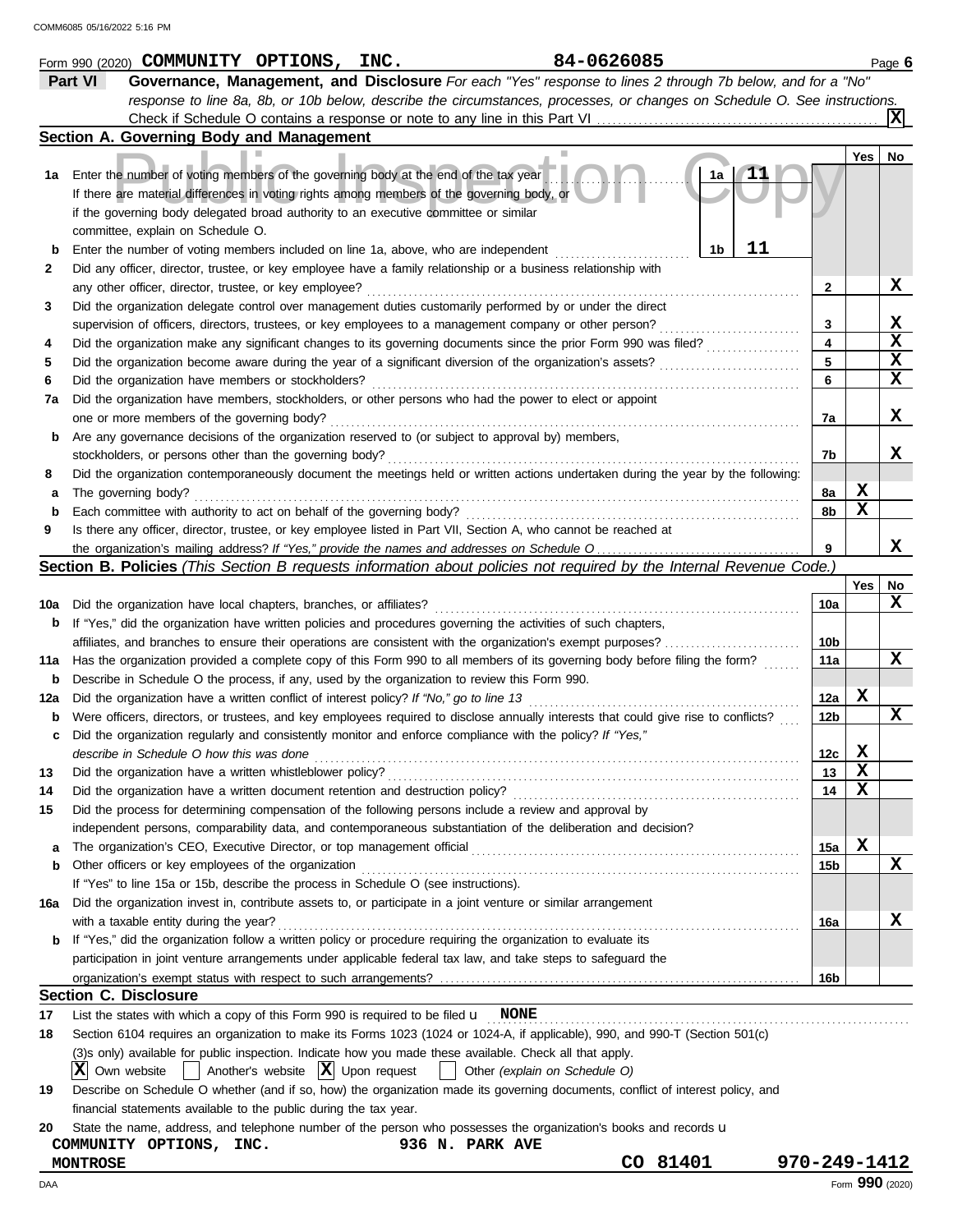Form 990 (2020) **COMMUNITY OPTIONS, INC.** **84-0626085** Page **6**

## Part VI — Governance, Management, and Disclosure

*For each "Yes" response to lines 2 through 7b below, and for a "No" response to line 8a, 8b, or 10b below, describe the circumstances, processes, or changes on Schedule O. See instructions.*

Check if Schedule O contains a response or note to any line in this Part VI ..... [X]

### Section A. Governing Body and Management

| | | | Yes | No |
|---|---|---|---|---|
| 1a | Enter the number of voting members of the governing body at the end of the tax year ..... 1a **11**<br>If there are material differences in voting rights among members of the governing body, or if the governing body delegated broad authority to an executive committee or similar committee, explain on Schedule O. | | | |
| b | Enter the number of voting members included on line 1a, above, who are independent ..... 1b **11** | | | |
| 2 | Did any officer, director, trustee, or key employee have a family relationship or a business relationship with any other officer, director, trustee, or key employee? | 2 | | X |
| 3 | Did the organization delegate control over management duties customarily performed by or under the direct supervision of officers, directors, trustees, or key employees to a management company or other person? | 3 | | X |
| 4 | Did the organization make any significant changes to its governing documents since the prior Form 990 was filed? | 4 | | X |
| 5 | Did the organization become aware during the year of a significant diversion of the organization's assets? | 5 | | X |
| 6 | Did the organization have members or stockholders? | 6 | | X |
| 7a | Did the organization have members, stockholders, or other persons who had the power to elect or appoint one or more members of the governing body? | 7a | | X |
| b | Are any governance decisions of the organization reserved to (or subject to approval by) members, stockholders, or persons other than the governing body? | 7b | | X |
| 8 | Did the organization contemporaneously document the meetings held or written actions undertaken during the year by the following: | | | |
| a | The governing body? | 8a | X | |
| b | Each committee with authority to act on behalf of the governing body? | 8b | X | |
| 9 | Is there any officer, director, trustee, or key employee listed in Part VII, Section A, who cannot be reached at the organization's mailing address? *If "Yes," provide the names and addresses on Schedule O* | 9 | | X |

### Section B. Policies *(This Section B requests information about policies not required by the Internal Revenue Code.)*

| | | | Yes | No |
|---|---|---|---|---|
| 10a | Did the organization have local chapters, branches, or affiliates? | 10a | | X |
| b | If "Yes," did the organization have written policies and procedures governing the activities of such chapters, affiliates, and branches to ensure their operations are consistent with the organization's exempt purposes? | 10b | | |
| 11a | Has the organization provided a complete copy of this Form 990 to all members of its governing body before filing the form? | 11a | | X |
| b | Describe in Schedule O the process, if any, used by the organization to review this Form 990. | | | |
| 12a | Did the organization have a written conflict of interest policy? *If "No," go to line 13* | 12a | X | |
| b | Were officers, directors, or trustees, and key employees required to disclose annually interests that could give rise to conflicts? | 12b | | X |
| c | Did the organization regularly and consistently monitor and enforce compliance with the policy? *If "Yes," describe in Schedule O how this was done* | 12c | X | |
| 13 | Did the organization have a written whistleblower policy? | 13 | X | |
| 14 | Did the organization have a written document retention and destruction policy? | 14 | X | |
| 15 | Did the process for determining compensation of the following persons include a review and approval by independent persons, comparability data, and contemporaneous substantiation of the deliberation and decision? | | | |
| a | The organization's CEO, Executive Director, or top management official | 15a | X | |
| b | Other officers or key employees of the organization | 15b | | X |
| | If "Yes" to line 15a or 15b, describe the process in Schedule O (see instructions). | | | |
| 16a | Did the organization invest in, contribute assets to, or participate in a joint venture or similar arrangement with a taxable entity during the year? | 16a | | X |
| b | If "Yes," did the organization follow a written policy or procedure requiring the organization to evaluate its participation in joint venture arrangements under applicable federal tax law, and take steps to safeguard the organization's exempt status with respect to such arrangements? | 16b | | |

### Section C. Disclosure

17 List the states with which a copy of this Form 990 is required to be filed **NONE**

18 Section 6104 requires an organization to make its Forms 1023 (1024 or 1024-A, if applicable), 990, and 990-T (Section 501(c)(3)s only) available for public inspection. Indicate how you made these available. Check all that apply.

[X] Own website [ ] Another's website [X] Upon request [ ] Other *(explain on Schedule O)*

19 Describe on Schedule O whether (and if so, how) the organization made its governing documents, conflict of interest policy, and financial statements available to the public during the tax year.

20 State the name, address, and telephone number of the person who possesses the organization's books and records

**COMMUNITY OPTIONS, INC.** **936 N. PARK AVE**
**MONTROSE** **CO 81401** **970-249-1412**

Form **990** (2020)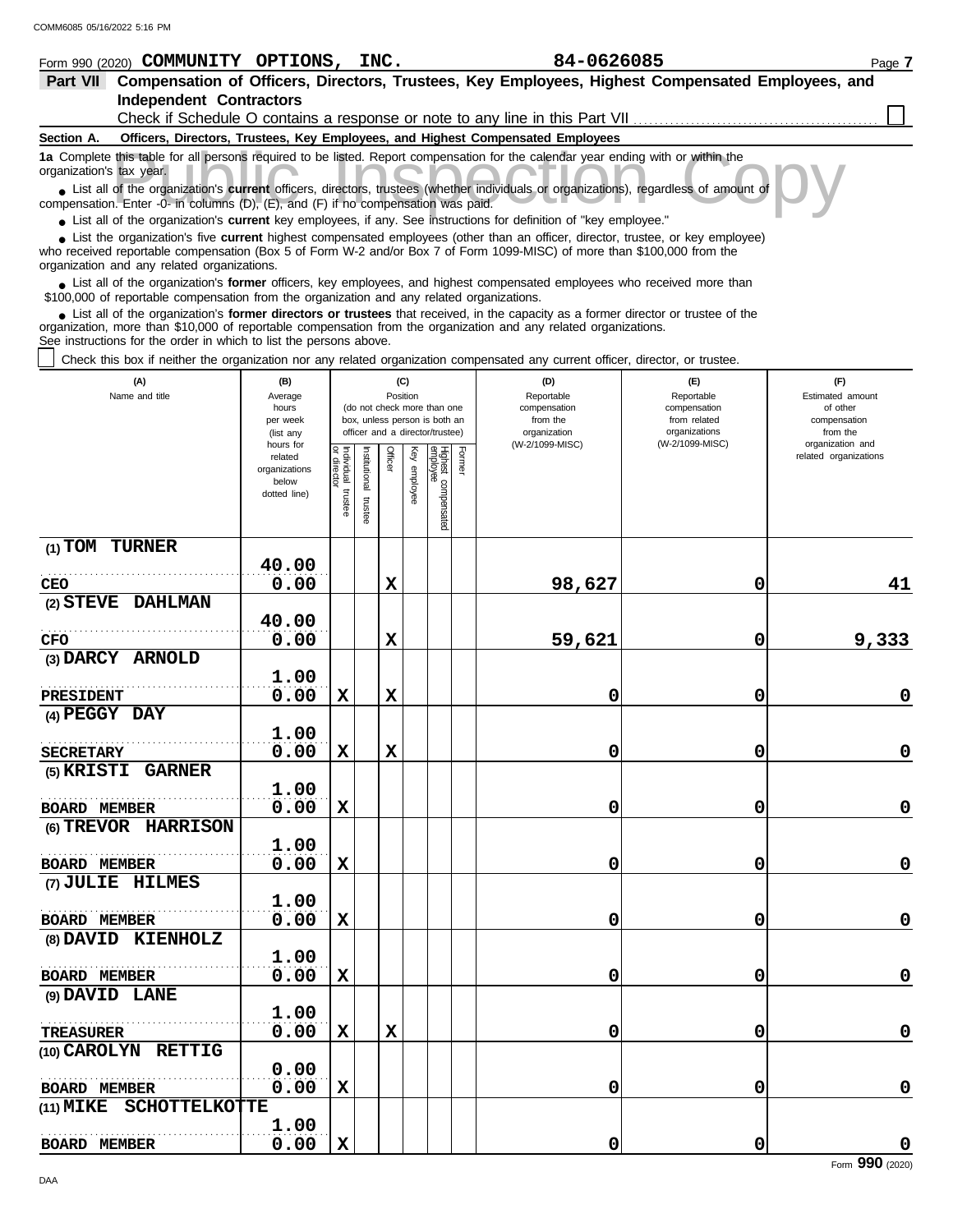Form 990 (2020) **COMMUNITY OPTIONS, INC.** **84-0626085** Page **7**

**Part VII Compensation of Officers, Directors, Trustees, Key Employees, Highest Compensated Employees, and Independent Contractors**

Check if Schedule O contains a response or note to any line in this Part VII ☐

**Section A. Officers, Directors, Trustees, Key Employees, and Highest Compensated Employees**

**1a** Complete this table for all persons required to be listed. Report compensation for the calendar year ending with or within the organization's tax year.

- List all of the organization's **current** officers, directors, trustees (whether individuals or organizations), regardless of amount of compensation. Enter -0- in columns (D), (E), and (F) if no compensation was paid.
- List all of the organization's **current** key employees, if any. See instructions for definition of "key employee."
- List the organization's five **current** highest compensated employees (other than an officer, director, trustee, or key employee) who received reportable compensation (Box 5 of Form W-2 and/or Box 7 of Form 1099-MISC) of more than $100,000 from the organization and any related organizations.
- List all of the organization's **former** officers, key employees, and highest compensated employees who received more than $100,000 of reportable compensation from the organization and any related organizations.
- List all of the organization's **former directors or trustees** that received, in the capacity as a former director or trustee of the organization, more than $10,000 of reportable compensation from the organization and any related organizations.

See instructions for the order in which to list the persons above.

☐ Check this box if neither the organization nor any related organization compensated any current officer, director, or trustee.

| (A) Name and title | (B) Average hours per week (list any hours for related organizations below dotted line) | (C) Individual trustee or director | Institutional trustee | Officer | Key employee | Highest compensated employee | Former | (D) Reportable compensation from the organization (W-2/1099-MISC) | (E) Reportable compensation from related organizations (W-2/1099-MISC) | (F) Estimated amount of other compensation from the organization and related organizations |
|---|---|---|---|---|---|---|---|---|---|---|
| (1) TOM TURNER<br>CEO | 40.00<br>0.00 | | | X | | | | 98,627 | 0 | 41 |
| (2) STEVE DAHLMAN<br>CFO | 40.00<br>0.00 | | | X | | | | 59,621 | 0 | 9,333 |
| (3) DARCY ARNOLD<br>PRESIDENT | 1.00<br>0.00 | X | | X | | | | 0 | 0 | 0 |
| (4) PEGGY DAY<br>SECRETARY | 1.00<br>0.00 | X | | X | | | | 0 | 0 | 0 |
| (5) KRISTI GARNER<br>BOARD MEMBER | 1.00<br>0.00 | X | | | | | | 0 | 0 | 0 |
| (6) TREVOR HARRISON<br>BOARD MEMBER | 1.00<br>0.00 | X | | | | | | 0 | 0 | 0 |
| (7) JULIE HILMES<br>BOARD MEMBER | 1.00<br>0.00 | X | | | | | | 0 | 0 | 0 |
| (8) DAVID KIENHOLZ<br>BOARD MEMBER | 1.00<br>0.00 | X | | | | | | 0 | 0 | 0 |
| (9) DAVID LANE<br>TREASURER | 1.00<br>0.00 | X | | X | | | | 0 | 0 | 0 |
| (10) CAROLYN RETTIG<br>BOARD MEMBER | 0.00<br>0.00 | X | | | | | | 0 | 0 | 0 |
| (11) MIKE SCHOTTELKOTTE<br>BOARD MEMBER | 1.00<br>0.00 | X | | | | | | 0 | 0 | 0 |

Form **990** (2020)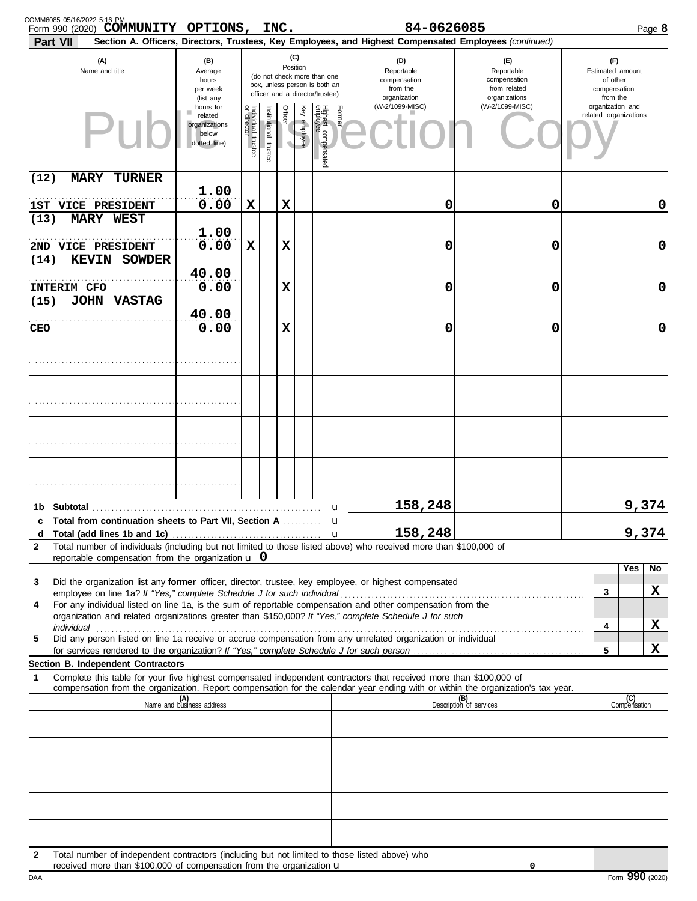COMM6085 05/16/2022 5:16 PM

Form 990 (2020) **COMMUNITY OPTIONS, INC.** **84-0626085** Page **8**

**Part VII** **Section A. Officers, Directors, Trustees, Key Employees, and Highest Compensated Employees** *(continued)*

| (A) Name and title | (B) Average hours per week (list any hours for related organizations below dotted line) | (C) Position: Individual trustee or director | Institutional trustee | Officer | Key employee | Highest compensated employee | Former | (D) Reportable compensation from the organization (W-2/1099-MISC) | (E) Reportable compensation from related organizations (W-2/1099-MISC) | (F) Estimated amount of other compensation from the organization and related organizations |
|---|---|---|---|---|---|---|---|---|---|---|
| (12) MARY TURNER<br>1ST VICE PRESIDENT | 1.00<br>0.00 | X | | X | | | | 0 | 0 | 0 |
| (13) MARY WEST<br>2ND VICE PRESIDENT | 1.00<br>0.00 | X | | X | | | | 0 | 0 | 0 |
| (14) KEVIN SOWDER<br>INTERIM CFO | 40.00<br>0.00 | | | X | | | | 0 | 0 | 0 |
| (15) JOHN VASTAG<br>CEO | 40.00<br>0.00 | | | X | | | | 0 | 0 | 0 |
| | | | | | | | | | | |
| | | | | | | | | | | |
| | | | | | | | | | | |
| | | | | | | | | | | |

| | | (D) | (E) | (F) |
|---|---|---|---|---|
| **1b** | **Subtotal** ▶ | 158,248 | | 9,374 |
| **c** | **Total from continuation sheets to Part VII, Section A** ▶ | | | |
| **d** | **Total (add lines 1b and 1c)** ▶ | 158,248 | | 9,374 |

**2** Total number of individuals (including but not limited to those listed above) who received more than $100,000 of reportable compensation from the organization ▶ 0

| | | | Yes | No |
|---|---|---|---|---|
| **3** | Did the organization list any **former** officer, director, trustee, key employee, or highest compensated employee on line 1a? *If "Yes," complete Schedule J for such individual* | 3 | | X |
| **4** | For any individual listed on line 1a, is the sum of reportable compensation and other compensation from the organization and related organizations greater than $150,000? *If "Yes," complete Schedule J for such individual* | 4 | | X |
| **5** | Did any person listed on line 1a receive or accrue compensation from any unrelated organization or individual for services rendered to the organization? *If "Yes," complete Schedule J for such person* | 5 | | X |

**Section B. Independent Contractors**

**1** Complete this table for your five highest compensated independent contractors that received more than $100,000 of compensation from the organization. Report compensation for the calendar year ending with or within the organization's tax year.

| (A) Name and business address | (B) Description of services | (C) Compensation |
|---|---|---|
| | | |
| | | |
| | | |
| | | |
| | | |

**2** Total number of independent contractors (including but not limited to those listed above) who received more than $100,000 of compensation from the organization ▶ 0

DAA Form **990** (2020)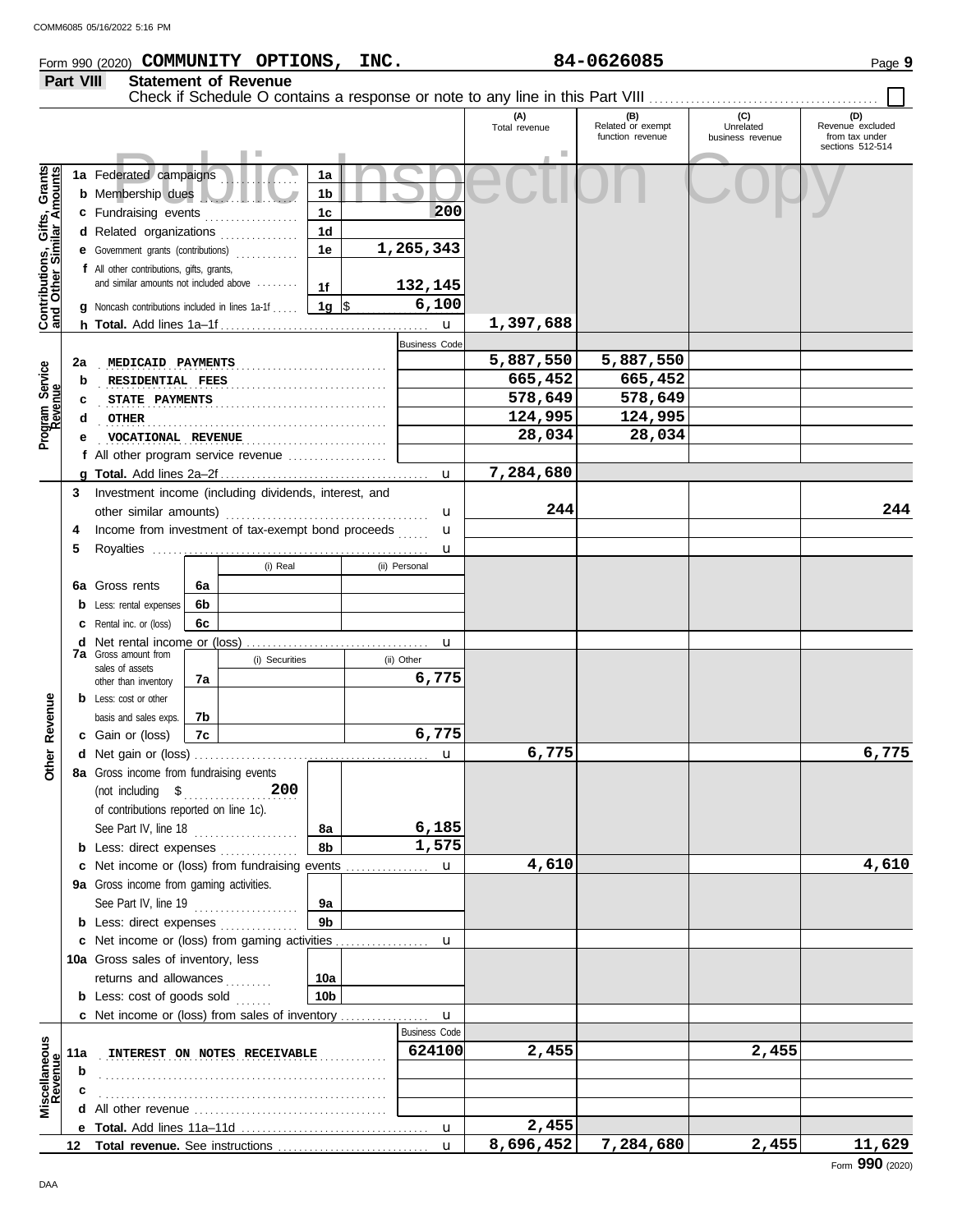COMM6085 05/16/2022 5:16 PM

Form 990 (2020) **COMMUNITY OPTIONS, INC.** **84-0626085** Page **9**

**Part VIII** **Statement of Revenue**

Check if Schedule O contains a response or note to any line in this Part VIII ☐

| | | | | (A) Total revenue | (B) Related or exempt function revenue | (C) Unrelated business revenue | (D) Revenue excluded from tax under sections 512-514 |
|---|---|---|---|---|---|---|---|
| **Contributions, Gifts, Grants and Other Similar Amounts** | 1a Federated campaigns | 1a | | | | | |
| | b Membership dues | 1b | | | | | |
| | c Fundraising events | 1c | 200 | | | | |
| | d Related organizations | 1d | | | | | |
| | e Government grants (contributions) | 1e | 1,265,343 | | | | |
| | f All other contributions, gifts, grants, and similar amounts not included above | 1f | 132,145 | | | | |
| | g Noncash contributions included in lines 1a-1f | 1g | $ 6,100 | | | | |
| | h **Total.** Add lines 1a–1f | | | 1,397,688 | | | |
| | | | Business Code | | | | |
| **Program Service Revenue** | 2a MEDICAID PAYMENTS | | | 5,887,550 | 5,887,550 | | |
| | b RESIDENTIAL FEES | | | 665,452 | 665,452 | | |
| | c STATE PAYMENTS | | | 578,649 | 578,649 | | |
| | d OTHER | | | 124,995 | 124,995 | | |
| | e VOCATIONAL REVENUE | | | 28,034 | 28,034 | | |
| | f All other program service revenue | | | | | | |
| | g **Total.** Add lines 2a–2f | | | 7,284,680 | | | |
| **Other Revenue** | 3 Investment income (including dividends, interest, and other similar amounts) | | | 244 | | | 244 |
| | 4 Income from investment of tax-exempt bond proceeds | | | | | | |
| | 5 Royalties | | | | | | |
| | | (i) Real | (ii) Personal | | | | |
| | 6a Gross rents | 6a | | | | | |
| | b Less: rental expenses | 6b | | | | | |
| | c Rental inc. or (loss) | 6c | | | | | |
| | d Net rental income or (loss) | | | | | | |
| | | (i) Securities | (ii) Other | | | | |
| | 7a Gross amount from sales of assets other than inventory | 7a | 6,775 | | | | |
| | b Less: cost or other basis and sales exps. | 7b | | | | | |
| | c Gain or (loss) | 7c | 6,775 | | | | |
| | d Net gain or (loss) | | | 6,775 | | | 6,775 |
| | 8a Gross income from fundraising events (not including $ 200 of contributions reported on line 1c). See Part IV, line 18 | 8a | 6,185 | | | | |
| | b Less: direct expenses | 8b | 1,575 | | | | |
| | c Net income or (loss) from fundraising events | | | 4,610 | | | 4,610 |
| | 9a Gross income from gaming activities. See Part IV, line 19 | 9a | | | | | |
| | b Less: direct expenses | 9b | | | | | |
| | c Net income or (loss) from gaming activities | | | | | | |
| | 10a Gross sales of inventory, less returns and allowances | 10a | | | | | |
| | b Less: cost of goods sold | 10b | | | | | |
| | c Net income or (loss) from sales of inventory | | | | | | |
| | | | Business Code | | | | |
| **Miscellaneous Revenue** | 11a INTEREST ON NOTES RECEIVABLE | | 624100 | 2,455 | | 2,455 | |
| | b | | | | | | |
| | c | | | | | | |
| | d All other revenue | | | | | | |
| | e **Total.** Add lines 11a–11d | | | 2,455 | | | |
| | 12 **Total revenue.** See instructions | | | 8,696,452 | 7,284,680 | 2,455 | 11,629 |

DAA Form **990** (2020)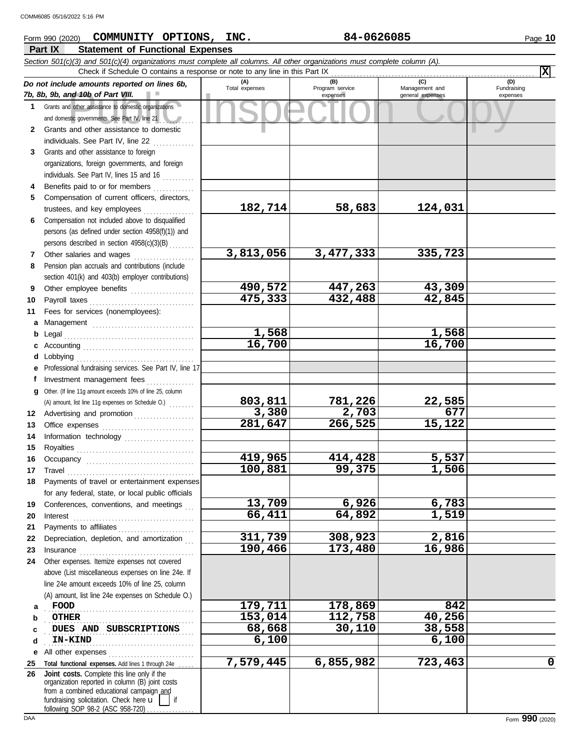Form 990 (2020) **COMMUNITY OPTIONS, INC.** 84-0626085

## Part IX Statement of Functional Expenses

*Section 501(c)(3) and 501(c)(4) organizations must complete all columns. All other organizations must complete column (A).*

Check if Schedule O contains a response or note to any line in this Part IX [X]

| *Do not include amounts reported on lines 6b, 7b, 8b, 9b, and 10b of Part VIII.* | (A) Total expenses | (B) Program service expenses | (C) Management and general expenses | (D) Fundraising expenses |
|---|---|---|---|---|
| 1 Grants and other assistance to domestic organizations and domestic governments. See Part IV, line 21 | | | | |
| 2 Grants and other assistance to domestic individuals. See Part IV, line 22 | | | | |
| 3 Grants and other assistance to foreign organizations, foreign governments, and foreign individuals. See Part IV, lines 15 and 16 | | | | |
| 4 Benefits paid to or for members | | | | |
| 5 Compensation of current officers, directors, trustees, and key employees | 182,714 | 58,683 | 124,031 | |
| 6 Compensation not included above to disqualified persons (as defined under section 4958(f)(1)) and persons described in section 4958(c)(3)(B) | | | | |
| 7 Other salaries and wages | 3,813,056 | 3,477,333 | 335,723 | |
| 8 Pension plan accruals and contributions (include section 401(k) and 403(b) employer contributions) | | | | |
| 9 Other employee benefits | 490,572 | 447,263 | 43,309 | |
| 10 Payroll taxes | 475,333 | 432,488 | 42,845 | |
| 11 Fees for services (nonemployees): | | | | |
| a Management | | | | |
| b Legal | 1,568 | | 1,568 | |
| c Accounting | 16,700 | | 16,700 | |
| d Lobbying | | | | |
| e Professional fundraising services. See Part IV, line 17 | | | | |
| f Investment management fees | | | | |
| g Other. (If line 11g amount exceeds 10% of line 25, column (A) amount, list line 11g expenses on Schedule O.) | 803,811 | 781,226 | 22,585 | |
| 12 Advertising and promotion | 3,380 | 2,703 | 677 | |
| 13 Office expenses | 281,647 | 266,525 | 15,122 | |
| 14 Information technology | | | | |
| 15 Royalties | | | | |
| 16 Occupancy | 419,965 | 414,428 | 5,537 | |
| 17 Travel | 100,881 | 99,375 | 1,506 | |
| 18 Payments of travel or entertainment expenses for any federal, state, or local public officials | | | | |
| 19 Conferences, conventions, and meetings | 13,709 | 6,926 | 6,783 | |
| 20 Interest | 66,411 | 64,892 | 1,519 | |
| 21 Payments to affiliates | | | | |
| 22 Depreciation, depletion, and amortization | 311,739 | 308,923 | 2,816 | |
| 23 Insurance | 190,466 | 173,480 | 16,986 | |
| 24 Other expenses. Itemize expenses not covered above (List miscellaneous expenses on line 24e. If line 24e amount exceeds 10% of line 25, column (A) amount, list line 24e expenses on Schedule O.) | | | | |
| a FOOD | 179,711 | 178,869 | 842 | |
| b OTHER | 153,014 | 112,758 | 40,256 | |
| c DUES AND SUBSCRIPTIONS | 68,668 | 30,110 | 38,558 | |
| d IN-KIND | 6,100 | | 6,100 | |
| e All other expenses | | | | |
| 25 **Total functional expenses.** Add lines 1 through 24e | 7,579,445 | 6,855,982 | 723,463 | 0 |
| 26 **Joint costs.** Complete this line only if the organization reported in column (B) joint costs from a combined educational campaign and fundraising solicitation. Check here [ ] if following SOP 98-2 (ASC 958-720) | | | | |

Form **990** (2020)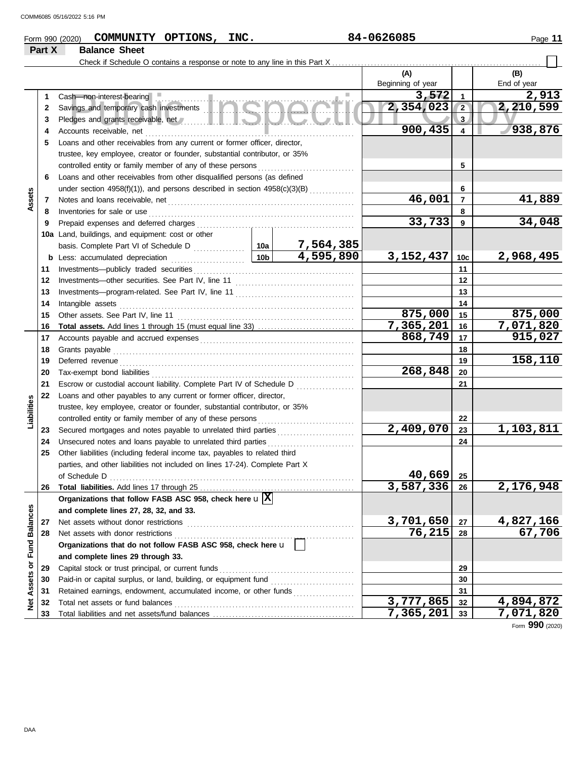Form 990 (2020) COMMUNITY OPTIONS, INC. 84-0626085 Page 11

## Part X Balance Sheet

Check if Schedule O contains a response or note to any line in this Part X ☐

| | | | | (A) Beginning of year | | (B) End of year |
|---|---|---|---|---|---|---|
| **Assets** | 1 | Cash—non-interest-bearing | | 3,572 | 1 | 2,913 |
| | 2 | Savings and temporary cash investments | | 2,354,023 | 2 | 2,210,599 |
| | 3 | Pledges and grants receivable, net | | | 3 | |
| | 4 | Accounts receivable, net | | 900,435 | 4 | 938,876 |
| | 5 | Loans and other receivables from any current or former officer, director, trustee, key employee, creator or founder, substantial contributor, or 35% controlled entity or family member of any of these persons | | | 5 | |
| | 6 | Loans and other receivables from other disqualified persons (as defined under section 4958(f)(1)), and persons described in section 4958(c)(3)(B) | | | 6 | |
| | 7 | Notes and loans receivable, net | | 46,001 | 7 | 41,889 |
| | 8 | Inventories for sale or use | | | 8 | |
| | 9 | Prepaid expenses and deferred charges | | 33,733 | 9 | 34,048 |
| | 10a | Land, buildings, and equipment: cost or other basis. Complete Part VI of Schedule D | 10a 7,564,385 | | | |
| | b | Less: accumulated depreciation | 10b 4,595,890 | 3,152,437 | 10c | 2,968,495 |
| | 11 | Investments—publicly traded securities | | | 11 | |
| | 12 | Investments—other securities. See Part IV, line 11 | | | 12 | |
| | 13 | Investments—program-related. See Part IV, line 11 | | | 13 | |
| | 14 | Intangible assets | | | 14 | |
| | 15 | Other assets. See Part IV, line 11 | | 875,000 | 15 | 875,000 |
| | 16 | **Total assets.** Add lines 1 through 15 (must equal line 33) | | 7,365,201 | 16 | 7,071,820 |
| **Liabilities** | 17 | Accounts payable and accrued expenses | | 868,749 | 17 | 915,027 |
| | 18 | Grants payable | | | 18 | |
| | 19 | Deferred revenue | | | 19 | 158,110 |
| | 20 | Tax-exempt bond liabilities | | 268,848 | 20 | |
| | 21 | Escrow or custodial account liability. Complete Part IV of Schedule D | | | 21 | |
| | 22 | Loans and other payables to any current or former officer, director, trustee, key employee, creator or founder, substantial contributor, or 35% controlled entity or family member of any of these persons | | | 22 | |
| | 23 | Secured mortgages and notes payable to unrelated third parties | | 2,409,070 | 23 | 1,103,811 |
| | 24 | Unsecured notes and loans payable to unrelated third parties | | | 24 | |
| | 25 | Other liabilities (including federal income tax, payables to related third parties, and other liabilities not included on lines 17-24). Complete Part X of Schedule D | | 40,669 | 25 | |
| | 26 | **Total liabilities.** Add lines 17 through 25 | | 3,587,336 | 26 | 2,176,948 |
| **Net Assets or Fund Balances** | | **Organizations that follow FASB ASC 958, check here** ☒ **and complete lines 27, 28, 32, and 33.** | | | | |
| | 27 | Net assets without donor restrictions | | 3,701,650 | 27 | 4,827,166 |
| | 28 | Net assets with donor restrictions | | 76,215 | 28 | 67,706 |
| | | **Organizations that do not follow FASB ASC 958, check here** ☐ **and complete lines 29 through 33.** | | | | |
| | 29 | Capital stock or trust principal, or current funds | | | 29 | |
| | 30 | Paid-in or capital surplus, or land, building, or equipment fund | | | 30 | |
| | 31 | Retained earnings, endowment, accumulated income, or other funds | | | 31 | |
| | 32 | Total net assets or fund balances | | 3,777,865 | 32 | 4,894,872 |
| | 33 | Total liabilities and net assets/fund balances | | 7,365,201 | 33 | 7,071,820 |

Form **990** (2020)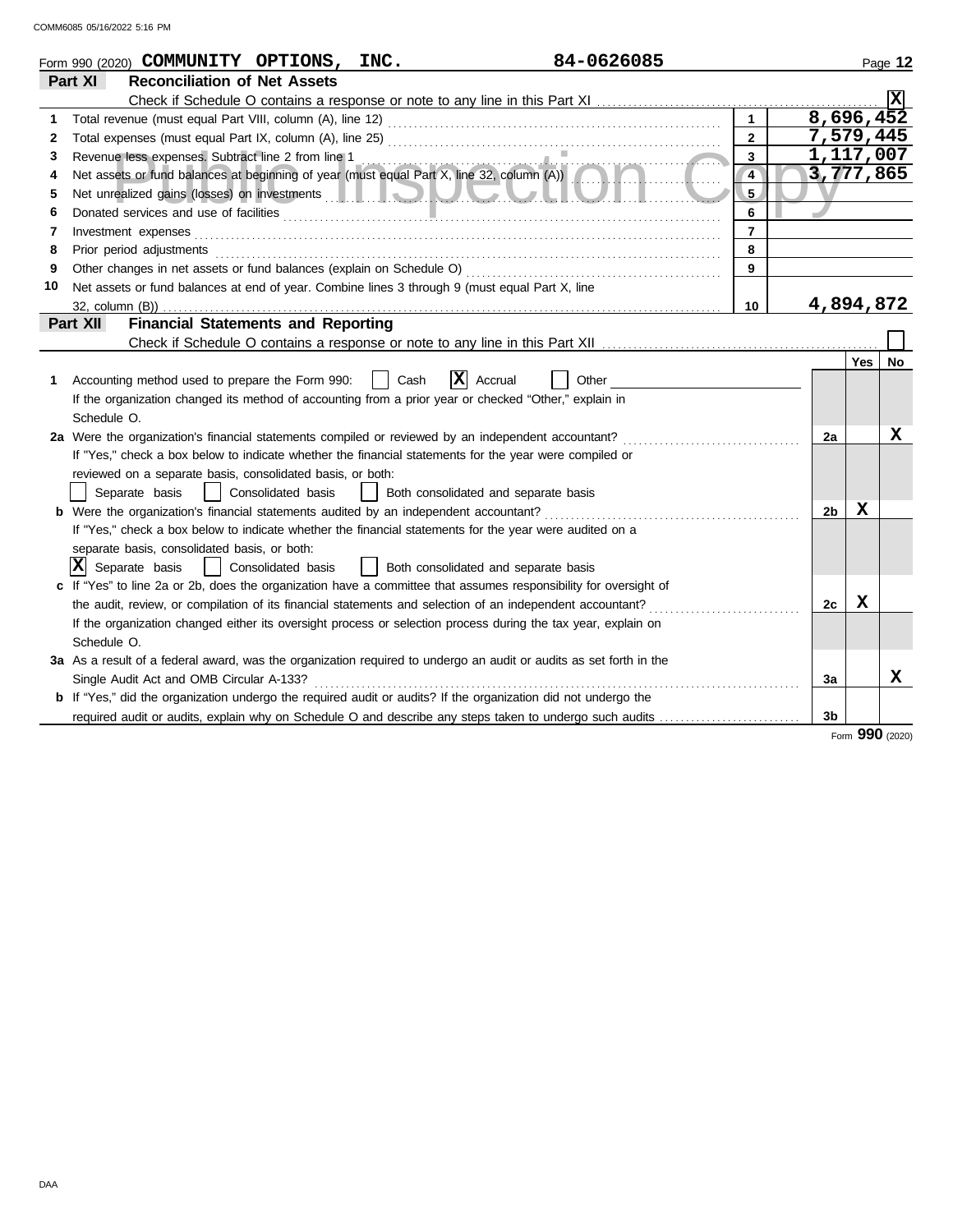Form 990 (2020) **COMMUNITY OPTIONS, INC.** **84-0626085**

## Part XI Reconciliation of Net Assets

Check if Schedule O contains a response or note to any line in this Part XI .......... [X]

| | | | |
|---|---|---|---|
| 1 | Total revenue (must equal Part VIII, column (A), line 12) | 1 | 8,696,452 |
| 2 | Total expenses (must equal Part IX, column (A), line 25) | 2 | 7,579,445 |
| 3 | Revenue less expenses. Subtract line 2 from line 1 | 3 | 1,117,007 |
| 4 | Net assets or fund balances at beginning of year (must equal Part X, line 32, column (A)) | 4 | 3,777,865 |
| 5 | Net unrealized gains (losses) on investments | 5 | |
| 6 | Donated services and use of facilities | 6 | |
| 7 | Investment expenses | 7 | |
| 8 | Prior period adjustments | 8 | |
| 9 | Other changes in net assets or fund balances (explain on Schedule O) | 9 | |
| 10 | Net assets or fund balances at end of year. Combine lines 3 through 9 (must equal Part X, line 32, column (B)) | 10 | 4,894,872 |

## Part XII Financial Statements and Reporting

Check if Schedule O contains a response or note to any line in this Part XII .......... [ ]

| | | | Yes | No |
|---|---|---|---|---|
| 1 | Accounting method used to prepare the Form 990: [ ] Cash [X] Accrual [ ] Other<br>If the organization changed its method of accounting from a prior year or checked "Other," explain in Schedule O. | | | |
| 2a | Were the organization's financial statements compiled or reviewed by an independent accountant?<br>If "Yes," check a box below to indicate whether the financial statements for the year were compiled or reviewed on a separate basis, consolidated basis, or both:<br>[ ] Separate basis [ ] Consolidated basis [ ] Both consolidated and separate basis | 2a | | X |
| b | Were the organization's financial statements audited by an independent accountant?<br>If "Yes," check a box below to indicate whether the financial statements for the year were audited on a separate basis, consolidated basis, or both:<br>[X] Separate basis [ ] Consolidated basis [ ] Both consolidated and separate basis | 2b | X | |
| c | If "Yes" to line 2a or 2b, does the organization have a committee that assumes responsibility for oversight of the audit, review, or compilation of its financial statements and selection of an independent accountant?<br>If the organization changed either its oversight process or selection process during the tax year, explain on Schedule O. | 2c | X | |
| 3a | As a result of a federal award, was the organization required to undergo an audit or audits as set forth in the Single Audit Act and OMB Circular A-133? | 3a | | X |
| b | If "Yes," did the organization undergo the required audit or audits? If the organization did not undergo the required audit or audits, explain why on Schedule O and describe any steps taken to undergo such audits | 3b | | |

Form **990** (2020)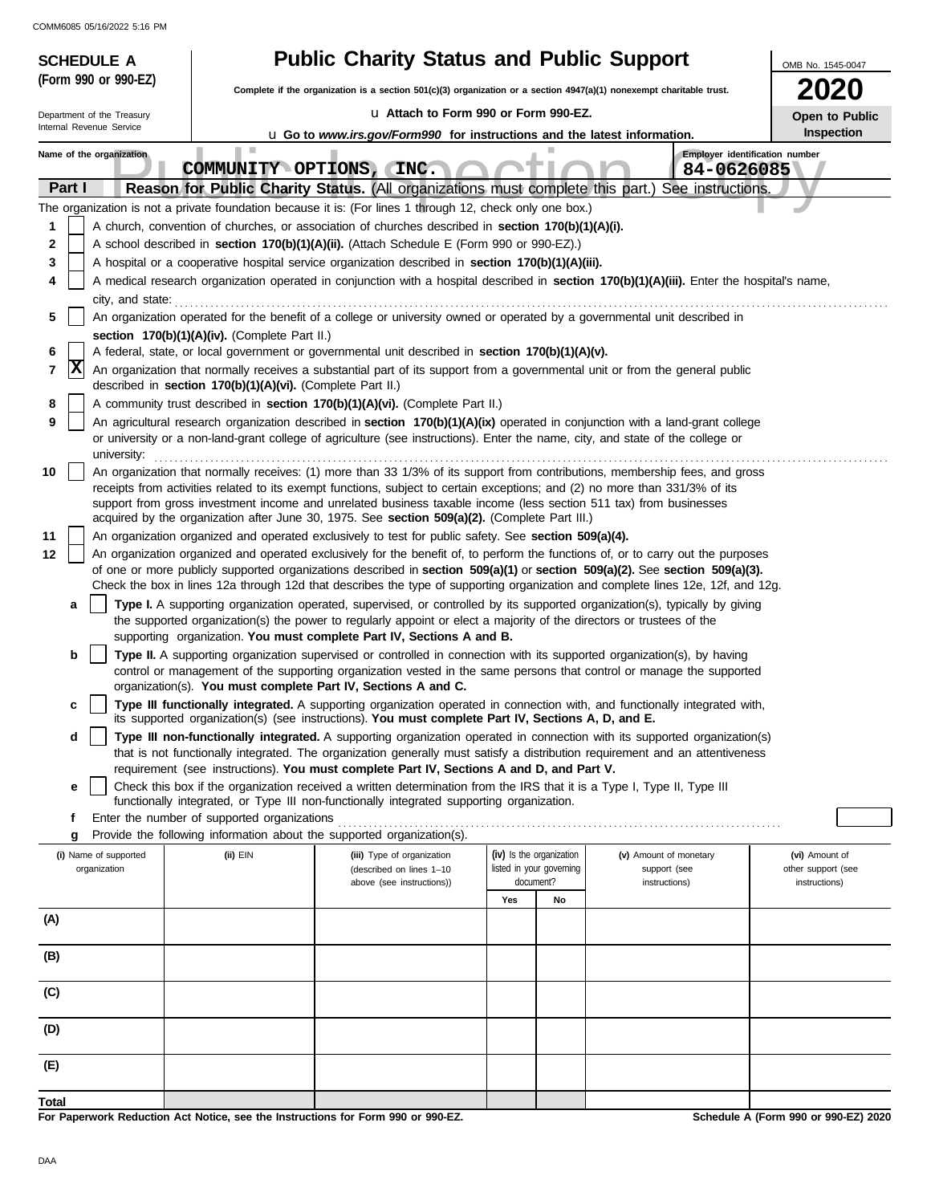COMM6085 05/16/2022 5:16 PM

**SCHEDULE A (Form 990 or 990-EZ)**

Department of the Treasury
Internal Revenue Service

# Public Charity Status and Public Support

**Complete if the organization is a section 501(c)(3) organization or a section 4947(a)(1) nonexempt charitable trust.**

u Attach to Form 990 or Form 990-EZ.

u Go to *www.irs.gov/Form990* for instructions and the latest information.

OMB No. 1545-0047

**2020**

**Open to Public Inspection**

Name of the organization: COMMUNITY OPTIONS, INC.

Employer identification number: 84-0626085

**Part I — Reason for Public Charity Status.** (All organizations must complete this part.) See instructions.

The organization is not a private foundation because it is: (For lines 1 through 12, check only one box.)

1 [ ] A church, convention of churches, or association of churches described in **section 170(b)(1)(A)(i).**

2 [ ] A school described in **section 170(b)(1)(A)(ii).** (Attach Schedule E (Form 990 or 990-EZ).)

3 [ ] A hospital or a cooperative hospital service organization described in **section 170(b)(1)(A)(iii).**

4 [ ] A medical research organization operated in conjunction with a hospital described in **section 170(b)(1)(A)(iii).** Enter the hospital's name, city, and state:

5 [ ] An organization operated for the benefit of a college or university owned or operated by a governmental unit described in **section 170(b)(1)(A)(iv).** (Complete Part II.)

6 [ ] A federal, state, or local government or governmental unit described in **section 170(b)(1)(A)(v).**

7 [X] An organization that normally receives a substantial part of its support from a governmental unit or from the general public described in **section 170(b)(1)(A)(vi).** (Complete Part II.)

8 [ ] A community trust described in **section 170(b)(1)(A)(vi).** (Complete Part II.)

9 [ ] An agricultural research organization described in **section 170(b)(1)(A)(ix)** operated in conjunction with a land-grant college or university or a non-land-grant college of agriculture (see instructions). Enter the name, city, and state of the college or university:

10 [ ] An organization that normally receives: (1) more than 33 1/3% of its support from contributions, membership fees, and gross receipts from activities related to its exempt functions, subject to certain exceptions; and (2) no more than 331/3% of its support from gross investment income and unrelated business taxable income (less section 511 tax) from businesses acquired by the organization after June 30, 1975. See **section 509(a)(2).** (Complete Part III.)

11 [ ] An organization organized and operated exclusively to test for public safety. See **section 509(a)(4).**

12 [ ] An organization organized and operated exclusively for the benefit of, to perform the functions of, or to carry out the purposes of one or more publicly supported organizations described in **section 509(a)(1)** or **section 509(a)(2).** See **section 509(a)(3).** Check the box in lines 12a through 12d that describes the type of supporting organization and complete lines 12e, 12f, and 12g.

a [ ] **Type I.** A supporting organization operated, supervised, or controlled by its supported organization(s), typically by giving the supported organization(s) the power to regularly appoint or elect a majority of the directors or trustees of the supporting organization. **You must complete Part IV, Sections A and B.**

b [ ] **Type II.** A supporting organization supervised or controlled in connection with its supported organization(s), by having control or management of the supporting organization vested in the same persons that control or manage the supported organization(s). **You must complete Part IV, Sections A and C.**

c [ ] **Type III functionally integrated.** A supporting organization operated in connection with, and functionally integrated with, its supported organization(s) (see instructions). **You must complete Part IV, Sections A, D, and E.**

d [ ] **Type III non-functionally integrated.** A supporting organization operated in connection with its supported organization(s) that is not functionally integrated. The organization generally must satisfy a distribution requirement and an attentiveness requirement (see instructions). **You must complete Part IV, Sections A and D, and Part V.**

e [ ] Check this box if the organization received a written determination from the IRS that it is a Type I, Type II, Type III functionally integrated, or Type III non-functionally integrated supporting organization.

f Enter the number of supported organizations

g Provide the following information about the supported organization(s).

| (i) Name of supported organization | (ii) EIN | (iii) Type of organization (described on lines 1–10 above (see instructions)) | (iv) Is the organization listed in your governing document? Yes | No | (v) Amount of monetary support (see instructions) | (vi) Amount of other support (see instructions) |
|---|---|---|---|---|---|---|
| (A) | | | | | | |
| (B) | | | | | | |
| (C) | | | | | | |
| (D) | | | | | | |
| (E) | | | | | | |
| Total | | | | | | |

**For Paperwork Reduction Act Notice, see the Instructions for Form 990 or 990-EZ.**

**Schedule A (Form 990 or 990-EZ) 2020**

DAA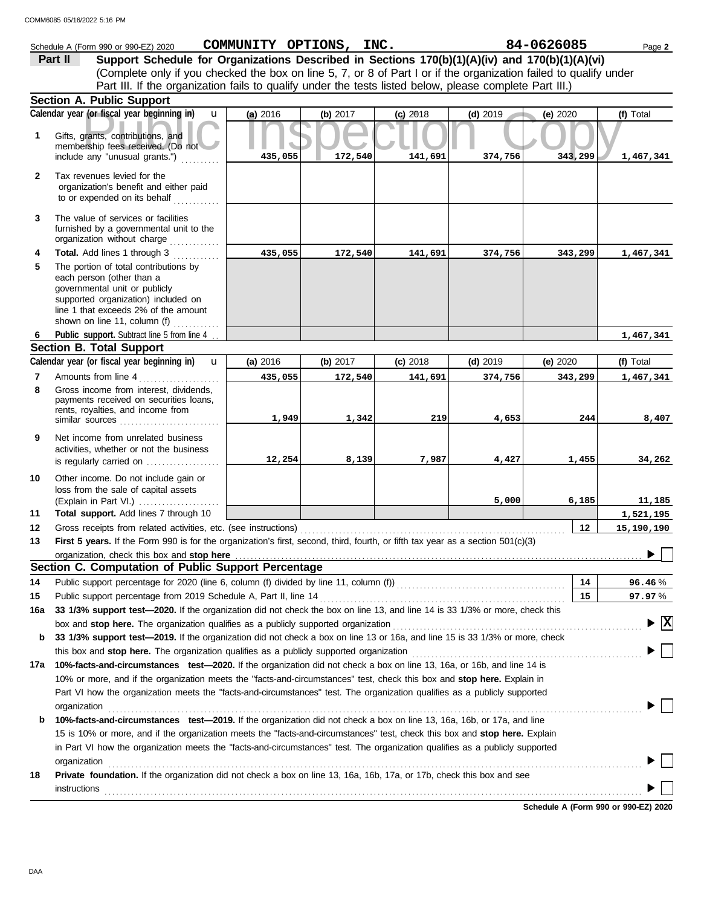Schedule A (Form 990 or 990-EZ) 2020 **COMMUNITY OPTIONS, INC.** **84-0626085**

**Part II** **Support Schedule for Organizations Described in Sections 170(b)(1)(A)(iv) and 170(b)(1)(A)(vi)**
(Complete only if you checked the box on line 5, 7, or 8 of Part I or if the organization failed to qualify under Part III. If the organization fails to qualify under the tests listed below, please complete Part III.)

## Section A. Public Support

| Calendar year (or fiscal year beginning in) | (a) 2016 | (b) 2017 | (c) 2018 | (d) 2019 | (e) 2020 | (f) Total |
|---|---|---|---|---|---|---|
| **1** Gifts, grants, contributions, and membership fees received. (Do not include any "unusual grants.") | 435,055 | 172,540 | 141,691 | 374,756 | 343,299 | 1,467,341 |
| **2** Tax revenues levied for the organization's benefit and either paid to or expended on its behalf | | | | | | |
| **3** The value of services or facilities furnished by a governmental unit to the organization without charge | | | | | | |
| **4** **Total.** Add lines 1 through 3 | 435,055 | 172,540 | 141,691 | 374,756 | 343,299 | 1,467,341 |
| **5** The portion of total contributions by each person (other than a governmental unit or publicly supported organization) included on line 1 that exceeds 2% of the amount shown on line 11, column (f) | | | | | | |
| **6** **Public support.** Subtract line 5 from line 4 | | | | | | 1,467,341 |

## Section B. Total Support

| Calendar year (or fiscal year beginning in) | (a) 2016 | (b) 2017 | (c) 2018 | (d) 2019 | (e) 2020 | (f) Total |
|---|---|---|---|---|---|---|
| **7** Amounts from line 4 | 435,055 | 172,540 | 141,691 | 374,756 | 343,299 | 1,467,341 |
| **8** Gross income from interest, dividends, payments received on securities loans, rents, royalties, and income from similar sources | 1,949 | 1,342 | 219 | 4,653 | 244 | 8,407 |
| **9** Net income from unrelated business activities, whether or not the business is regularly carried on | 12,254 | 8,139 | 7,987 | 4,427 | 1,455 | 34,262 |
| **10** Other income. Do not include gain or loss from the sale of capital assets (Explain in Part VI.) | | | | 5,000 | 6,185 | 11,185 |
| **11** **Total support.** Add lines 7 through 10 | | | | | | 1,521,195 |

**12** Gross receipts from related activities, etc. (see instructions) **12** 15,190,190

**13** **First 5 years.** If the Form 990 is for the organization's first, second, third, fourth, or fifth tax year as a section 501(c)(3) organization, check this box and **stop here** ☐

## Section C. Computation of Public Support Percentage

**14** Public support percentage for 2020 (line 6, column (f) divided by line 11, column (f)) **14** 96.46 %

**15** Public support percentage from 2019 Schedule A, Part II, line 14 **15** 97.97 %

**16a** **33 1/3% support test—2020.** If the organization did not check the box on line 13, and line 14 is 33 1/3% or more, check this box and **stop here.** The organization qualifies as a publicly supported organization ☒

**b** **33 1/3% support test—2019.** If the organization did not check a box on line 13 or 16a, and line 15 is 33 1/3% or more, check this box and **stop here.** The organization qualifies as a publicly supported organization ☐

**17a** **10%-facts-and-circumstances test—2020.** If the organization did not check a box on line 13, 16a, or 16b, and line 14 is 10% or more, and if the organization meets the "facts-and-circumstances" test, check this box and **stop here.** Explain in Part VI how the organization meets the "facts-and-circumstances" test. The organization qualifies as a publicly supported organization ☐

**b** **10%-facts-and-circumstances test—2019.** If the organization did not check a box on line 13, 16a, 16b, or 17a, and line 15 is 10% or more, and if the organization meets the "facts-and-circumstances" test, check this box and **stop here.** Explain in Part VI how the organization meets the "facts-and-circumstances" test. The organization qualifies as a publicly supported organization ☐

**18** **Private foundation.** If the organization did not check a box on line 13, 16a, 16b, 17a, or 17b, check this box and see instructions ☐

**Schedule A (Form 990 or 990-EZ) 2020**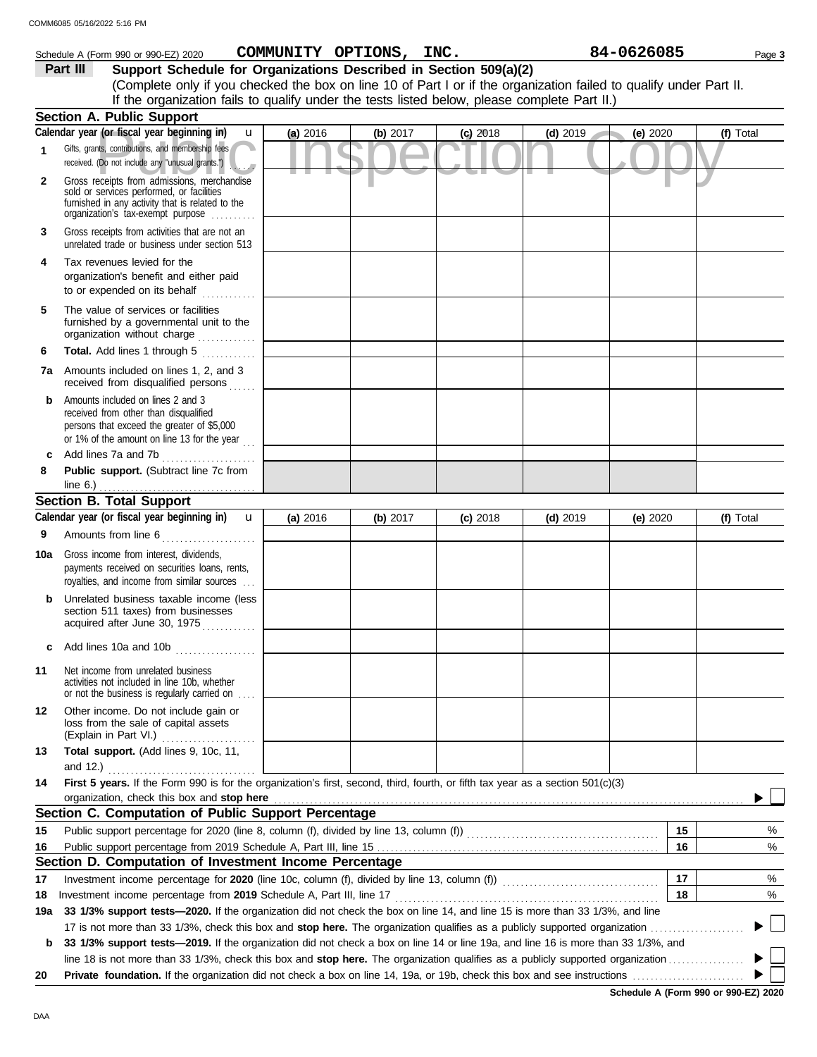Schedule A (Form 990 or 990-EZ) 2020 **COMMUNITY OPTIONS, INC.** **84-0626085**

**Part III** **Support Schedule for Organizations Described in Section 509(a)(2)**

(Complete only if you checked the box on line 10 of Part I or if the organization failed to qualify under Part II. If the organization fails to qualify under the tests listed below, please complete Part II.)

Public Inspection Copy

## Section A. Public Support

| Calendar year (or fiscal year beginning in) | (a) 2016 | (b) 2017 | (c) 2018 | (d) 2019 | (e) 2020 | (f) Total |
|---|---|---|---|---|---|---|
| 1 Gifts, grants, contributions, and membership fees received. (Do not include any "unusual grants.") | | | | | | |
| 2 Gross receipts from admissions, merchandise sold or services performed, or facilities furnished in any activity that is related to the organization's tax-exempt purpose | | | | | | |
| 3 Gross receipts from activities that are not an unrelated trade or business under section 513 | | | | | | |
| 4 Tax revenues levied for the organization's benefit and either paid to or expended on its behalf | | | | | | |
| 5 The value of services or facilities furnished by a governmental unit to the organization without charge | | | | | | |
| 6 **Total.** Add lines 1 through 5 | | | | | | |
| 7a Amounts included on lines 1, 2, and 3 received from disqualified persons | | | | | | |
| b Amounts included on lines 2 and 3 received from other than disqualified persons that exceed the greater of $5,000 or 1% of the amount on line 13 for the year | | | | | | |
| c Add lines 7a and 7b | | | | | | |
| 8 **Public support.** (Subtract line 7c from line 6.) | | | | | | |

## Section B. Total Support

| Calendar year (or fiscal year beginning in) | (a) 2016 | (b) 2017 | (c) 2018 | (d) 2019 | (e) 2020 | (f) Total |
|---|---|---|---|---|---|---|
| 9 Amounts from line 6 | | | | | | |
| 10a Gross income from interest, dividends, payments received on securities loans, rents, royalties, and income from similar sources | | | | | | |
| b Unrelated business taxable income (less section 511 taxes) from businesses acquired after June 30, 1975 | | | | | | |
| c Add lines 10a and 10b | | | | | | |
| 11 Net income from unrelated business activities not included in line 10b, whether or not the business is regularly carried on | | | | | | |
| 12 Other income. Do not include gain or loss from the sale of capital assets (Explain in Part VI.) | | | | | | |
| 13 **Total support.** (Add lines 9, 10c, 11, and 12.) | | | | | | |

14 **First 5 years.** If the Form 990 is for the organization's first, second, third, fourth, or fifth tax year as a section 501(c)(3) organization, check this box and **stop here** ☐

## Section C. Computation of Public Support Percentage

| | | | |
|---|---|---|---|
| 15 | Public support percentage for 2020 (line 8, column (f), divided by line 13, column (f)) | 15 | % |
| 16 | Public support percentage from 2019 Schedule A, Part III, line 15 | 16 | % |

## Section D. Computation of Investment Income Percentage

| | | | |
|---|---|---|---|
| 17 | Investment income percentage for **2020** (line 10c, column (f), divided by line 13, column (f)) | 17 | % |
| 18 | Investment income percentage from **2019** Schedule A, Part III, line 17 | 18 | % |

19a **33 1/3% support tests—2020.** If the organization did not check the box on line 14, and line 15 is more than 33 1/3%, and line 17 is not more than 33 1/3%, check this box and **stop here.** The organization qualifies as a publicly supported organization ☐

b **33 1/3% support tests—2019.** If the organization did not check a box on line 14 or line 19a, and line 16 is more than 33 1/3%, and line 18 is not more than 33 1/3%, check this box and **stop here.** The organization qualifies as a publicly supported organization ☐

20 **Private foundation.** If the organization did not check a box on line 14, 19a, or 19b, check this box and see instructions ☐

**Schedule A (Form 990 or 990-EZ) 2020**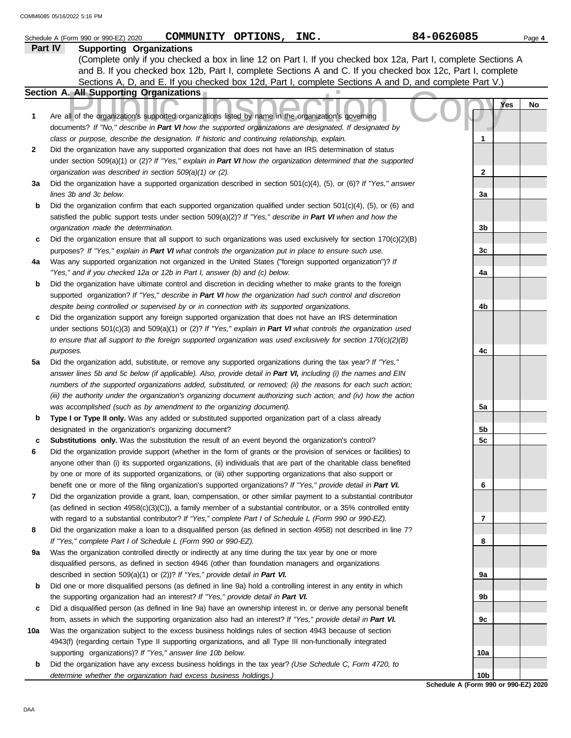Schedule A (Form 990 or 990-EZ) 2020 **COMMUNITY OPTIONS, INC.** **84-0626085**

## Part IV Supporting Organizations

(Complete only if you checked a box in line 12 on Part I. If you checked box 12a, Part I, complete Sections A and B. If you checked box 12b, Part I, complete Sections A and C. If you checked box 12c, Part I, complete Sections A, D, and E. If you checked box 12d, Part I, complete Sections A and D, and complete Part V.)

### Section A. All Supporting Organizations

Public Inspection Copy

| | | | Yes | No |
|---|---|---|---|---|
| **1** | Are all of the organization's supported organizations listed by name in the organization's governing documents? *If "No," describe in **Part VI** how the supported organizations are designated. If designated by class or purpose, describe the designation. If historic and continuing relationship, explain.* | 1 | | |
| **2** | Did the organization have any supported organization that does not have an IRS determination of status under section 509(a)(1) or (2)? *If "Yes," explain in **Part VI** how the organization determined that the supported organization was described in section 509(a)(1) or (2).* | 2 | | |
| **3a** | Did the organization have a supported organization described in section 501(c)(4), (5), or (6)? *If "Yes," answer lines 3b and 3c below.* | 3a | | |
| **b** | Did the organization confirm that each supported organization qualified under section 501(c)(4), (5), or (6) and satisfied the public support tests under section 509(a)(2)? *If "Yes," describe in **Part VI** when and how the organization made the determination.* | 3b | | |
| **c** | Did the organization ensure that all support to such organizations was used exclusively for section 170(c)(2)(B) purposes? *If "Yes," explain in **Part VI** what controls the organization put in place to ensure such use.* | 3c | | |
| **4a** | Was any supported organization not organized in the United States ("foreign supported organization")? *If "Yes," and if you checked 12a or 12b in Part I, answer (b) and (c) below.* | 4a | | |
| **b** | Did the organization have ultimate control and discretion in deciding whether to make grants to the foreign supported organization? *If "Yes," describe in **Part VI** how the organization had such control and discretion despite being controlled or supervised by or in connection with its supported organizations.* | 4b | | |
| **c** | Did the organization support any foreign supported organization that does not have an IRS determination under sections 501(c)(3) and 509(a)(1) or (2)? *If "Yes," explain in **Part VI** what controls the organization used to ensure that all support to the foreign supported organization was used exclusively for section 170(c)(2)(B) purposes.* | 4c | | |
| **5a** | Did the organization add, substitute, or remove any supported organizations during the tax year? *If "Yes," answer lines 5b and 5c below (if applicable). Also, provide detail in **Part VI,** including (i) the names and EIN numbers of the supported organizations added, substituted, or removed; (ii) the reasons for each such action; (iii) the authority under the organization's organizing document authorizing such action; and (iv) how the action was accomplished (such as by amendment to the organizing document).* | 5a | | |
| **b** | **Type I or Type II only.** Was any added or substituted supported organization part of a class already designated in the organization's organizing document? | 5b | | |
| **c** | **Substitutions only.** Was the substitution the result of an event beyond the organization's control? | 5c | | |
| **6** | Did the organization provide support (whether in the form of grants or the provision of services or facilities) to anyone other than (i) its supported organizations, (ii) individuals that are part of the charitable class benefited by one or more of its supported organizations, or (iii) other supporting organizations that also support or benefit one or more of the filing organization's supported organizations? *If "Yes," provide detail in **Part VI.*** | 6 | | |
| **7** | Did the organization provide a grant, loan, compensation, or other similar payment to a substantial contributor (as defined in section 4958(c)(3)(C)), a family member of a substantial contributor, or a 35% controlled entity with regard to a substantial contributor? *If "Yes," complete Part I of Schedule L (Form 990 or 990-EZ).* | 7 | | |
| **8** | Did the organization make a loan to a disqualified person (as defined in section 4958) not described in line 7? *If "Yes," complete Part I of Schedule L (Form 990 or 990-EZ).* | 8 | | |
| **9a** | Was the organization controlled directly or indirectly at any time during the tax year by one or more disqualified persons, as defined in section 4946 (other than foundation managers and organizations described in section 509(a)(1) or (2))? *If "Yes," provide detail in **Part VI.*** | 9a | | |
| **b** | Did one or more disqualified persons (as defined in line 9a) hold a controlling interest in any entity in which the supporting organization had an interest? *If "Yes," provide detail in **Part VI.*** | 9b | | |
| **c** | Did a disqualified person (as defined in line 9a) have an ownership interest in, or derive any personal benefit from, assets in which the supporting organization also had an interest? *If "Yes," provide detail in **Part VI.*** | 9c | | |
| **10a** | Was the organization subject to the excess business holdings rules of section 4943 because of section 4943(f) (regarding certain Type II supporting organizations, and all Type III non-functionally integrated supporting organizations)? *If "Yes," answer line 10b below.* | 10a | | |
| **b** | Did the organization have any excess business holdings in the tax year? *(Use Schedule C, Form 4720, to determine whether the organization had excess business holdings.)* | 10b | | |

**Schedule A (Form 990 or 990-EZ) 2020**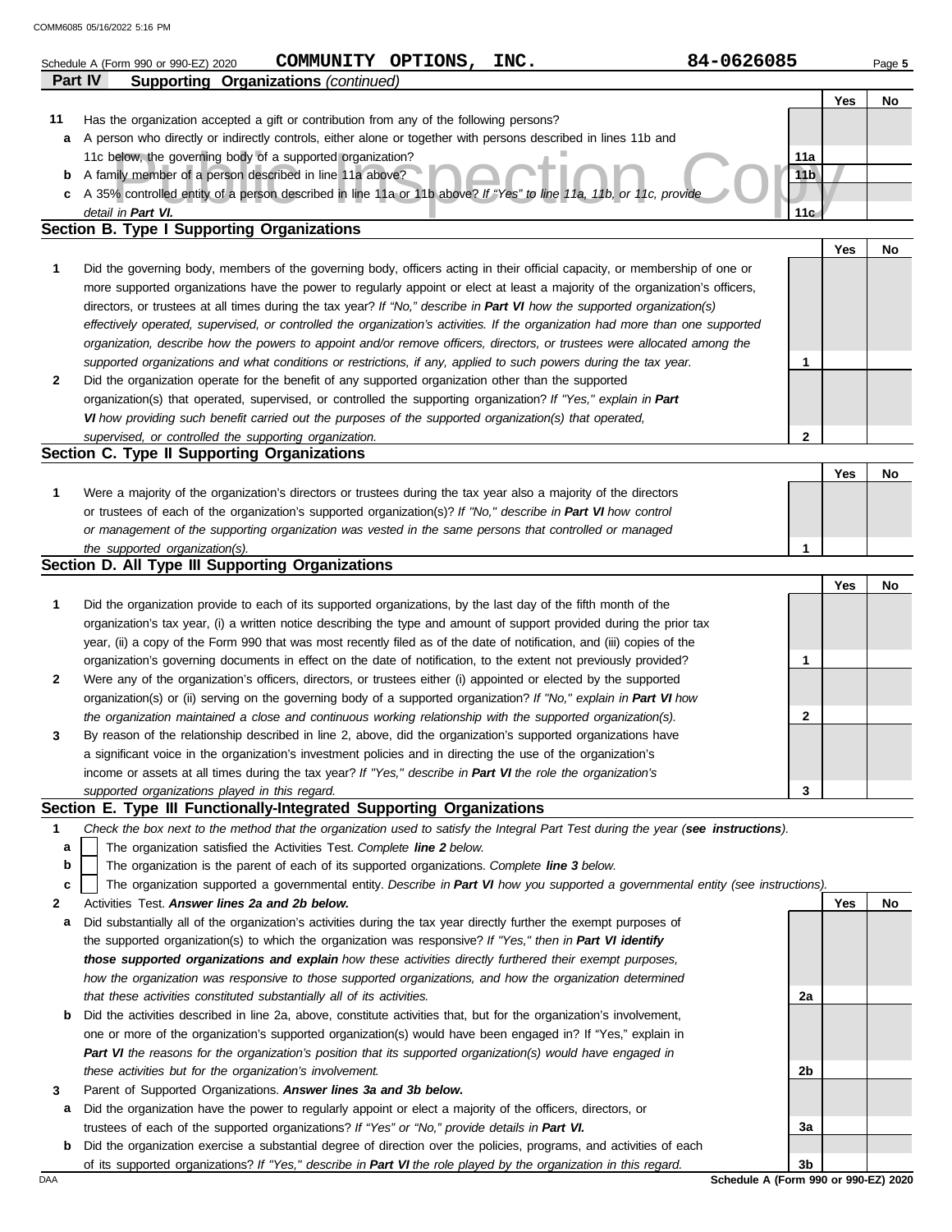Schedule A (Form 990 or 990-EZ) 2020 **COMMUNITY OPTIONS, INC.** 84-0626085

**Part IV Supporting Organizations** *(continued)*

| | | | Yes | No |
|---|---|---|---|---|
| **11** | Has the organization accepted a gift or contribution from any of the following persons? | | | |
| **a** | A person who directly or indirectly controls, either alone or together with persons described in lines 11b and 11c below, the governing body of a supported organization? | 11a | | |
| **b** | A family member of a person described in line 11a above? | 11b | | |
| **c** | A 35% controlled entity of a person described in line 11a or 11b above? *If "Yes" to line 11a, 11b, or 11c, provide detail in **Part VI**.* | 11c | | |

## Section B. Type I Supporting Organizations

| | | | Yes | No |
|---|---|---|---|---|
| **1** | Did the governing body, members of the governing body, officers acting in their official capacity, or membership of one or more supported organizations have the power to regularly appoint or elect at least a majority of the organization's officers, directors, or trustees at all times during the tax year? *If "No," describe in **Part VI** how the supported organization(s) effectively operated, supervised, or controlled the organization's activities. If the organization had more than one supported organization, describe how the powers to appoint and/or remove officers, directors, or trustees were allocated among the supported organizations and what conditions or restrictions, if any, applied to such powers during the tax year.* | 1 | | |
| **2** | Did the organization operate for the benefit of any supported organization other than the supported organization(s) that operated, supervised, or controlled the supporting organization? *If "Yes," explain in **Part VI** how providing such benefit carried out the purposes of the supported organization(s) that operated, supervised, or controlled the supporting organization.* | 2 | | |

## Section C. Type II Supporting Organizations

| | | | Yes | No |
|---|---|---|---|---|
| **1** | Were a majority of the organization's directors or trustees during the tax year also a majority of the directors or trustees of each of the organization's supported organization(s)? *If "No," describe in **Part VI** how control or management of the supporting organization was vested in the same persons that controlled or managed the supported organization(s).* | 1 | | |

## Section D. All Type III Supporting Organizations

| | | | Yes | No |
|---|---|---|---|---|
| **1** | Did the organization provide to each of its supported organizations, by the last day of the fifth month of the organization's tax year, (i) a written notice describing the type and amount of support provided during the prior tax year, (ii) a copy of the Form 990 that was most recently filed as of the date of notification, and (iii) copies of the organization's governing documents in effect on the date of notification, to the extent not previously provided? | 1 | | |
| **2** | Were any of the organization's officers, directors, or trustees either (i) appointed or elected by the supported organization(s) or (ii) serving on the governing body of a supported organization? *If "No," explain in **Part VI** how the organization maintained a close and continuous working relationship with the supported organization(s).* | 2 | | |
| **3** | By reason of the relationship described in line 2, above, did the organization's supported organizations have a significant voice in the organization's investment policies and in directing the use of the organization's income or assets at all times during the tax year? *If "Yes," describe in **Part VI** the role the organization's supported organizations played in this regard.* | 3 | | |

## Section E. Type III Functionally-Integrated Supporting Organizations

**1** *Check the box next to the method that the organization used to satisfy the Integral Part Test during the year (**see instructions**).*

- **a** ☐ The organization satisfied the Activities Test. *Complete **line 2** below.*
- **b** ☐ The organization is the parent of each of its supported organizations. *Complete **line 3** below.*
- **c** ☐ The organization supported a governmental entity. *Describe in **Part VI** how you supported a governmental entity (see instructions).*

| | | | Yes | No |
|---|---|---|---|---|
| **2** | Activities Test. ***Answer lines 2a and 2b below.*** | | | |
| **a** | Did substantially all of the organization's activities during the tax year directly further the exempt purposes of the supported organization(s) to which the organization was responsive? *If "Yes," then in **Part VI identify those supported organizations and explain** how these activities directly furthered their exempt purposes, how the organization was responsive to those supported organizations, and how the organization determined that these activities constituted substantially all of its activities.* | 2a | | |
| **b** | Did the activities described in line 2a, above, constitute activities that, but for the organization's involvement, one or more of the organization's supported organization(s) would have been engaged in? If "Yes," explain in ***Part VI** the reasons for the organization's position that its supported organization(s) would have engaged in these activities but for the organization's involvement.* | 2b | | |
| **3** | Parent of Supported Organizations. ***Answer lines 3a and 3b below.*** | | | |
| **a** | Did the organization have the power to regularly appoint or elect a majority of the officers, directors, or trustees of each of the supported organizations? *If "Yes" or "No," provide details in **Part VI.*** | 3a | | |
| **b** | Did the organization exercise a substantial degree of direction over the policies, programs, and activities of each of its supported organizations? *If "Yes," describe in **Part VI** the role played by the organization in this regard.* | 3b | | |

Schedule A (Form 990 or 990-EZ) 2020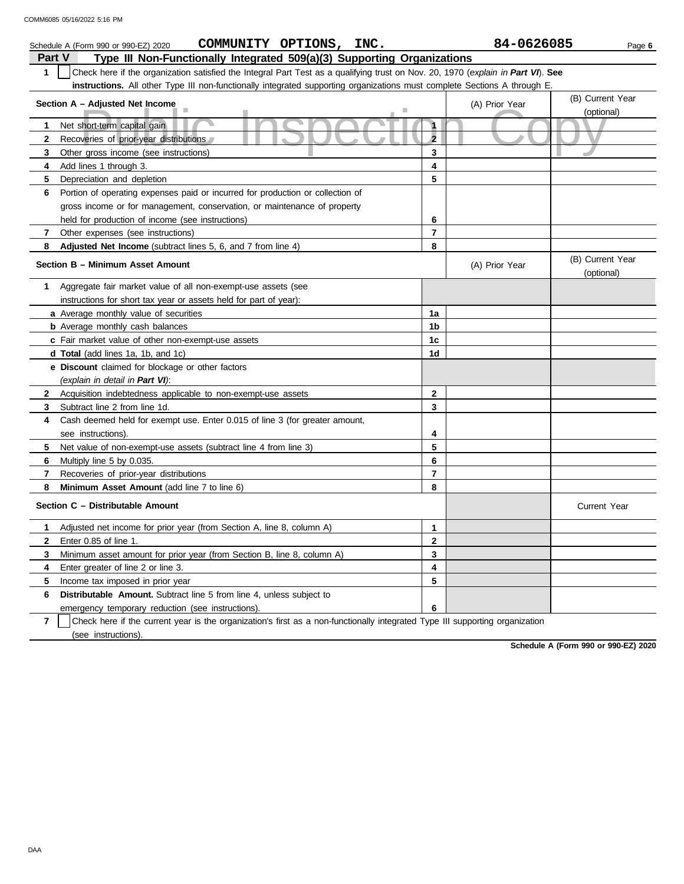Schedule A (Form 990 or 990-EZ) 2020 **COMMUNITY OPTIONS, INC.** **84-0626085**

## Part V Type III Non-Functionally Integrated 509(a)(3) Supporting Organizations

**1** ☐ Check here if the organization satisfied the Integral Part Test as a qualifying trust on Nov. 20, 1970 (*explain in* ***Part VI***). **See instructions.** All other Type III non-functionally integrated supporting organizations must complete Sections A through E.

| Section A – Adjusted Net Income | | (A) Prior Year | (B) Current Year (optional) |
|---|---|---|---|
| **1** Net short-term capital gain | 1 | | |
| **2** Recoveries of prior-year distributions | 2 | | |
| **3** Other gross income (see instructions) | 3 | | |
| **4** Add lines 1 through 3. | 4 | | |
| **5** Depreciation and depletion | 5 | | |
| **6** Portion of operating expenses paid or incurred for production or collection of gross income or for management, conservation, or maintenance of property held for production of income (see instructions) | 6 | | |
| **7** Other expenses (see instructions) | 7 | | |
| **8** **Adjusted Net Income** (subtract lines 5, 6, and 7 from line 4) | 8 | | |

| Section B – Minimum Asset Amount | | (A) Prior Year | (B) Current Year (optional) |
|---|---|---|---|
| **1** Aggregate fair market value of all non-exempt-use assets (see instructions for short tax year or assets held for part of year): | | | |
| **a** Average monthly value of securities | 1a | | |
| **b** Average monthly cash balances | 1b | | |
| **c** Fair market value of other non-exempt-use assets | 1c | | |
| **d** **Total** (add lines 1a, 1b, and 1c) | 1d | | |
| **e** **Discount** claimed for blockage or other factors (*explain in detail in* ***Part VI***): | | | |
| **2** Acquisition indebtedness applicable to non-exempt-use assets | 2 | | |
| **3** Subtract line 2 from line 1d. | 3 | | |
| **4** Cash deemed held for exempt use. Enter 0.015 of line 3 (for greater amount, see instructions). | 4 | | |
| **5** Net value of non-exempt-use assets (subtract line 4 from line 3) | 5 | | |
| **6** Multiply line 5 by 0.035. | 6 | | |
| **7** Recoveries of prior-year distributions | 7 | | |
| **8** **Minimum Asset Amount** (add line 7 to line 6) | 8 | | |

| Section C – Distributable Amount | | | Current Year |
|---|---|---|---|
| **1** Adjusted net income for prior year (from Section A, line 8, column A) | 1 | | |
| **2** Enter 0.85 of line 1. | 2 | | |
| **3** Minimum asset amount for prior year (from Section B, line 8, column A) | 3 | | |
| **4** Enter greater of line 2 or line 3. | 4 | | |
| **5** Income tax imposed in prior year | 5 | | |
| **6** **Distributable Amount.** Subtract line 5 from line 4, unless subject to emergency temporary reduction (see instructions). | 6 | | |

**7** ☐ Check here if the current year is the organization's first as a non-functionally integrated Type III supporting organization (see instructions).

**Schedule A (Form 990 or 990-EZ) 2020**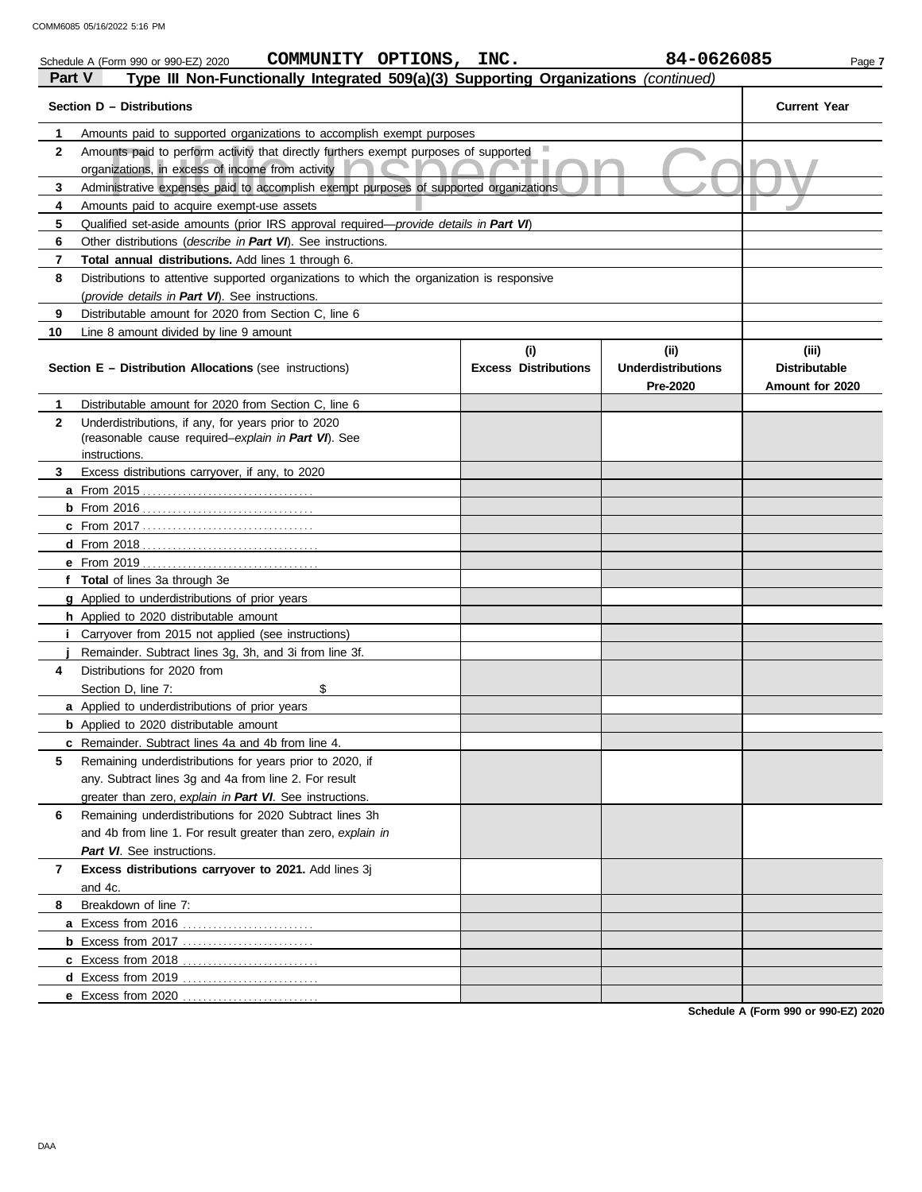Schedule A (Form 990 or 990-EZ) 2020 **COMMUNITY OPTIONS, INC.** **84-0626085**

## Part V Type III Non-Functionally Integrated 509(a)(3) Supporting Organizations *(continued)*

| | Section D – Distributions | Current Year |
|---|---|---|
| 1 | Amounts paid to supported organizations to accomplish exempt purposes | |
| 2 | Amounts paid to perform activity that directly furthers exempt purposes of supported organizations, in excess of income from activity | |
| 3 | Administrative expenses paid to accomplish exempt purposes of supported organizations | |
| 4 | Amounts paid to acquire exempt-use assets | |
| 5 | Qualified set-aside amounts (prior IRS approval required—*provide details in **Part VI***) | |
| 6 | Other distributions (*describe in **Part VI***). See instructions. | |
| 7 | **Total annual distributions.** Add lines 1 through 6. | |
| 8 | Distributions to attentive supported organizations to which the organization is responsive (*provide details in **Part VI***). See instructions. | |
| 9 | Distributable amount for 2020 from Section C, line 6 | |
| 10 | Line 8 amount divided by line 9 amount | |

| | Section E – Distribution Allocations (see instructions) | (i) Excess Distributions | (ii) Underdistributions Pre-2020 | (iii) Distributable Amount for 2020 |
|---|---|---|---|---|
| 1 | Distributable amount for 2020 from Section C, line 6 | | | |
| 2 | Underdistributions, if any, for years prior to 2020 (reasonable cause required–*explain in **Part VI***). See instructions. | | | |
| 3 | Excess distributions carryover, if any, to 2020 | | | |
| a | From 2015 | | | |
| b | From 2016 | | | |
| c | From 2017 | | | |
| d | From 2018 | | | |
| e | From 2019 | | | |
| f | **Total** of lines 3a through 3e | | | |
| g | Applied to underdistributions of prior years | | | |
| h | Applied to 2020 distributable amount | | | |
| i | Carryover from 2015 not applied (see instructions) | | | |
| j | Remainder. Subtract lines 3g, 3h, and 3i from line 3f. | | | |
| 4 | Distributions for 2020 from Section D, line 7: $ | | | |
| a | Applied to underdistributions of prior years | | | |
| b | Applied to 2020 distributable amount | | | |
| c | Remainder. Subtract lines 4a and 4b from line 4. | | | |
| 5 | Remaining underdistributions for years prior to 2020, if any. Subtract lines 3g and 4a from line 2. For result greater than zero, *explain in **Part VI***. See instructions. | | | |
| 6 | Remaining underdistributions for 2020 Subtract lines 3h and 4b from line 1. For result greater than zero, *explain in **Part VI***. See instructions. | | | |
| 7 | **Excess distributions carryover to 2021.** Add lines 3j and 4c. | | | |
| 8 | Breakdown of line 7: | | | |
| a | Excess from 2016 | | | |
| b | Excess from 2017 | | | |
| c | Excess from 2018 | | | |
| d | Excess from 2019 | | | |
| e | Excess from 2020 | | | |

**Schedule A (Form 990 or 990-EZ) 2020**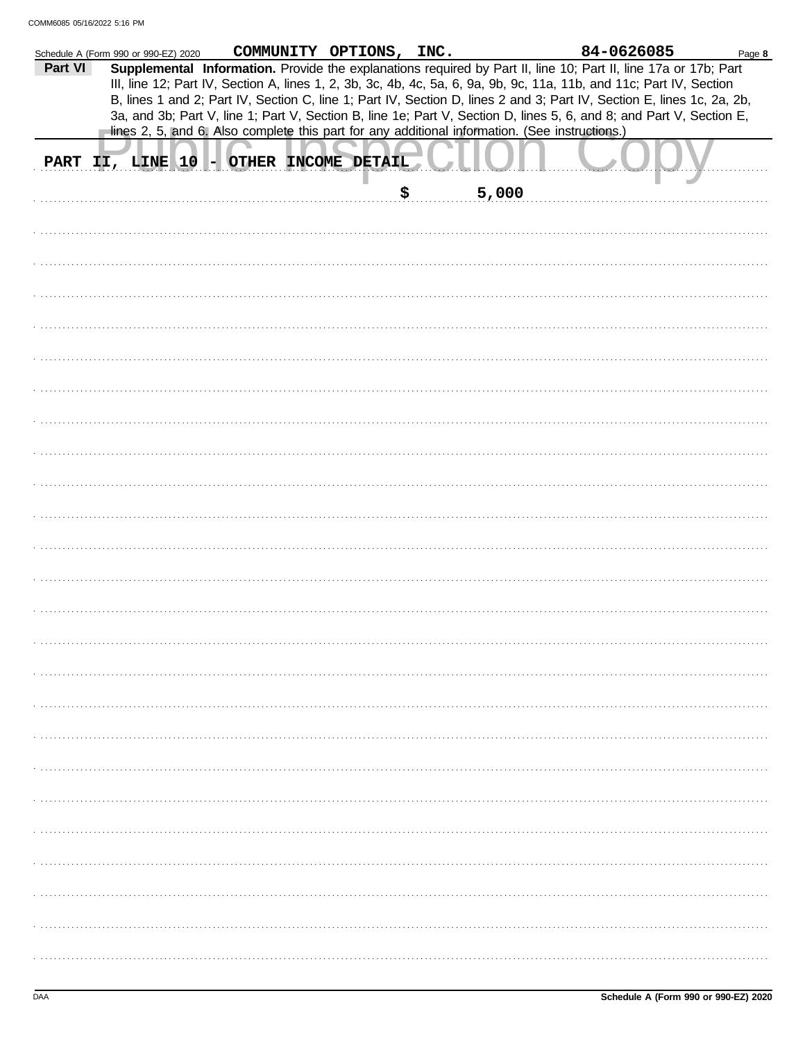Schedule A (Form 990 or 990-EZ) 2020 COMMUNITY OPTIONS, INC. 84-0626085

**Part VI** **Supplemental Information.** Provide the explanations required by Part II, line 10; Part II, line 17a or 17b; Part III, line 12; Part IV, Section A, lines 1, 2, 3b, 3c, 4b, 4c, 5a, 6, 9a, 9b, 9c, 11a, 11b, and 11c; Part IV, Section B, lines 1 and 2; Part IV, Section C, line 1; Part IV, Section D, lines 2 and 3; Part IV, Section E, lines 1c, 2a, 2b, 3a, and 3b; Part V, line 1; Part V, Section B, line 1e; Part V, Section D, lines 5, 6, and 8; and Part V, Section E, lines 2, 5, and 6. Also complete this part for any additional information. (See instructions.)

PART II, LINE 10 - OTHER INCOME DETAIL

$ 5,000

Schedule A (Form 990 or 990-EZ) 2020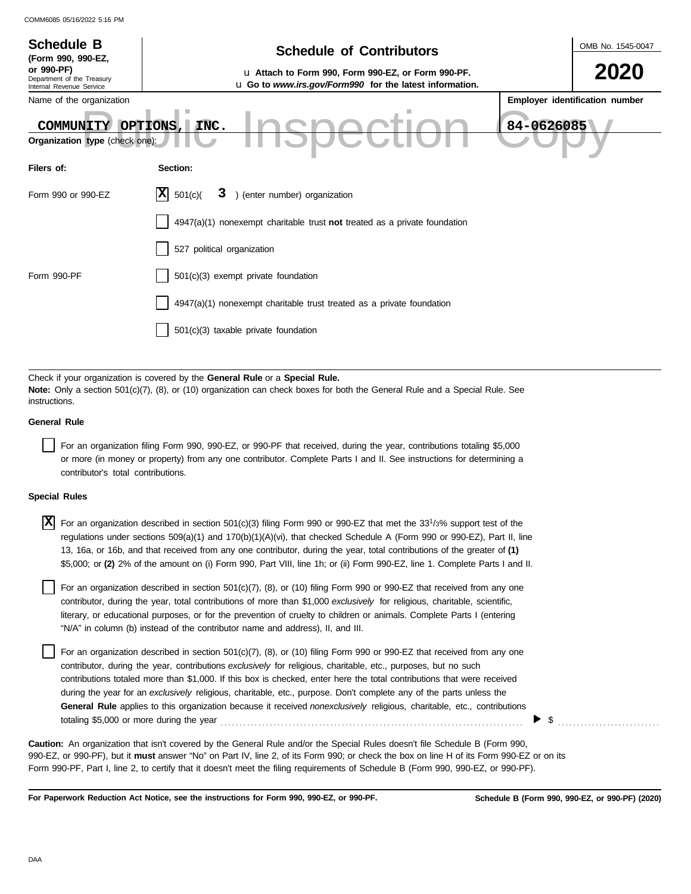**Schedule B**
**(Form 990, 990-EZ, or 990-PF)**
Department of the Treasury
Internal Revenue Service

# Schedule of Contributors

u **Attach to Form 990, Form 990-EZ, or Form 990-PF.**
u **Go to *www.irs.gov/Form990* for the latest information.**

OMB No. 1545-0047

**2020**

Name of the organization: **COMMUNITY OPTIONS, INC.**

**Employer identification number:** 84-0626085

Public Inspection Copy

**Organization type** (check one):

| Filers of: | Section: |
|---|---|
| Form 990 or 990-EZ | [X] 501(c)( 3 ) (enter number) organization |
| | [ ] 4947(a)(1) nonexempt charitable trust **not** treated as a private foundation |
| | [ ] 527 political organization |
| Form 990-PF | [ ] 501(c)(3) exempt private foundation |
| | [ ] 4947(a)(1) nonexempt charitable trust treated as a private foundation |
| | [ ] 501(c)(3) taxable private foundation |

Check if your organization is covered by the **General Rule** or a **Special Rule.**
**Note:** Only a section 501(c)(7), (8), or (10) organization can check boxes for both the General Rule and a Special Rule. See instructions.

**General Rule**

[ ] For an organization filing Form 990, 990-EZ, or 990-PF that received, during the year, contributions totaling $5,000 or more (in money or property) from any one contributor. Complete Parts I and II. See instructions for determining a contributor's total contributions.

**Special Rules**

[X] For an organization described in section 501(c)(3) filing Form 990 or 990-EZ that met the $33\frac{1}{3}$% support test of the regulations under sections 509(a)(1) and 170(b)(1)(A)(vi), that checked Schedule A (Form 990 or 990-EZ), Part II, line 13, 16a, or 16b, and that received from any one contributor, during the year, total contributions of the greater of **(1)** $5,000; or **(2)** 2% of the amount on (i) Form 990, Part VIII, line 1h; or (ii) Form 990-EZ, line 1. Complete Parts I and II.

[ ] For an organization described in section 501(c)(7), (8), or (10) filing Form 990 or 990-EZ that received from any one contributor, during the year, total contributions of more than $1,000 *exclusively* for religious, charitable, scientific, literary, or educational purposes, or for the prevention of cruelty to children or animals. Complete Parts I (entering "N/A" in column (b) instead of the contributor name and address), II, and III.

[ ] For an organization described in section 501(c)(7), (8), or (10) filing Form 990 or 990-EZ that received from any one contributor, during the year, contributions *exclusively* for religious, charitable, etc., purposes, but no such contributions totaled more than $1,000. If this box is checked, enter here the total contributions that were received during the year for an *exclusively* religious, charitable, etc., purpose. Don't complete any of the parts unless the **General Rule** applies to this organization because it received *nonexclusively* religious, charitable, etc., contributions totaling $5,000 or more during the year ........ ▶ $ ..........

**Caution:** An organization that isn't covered by the General Rule and/or the Special Rules doesn't file Schedule B (Form 990, 990-EZ, or 990-PF), but it **must** answer "No" on Part IV, line 2, of its Form 990; or check the box on line H of its Form 990-EZ or on its Form 990-PF, Part I, line 2, to certify that it doesn't meet the filing requirements of Schedule B (Form 990, 990-EZ, or 990-PF).

**For Paperwork Reduction Act Notice, see the instructions for Form 990, 990-EZ, or 990-PF.** **Schedule B (Form 990, 990-EZ, or 990-PF) (2020)**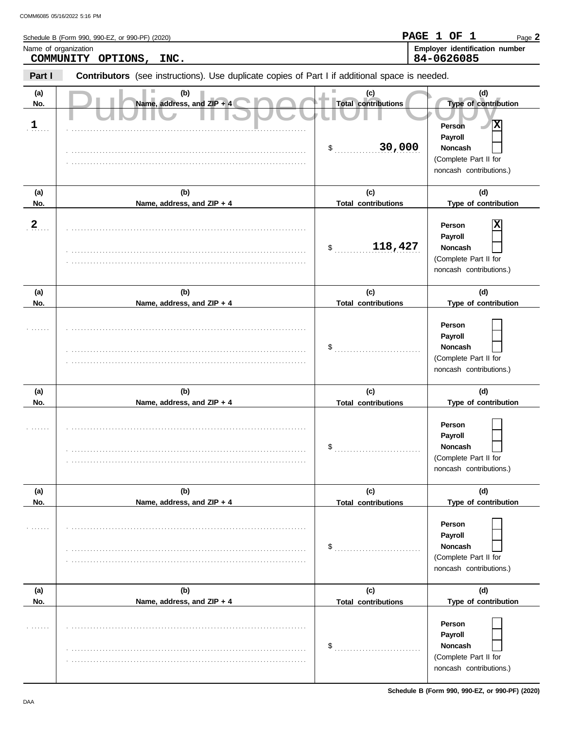Schedule B (Form 990, 990-EZ, or 990-PF) (2020)

Name of organization: **COMMUNITY OPTIONS, INC.**

Employer identification number: **84-0626085**

**Part I** **Contributors** (see instructions). Use duplicate copies of Part I if additional space is needed.

Public Inspection Copy

| (a) No. | (b) Name, address, and ZIP + 4 | (c) Total contributions | (d) Type of contribution |
|---|---|---|---|
| 1 | | $ 30,000 | Person [X] Payroll [ ] Noncash [ ] (Complete Part II for noncash contributions.) |
| 2 | | $ 118,427 | Person [X] Payroll [ ] Noncash [ ] (Complete Part II for noncash contributions.) |
| | | $ | Person [ ] Payroll [ ] Noncash [ ] (Complete Part II for noncash contributions.) |
| | | $ | Person [ ] Payroll [ ] Noncash [ ] (Complete Part II for noncash contributions.) |
| | | $ | Person [ ] Payroll [ ] Noncash [ ] (Complete Part II for noncash contributions.) |
| | | $ | Person [ ] Payroll [ ] Noncash [ ] (Complete Part II for noncash contributions.) |

DAA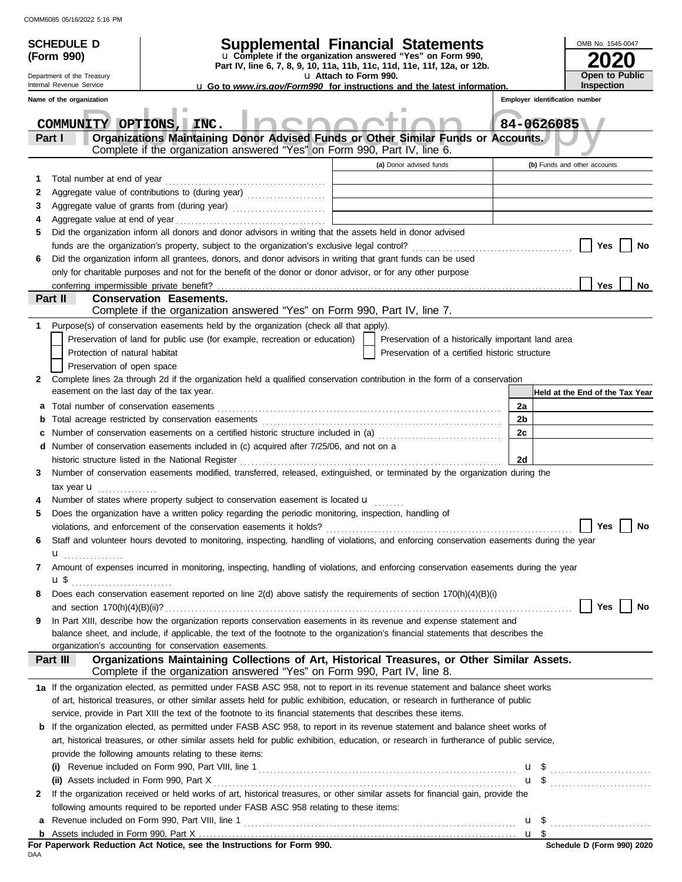**SCHEDULE D (Form 990)**

Department of the Treasury
Internal Revenue Service

# Supplemental Financial Statements

u Complete if the organization answered "Yes" on Form 990, Part IV, line 6, 7, 8, 9, 10, 11a, 11b, 11c, 11d, 11e, 11f, 12a, or 12b.
u Attach to Form 990.
u Go to *www.irs.gov/Form990* for instructions and the latest information.

OMB No. 1545-0047

**2020**

**Open to Public Inspection**

**Name of the organization:** COMMUNITY OPTIONS, INC.

**Employer identification number:** 84-0626085

## Part I Organizations Maintaining Donor Advised Funds or Other Similar Funds or Accounts.

Complete if the organization answered "Yes" on Form 990, Part IV, line 6.

| | | (a) Donor advised funds | (b) Funds and other accounts |
|---|---|---|---|
| 1 | Total number at end of year | | |
| 2 | Aggregate value of contributions to (during year) | | |
| 3 | Aggregate value of grants from (during year) | | |
| 4 | Aggregate value at end of year | | |

5 Did the organization inform all donors and donor advisors in writing that the assets held in donor advised funds are the organization's property, subject to the organization's exclusive legal control? ☐ Yes ☐ No

6 Did the organization inform all grantees, donors, and donor advisors in writing that grant funds can be used only for charitable purposes and not for the benefit of the donor or donor advisor, or for any other purpose conferring impermissible private benefit? ☐ Yes ☐ No

## Part II Conservation Easements.

Complete if the organization answered "Yes" on Form 990, Part IV, line 7.

1 Purpose(s) of conservation easements held by the organization (check all that apply).

- ☐ Preservation of land for public use (for example, recreation or education)
- ☐ Preservation of a historically important land area
- ☐ Protection of natural habitat
- ☐ Preservation of a certified historic structure
- ☐ Preservation of open space

2 Complete lines 2a through 2d if the organization held a qualified conservation contribution in the form of a conservation easement on the last day of the tax year.

| | | | Held at the End of the Tax Year |
|---|---|---|---|
| a | Total number of conservation easements | 2a | |
| b | Total acreage restricted by conservation easements | 2b | |
| c | Number of conservation easements on a certified historic structure included in (a) | 2c | |
| d | Number of conservation easements included in (c) acquired after 7/25/06, and not on a historic structure listed in the National Register | 2d | |

3 Number of conservation easements modified, transferred, released, extinguished, or terminated by the organization during the tax year u

4 Number of states where property subject to conservation easement is located u

5 Does the organization have a written policy regarding the periodic monitoring, inspection, handling of violations, and enforcement of the conservation easements it holds? ☐ Yes ☐ No

6 Staff and volunteer hours devoted to monitoring, inspecting, handling of violations, and enforcing conservation easements during the year u

7 Amount of expenses incurred in monitoring, inspecting, handling of violations, and enforcing conservation easements during the year u $

8 Does each conservation easement reported on line 2(d) above satisfy the requirements of section 170(h)(4)(B)(i) and section 170(h)(4)(B)(ii)? ☐ Yes ☐ No

9 In Part XIII, describe how the organization reports conservation easements in its revenue and expense statement and balance sheet, and include, if applicable, the text of the footnote to the organization's financial statements that describes the organization's accounting for conservation easements.

## Part III Organizations Maintaining Collections of Art, Historical Treasures, or Other Similar Assets.

Complete if the organization answered "Yes" on Form 990, Part IV, line 8.

1a If the organization elected, as permitted under FASB ASC 958, not to report in its revenue statement and balance sheet works of art, historical treasures, or other similar assets held for public exhibition, education, or research in furtherance of public service, provide in Part XIII the text of the footnote to its financial statements that describes these items.

b If the organization elected, as permitted under FASB ASC 958, to report in its revenue statement and balance sheet works of art, historical treasures, or other similar assets held for public exhibition, education, or research in furtherance of public service, provide the following amounts relating to these items:

(i) Revenue included on Form 990, Part VIII, line 1 u $

(ii) Assets included in Form 990, Part X u $

2 If the organization received or held works of art, historical treasures, or other similar assets for financial gain, provide the following amounts required to be reported under FASB ASC 958 relating to these items:

a Revenue included on Form 990, Part VIII, line 1 u $

b Assets included in Form 990, Part X u $

**For Paperwork Reduction Act Notice, see the Instructions for Form 990.**

DAA

**Schedule D (Form 990) 2020**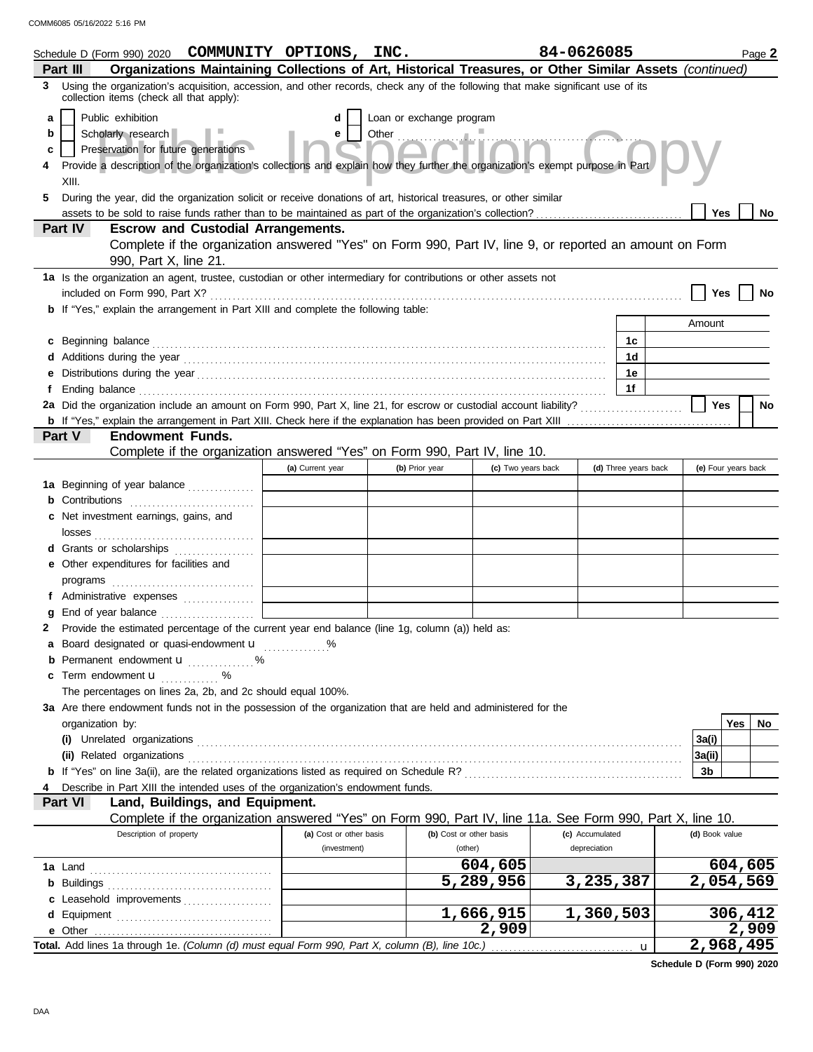Schedule D (Form 990) 2020 **COMMUNITY OPTIONS, INC.** **84-0626085**

## Part III Organizations Maintaining Collections of Art, Historical Treasures, or Other Similar Assets *(continued)*

**3** Using the organization's acquisition, accession, and other records, check any of the following that make significant use of its collection items (check all that apply):

- **a** ☐ Public exhibition
- **b** ☐ Scholarly research
- **c** ☐ Preservation for future generations
- **d** ☐ Loan or exchange program
- **e** ☐ Other

**4** Provide a description of the organization's collections and explain how they further the organization's exempt purpose in Part XIII.

**5** During the year, did the organization solicit or receive donations of art, historical treasures, or other similar assets to be sold to raise funds rather than to be maintained as part of the organization's collection? ☐ Yes ☐ No

## Part IV Escrow and Custodial Arrangements.

Complete if the organization answered "Yes" on Form 990, Part IV, line 9, or reported an amount on Form 990, Part X, line 21.

**1a** Is the organization an agent, trustee, custodian or other intermediary for contributions or other assets not included on Form 990, Part X? ☐ Yes ☐ No

**b** If "Yes," explain the arrangement in Part XIII and complete the following table:

| | | Amount |
|---|---|---|
| **c** Beginning balance | 1c | |
| **d** Additions during the year | 1d | |
| **e** Distributions during the year | 1e | |
| **f** Ending balance | 1f | |

**2a** Did the organization include an amount on Form 990, Part X, line 21, for escrow or custodial account liability? ☐ Yes ☐ No

**b** If "Yes," explain the arrangement in Part XIII. Check here if the explanation has been provided on Part XIII ☐

## Part V Endowment Funds.

Complete if the organization answered "Yes" on Form 990, Part IV, line 10.

| | (a) Current year | (b) Prior year | (c) Two years back | (d) Three years back | (e) Four years back |
|---|---|---|---|---|---|
| **1a** Beginning of year balance | | | | | |
| **b** Contributions | | | | | |
| **c** Net investment earnings, gains, and losses | | | | | |
| **d** Grants or scholarships | | | | | |
| **e** Other expenditures for facilities and programs | | | | | |
| **f** Administrative expenses | | | | | |
| **g** End of year balance | | | | | |

**2** Provide the estimated percentage of the current year end balance (line 1g, column (a)) held as:

- **a** Board designated or quasi-endowment ______ %
- **b** Permanent endowment ______ %
- **c** Term endowment ______ %

The percentages on lines 2a, 2b, and 2c should equal 100%.

**3a** Are there endowment funds not in the possession of the organization that are held and administered for the organization by:

| | | Yes | No |
|---|---|---|---|
| **(i)** Unrelated organizations | 3a(i) | | |
| **(ii)** Related organizations | 3a(ii) | | |
| **b** If "Yes" on line 3a(ii), are the related organizations listed as required on Schedule R? | 3b | | |

**4** Describe in Part XIII the intended uses of the organization's endowment funds.

## Part VI Land, Buildings, and Equipment.

Complete if the organization answered "Yes" on Form 990, Part IV, line 11a. See Form 990, Part X, line 10.

| Description of property | (a) Cost or other basis (investment) | (b) Cost or other basis (other) | (c) Accumulated depreciation | (d) Book value |
|---|---|---|---|---|
| **1a** Land | | 604,605 | | 604,605 |
| **b** Buildings | | 5,289,956 | 3,235,387 | 2,054,569 |
| **c** Leasehold improvements | | | | |
| **d** Equipment | | 1,666,915 | 1,360,503 | 306,412 |
| **e** Other | | 2,909 | | 2,909 |
| **Total.** Add lines 1a through 1e. *(Column (d) must equal Form 990, Part X, column (B), line 10c.)* | | | | 2,968,495 |

**Schedule D (Form 990) 2020**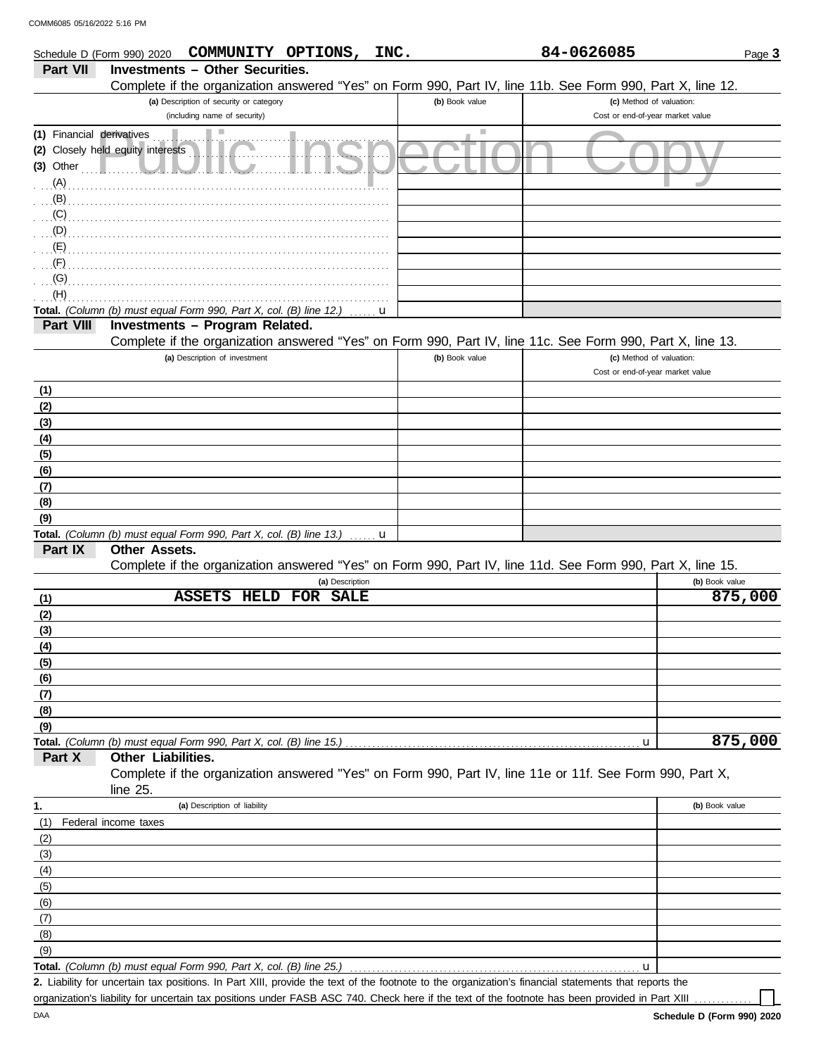Schedule D (Form 990) 2020 **COMMUNITY OPTIONS, INC.** **84-0626085**

## Part VII Investments – Other Securities.

Complete if the organization answered "Yes" on Form 990, Part IV, line 11b. See Form 990, Part X, line 12.

| (a) Description of security or category (including name of security) | (b) Book value | (c) Method of valuation: Cost or end-of-year market value |
|---|---|---|
| (1) Financial derivatives | | |
| (2) Closely held equity interests | | |
| (3) Other | | |
| (A) | | |
| (B) | | |
| (C) | | |
| (D) | | |
| (E) | | |
| (F) | | |
| (G) | | |
| (H) | | |
| **Total.** *(Column (b) must equal Form 990, Part X, col. (B) line 12.)* u | | |

## Part VIII Investments – Program Related.

Complete if the organization answered "Yes" on Form 990, Part IV, line 11c. See Form 990, Part X, line 13.

| (a) Description of investment | (b) Book value | (c) Method of valuation: Cost or end-of-year market value |
|---|---|---|
| (1) | | |
| (2) | | |
| (3) | | |
| (4) | | |
| (5) | | |
| (6) | | |
| (7) | | |
| (8) | | |
| (9) | | |
| **Total.** *(Column (b) must equal Form 990, Part X, col. (B) line 13.)* u | | |

## Part IX Other Assets.

Complete if the organization answered "Yes" on Form 990, Part IV, line 11d. See Form 990, Part X, line 15.

| | (a) Description | (b) Book value |
|---|---|---|
| (1) | ASSETS HELD FOR SALE | 875,000 |
| (2) | | |
| (3) | | |
| (4) | | |
| (5) | | |
| (6) | | |
| (7) | | |
| (8) | | |
| (9) | | |
| **Total.** | *(Column (b) must equal Form 990, Part X, col. (B) line 15.)* u | 875,000 |

## Part X Other Liabilities.

Complete if the organization answered "Yes" on Form 990, Part IV, line 11e or 11f. See Form 990, Part X, line 25.

| 1. | (a) Description of liability | (b) Book value |
|---|---|---|
| (1) | Federal income taxes | |
| (2) | | |
| (3) | | |
| (4) | | |
| (5) | | |
| (6) | | |
| (7) | | |
| (8) | | |
| (9) | | |
| **Total.** | *(Column (b) must equal Form 990, Part X, col. (B) line 25.)* u | |

**2.** Liability for uncertain tax positions. In Part XIII, provide the text of the footnote to the organization's financial statements that reports the organization's liability for uncertain tax positions under FASB ASC 740. Check here if the text of the footnote has been provided in Part XIII ☐

Schedule D (Form 990) 2020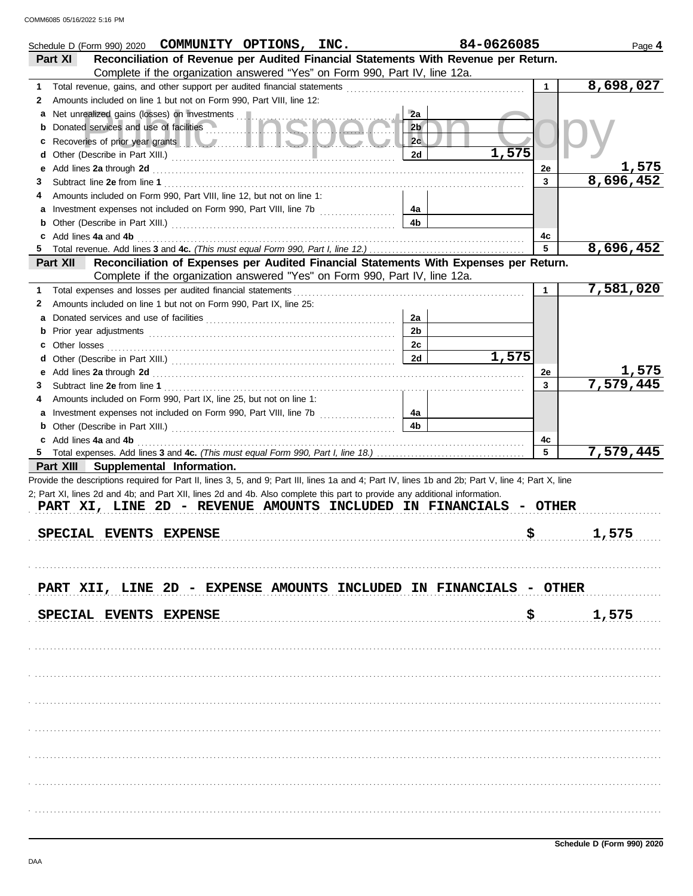COMM6085 05/16/2022 5:16 PM

Schedule D (Form 990) 2020 **COMMUNITY OPTIONS, INC.** **84-0626085** Page **4**

## Part XI Reconciliation of Revenue per Audited Financial Statements With Revenue per Return.

Complete if the organization answered "Yes" on Form 990, Part IV, line 12a.

| | | | | | |
|---|---|---|---|---|---|
| **1** | Total revenue, gains, and other support per audited financial statements | | | 1 | 8,698,027 |
| **2** | Amounts included on line 1 but not on Form 990, Part VIII, line 12: | | | | |
| **a** | Net unrealized gains (losses) on investments | 2a | | | |
| **b** | Donated services and use of facilities | 2b | | | |
| **c** | Recoveries of prior year grants | 2c | | | |
| **d** | Other (Describe in Part XIII.) | 2d | 1,575 | | |
| **e** | Add lines **2a** through **2d** | | | 2e | 1,575 |
| **3** | Subtract line **2e** from line **1** | | | 3 | 8,696,452 |
| **4** | Amounts included on Form 990, Part VIII, line 12, but not on line 1: | | | | |
| **a** | Investment expenses not included on Form 990, Part VIII, line 7b | 4a | | | |
| **b** | Other (Describe in Part XIII.) | 4b | | | |
| **c** | Add lines **4a** and **4b** | | | 4c | |
| **5** | Total revenue. Add lines **3** and **4c.** *(This must equal Form 990, Part I, line 12.)* | | | 5 | 8,696,452 |

## Part XII Reconciliation of Expenses per Audited Financial Statements With Expenses per Return.

Complete if the organization answered "Yes" on Form 990, Part IV, line 12a.

| | | | | | |
|---|---|---|---|---|---|
| **1** | Total expenses and losses per audited financial statements | | | 1 | 7,581,020 |
| **2** | Amounts included on line 1 but not on Form 990, Part IX, line 25: | | | | |
| **a** | Donated services and use of facilities | 2a | | | |
| **b** | Prior year adjustments | 2b | | | |
| **c** | Other losses | 2c | | | |
| **d** | Other (Describe in Part XIII.) | 2d | 1,575 | | |
| **e** | Add lines **2a** through **2d** | | | 2e | 1,575 |
| **3** | Subtract line **2e** from line **1** | | | 3 | 7,579,445 |
| **4** | Amounts included on Form 990, Part IX, line 25, but not on line 1: | | | | |
| **a** | Investment expenses not included on Form 990, Part VIII, line 7b | 4a | | | |
| **b** | Other (Describe in Part XIII.) | 4b | | | |
| **c** | Add lines **4a** and **4b** | | | 4c | |
| **5** | Total expenses. Add lines **3** and **4c.** *(This must equal Form 990, Part I, line 18.)* | | | 5 | 7,579,445 |

## Part XIII Supplemental Information.

Provide the descriptions required for Part II, lines 3, 5, and 9; Part III, lines 1a and 4; Part IV, lines 1b and 2b; Part V, line 4; Part X, line 2; Part XI, lines 2d and 4b; and Part XII, lines 2d and 4b. Also complete this part to provide any additional information.

PART XI, LINE 2D - REVENUE AMOUNTS INCLUDED IN FINANCIALS - OTHER

SPECIAL EVENTS EXPENSE $ 1,575

PART XII, LINE 2D - EXPENSE AMOUNTS INCLUDED IN FINANCIALS - OTHER

SPECIAL EVENTS EXPENSE $ 1,575

DAA **Schedule D (Form 990) 2020**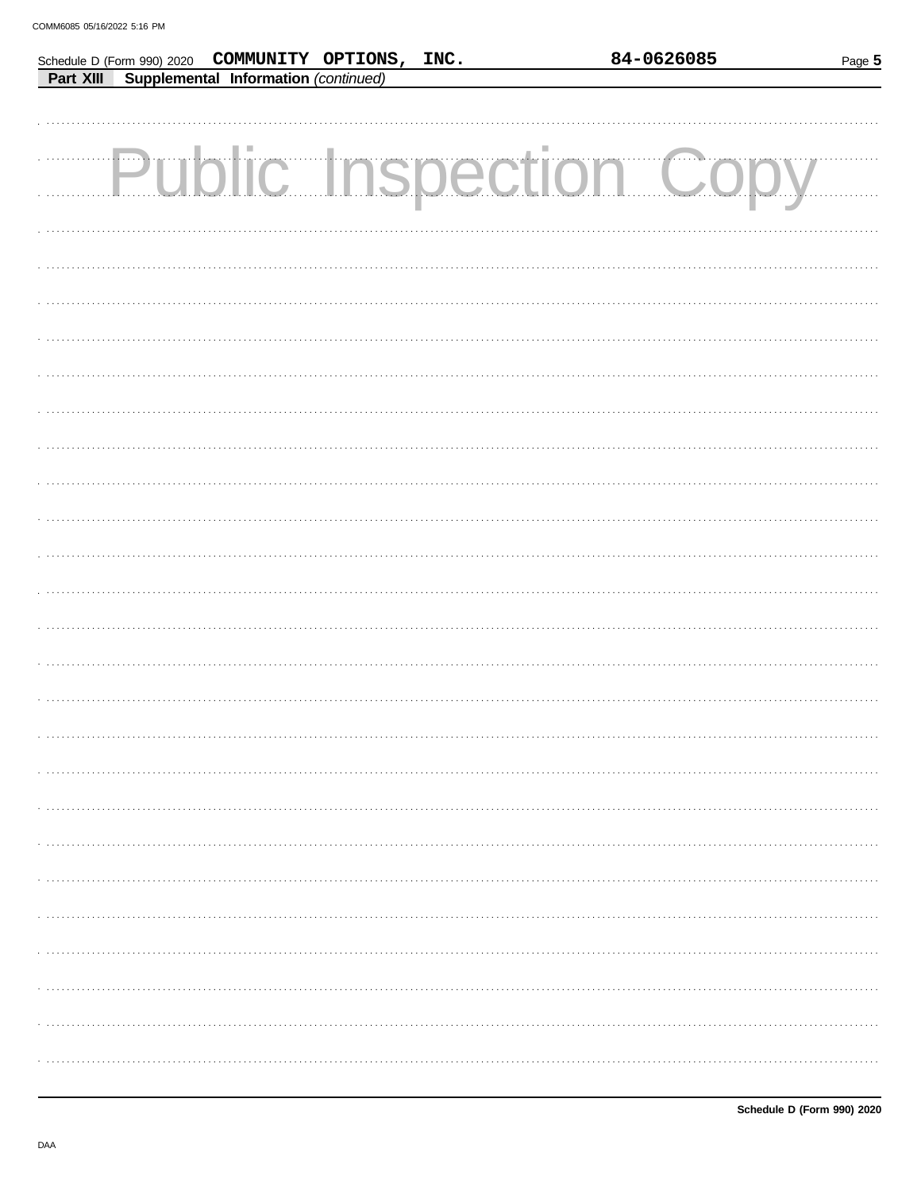Schedule D (Form 990) 2020 COMMUNITY OPTIONS, INC. 84-0626085

**Part XIII Supplemental Information** *(continued)*

Public Inspection Copy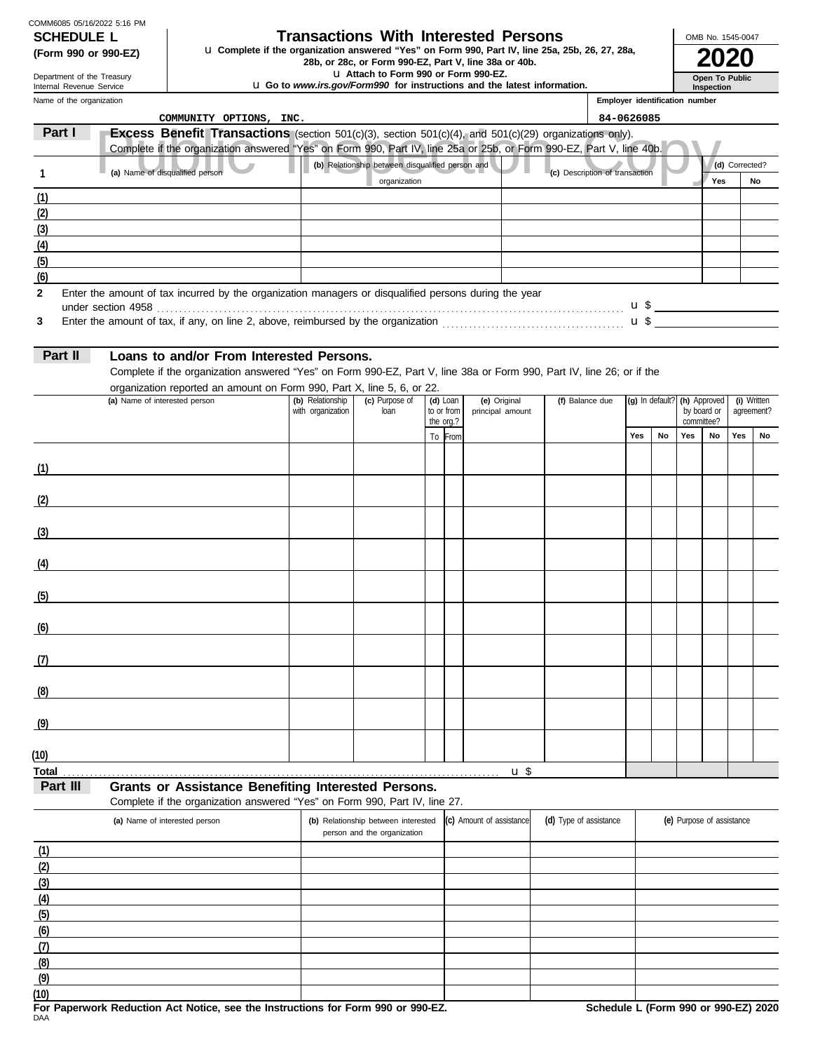COMM6085 05/16/2022 5:16 PM

**SCHEDULE L**
**(Form 990 or 990-EZ)**

Department of the Treasury
Internal Revenue Service

# Transactions With Interested Persons

u **Complete if the organization answered "Yes" on Form 990, Part IV, line 25a, 25b, 26, 27, 28a, 28b, or 28c, or Form 990-EZ, Part V, line 38a or 40b.**
u **Attach to Form 990 or Form 990-EZ.**
u **Go to *www.irs.gov/Form990* for instructions and the latest information.**

OMB No. 1545-0047
**2020**
**Open To Public Inspection**

Name of the organization: COMMUNITY OPTIONS, INC.
Employer identification number: 84-0626085

## Part I — Excess Benefit Transactions (section 501(c)(3), section 501(c)(4), and 501(c)(29) organizations only).

Complete if the organization answered "Yes" on Form 990, Part IV, line 25a or 25b, or Form 990-EZ, Part V, line 40b.

| 1 (a) Name of disqualified person | (b) Relationship between disqualified person and organization | (c) Description of transaction | (d) Corrected? Yes | No |
|---|---|---|---|---|
| (1) | | | | |
| (2) | | | | |
| (3) | | | | |
| (4) | | | | |
| (5) | | | | |
| (6) | | | | |

**2** Enter the amount of tax incurred by the organization managers or disqualified persons during the year under section 4958 . . . u $

**3** Enter the amount of tax, if any, on line 2, above, reimbursed by the organization . . . u $

## Part II — Loans to and/or From Interested Persons.

Complete if the organization answered "Yes" on Form 990-EZ, Part V, line 38a or Form 990, Part IV, line 26; or if the organization reported an amount on Form 990, Part X, line 5, 6, or 22.

| (a) Name of interested person | (b) Relationship with organization | (c) Purpose of loan | (d) Loan to or from the org.? To | From | (e) Original principal amount | (f) Balance due | (g) In default? Yes | No | (h) Approved by board or committee? Yes | No | (i) Written agreement? Yes | No |
|---|---|---|---|---|---|---|---|---|---|---|---|---|
| (1) | | | | | | | | | | | | |
| (2) | | | | | | | | | | | | |
| (3) | | | | | | | | | | | | |
| (4) | | | | | | | | | | | | |
| (5) | | | | | | | | | | | | |
| (6) | | | | | | | | | | | | |
| (7) | | | | | | | | | | | | |
| (8) | | | | | | | | | | | | |
| (9) | | | | | | | | | | | | |
| (10) | | | | | | | | | | | | |
| **Total** . . . u $ | | | | | | | | | | | | |

## Part III — Grants or Assistance Benefiting Interested Persons.

Complete if the organization answered "Yes" on Form 990, Part IV, line 27.

| (a) Name of interested person | (b) Relationship between interested person and the organization | (c) Amount of assistance | (d) Type of assistance | (e) Purpose of assistance |
|---|---|---|---|---|
| (1) | | | | |
| (2) | | | | |
| (3) | | | | |
| (4) | | | | |
| (5) | | | | |
| (6) | | | | |
| (7) | | | | |
| (8) | | | | |
| (9) | | | | |
| (10) | | | | |

**For Paperwork Reduction Act Notice, see the Instructions for Form 990 or 990-EZ.** **Schedule L (Form 990 or 990-EZ) 2020**
DAA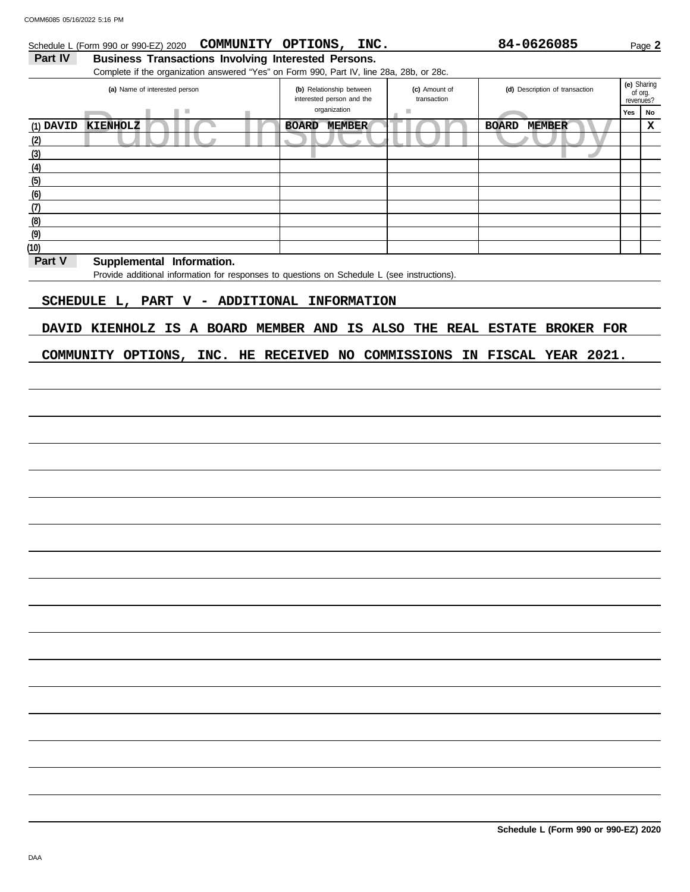Schedule L (Form 990 or 990-EZ) 2020 **COMMUNITY OPTIONS, INC.** **84-0626085** Page **2**

## Part IV Business Transactions Involving Interested Persons.

Complete if the organization answered "Yes" on Form 990, Part IV, line 28a, 28b, or 28c.

| (a) Name of interested person | (b) Relationship between interested person and the organization | (c) Amount of transaction | (d) Description of transaction | (e) Sharing of org. revenues? Yes | No |
|---|---|---|---|---|---|
| (1) DAVID KIENHOLZ | BOARD MEMBER | | BOARD MEMBER | | X |
| (2) | | | | | |
| (3) | | | | | |
| (4) | | | | | |
| (5) | | | | | |
| (6) | | | | | |
| (7) | | | | | |
| (8) | | | | | |
| (9) | | | | | |
| (10) | | | | | |

## Part V Supplemental Information.

Provide additional information for responses to questions on Schedule L (see instructions).

SCHEDULE L, PART V - ADDITIONAL INFORMATION

DAVID KIENHOLZ IS A BOARD MEMBER AND IS ALSO THE REAL ESTATE BROKER FOR COMMUNITY OPTIONS, INC. HE RECEIVED NO COMMISSIONS IN FISCAL YEAR 2021.

**Schedule L (Form 990 or 990-EZ) 2020**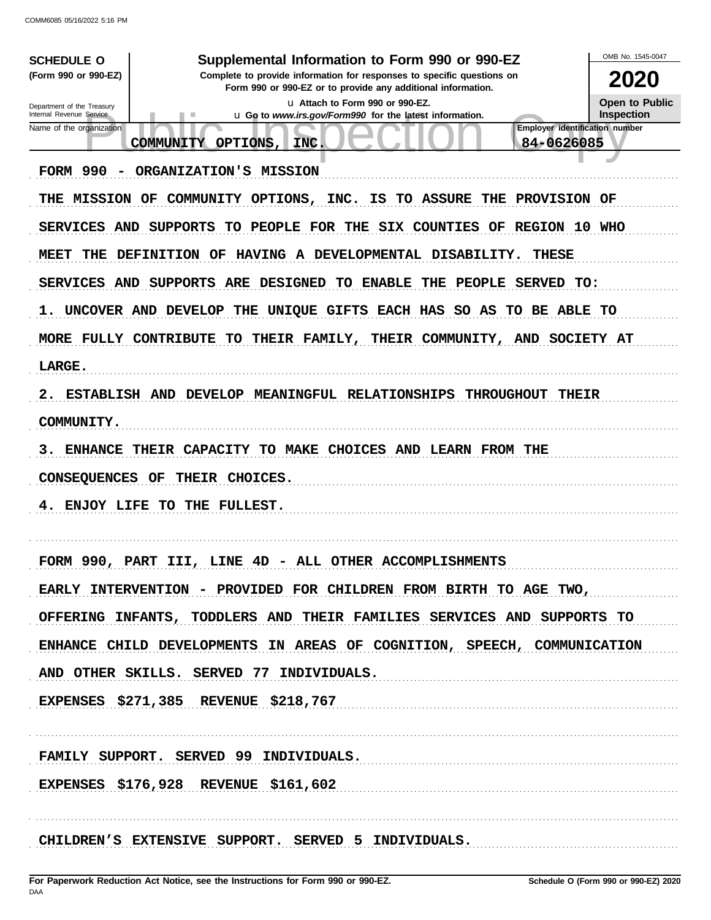**SCHEDULE O (Form 990 or 990-EZ)**

Department of the Treasury
Internal Revenue Service

# Supplemental Information to Form 990 or 990-EZ

**Complete to provide information for responses to specific questions on Form 990 or 990-EZ or to provide any additional information.**

u Attach to Form 990 or 990-EZ.

u Go to *www.irs.gov/Form990* for the latest information.

OMB No. 1545-0047

**2020**

**Open to Public Inspection**

Name of the organization: COMMUNITY OPTIONS, INC.

Employer identification number: 84-0626085

FORM 990 - ORGANIZATION'S MISSION

THE MISSION OF COMMUNITY OPTIONS, INC. IS TO ASSURE THE PROVISION OF SERVICES AND SUPPORTS TO PEOPLE FOR THE SIX COUNTIES OF REGION 10 WHO MEET THE DEFINITION OF HAVING A DEVELOPMENTAL DISABILITY. THESE SERVICES AND SUPPORTS ARE DESIGNED TO ENABLE THE PEOPLE SERVED TO:

1. UNCOVER AND DEVELOP THE UNIQUE GIFTS EACH HAS SO AS TO BE ABLE TO MORE FULLY CONTRIBUTE TO THEIR FAMILY, THEIR COMMUNITY, AND SOCIETY AT LARGE.
2. ESTABLISH AND DEVELOP MEANINGFUL RELATIONSHIPS THROUGHOUT THEIR COMMUNITY.
3. ENHANCE THEIR CAPACITY TO MAKE CHOICES AND LEARN FROM THE CONSEQUENCES OF THEIR CHOICES.
4. ENJOY LIFE TO THE FULLEST.

FORM 990, PART III, LINE 4D - ALL OTHER ACCOMPLISHMENTS

EARLY INTERVENTION - PROVIDED FOR CHILDREN FROM BIRTH TO AGE TWO, OFFERING INFANTS, TODDLERS AND THEIR FAMILIES SERVICES AND SUPPORTS TO ENHANCE CHILD DEVELOPMENTS IN AREAS OF COGNITION, SPEECH, COMMUNICATION AND OTHER SKILLS. SERVED 77 INDIVIDUALS.

EXPENSES $271,385 REVENUE $218,767

FAMILY SUPPORT. SERVED 99 INDIVIDUALS.

EXPENSES $176,928 REVENUE $161,602

CHILDREN'S EXTENSIVE SUPPORT. SERVED 5 INDIVIDUALS.

For Paperwork Reduction Act Notice, see the Instructions for Form 990 or 990-EZ.

Schedule O (Form 990 or 990-EZ) 2020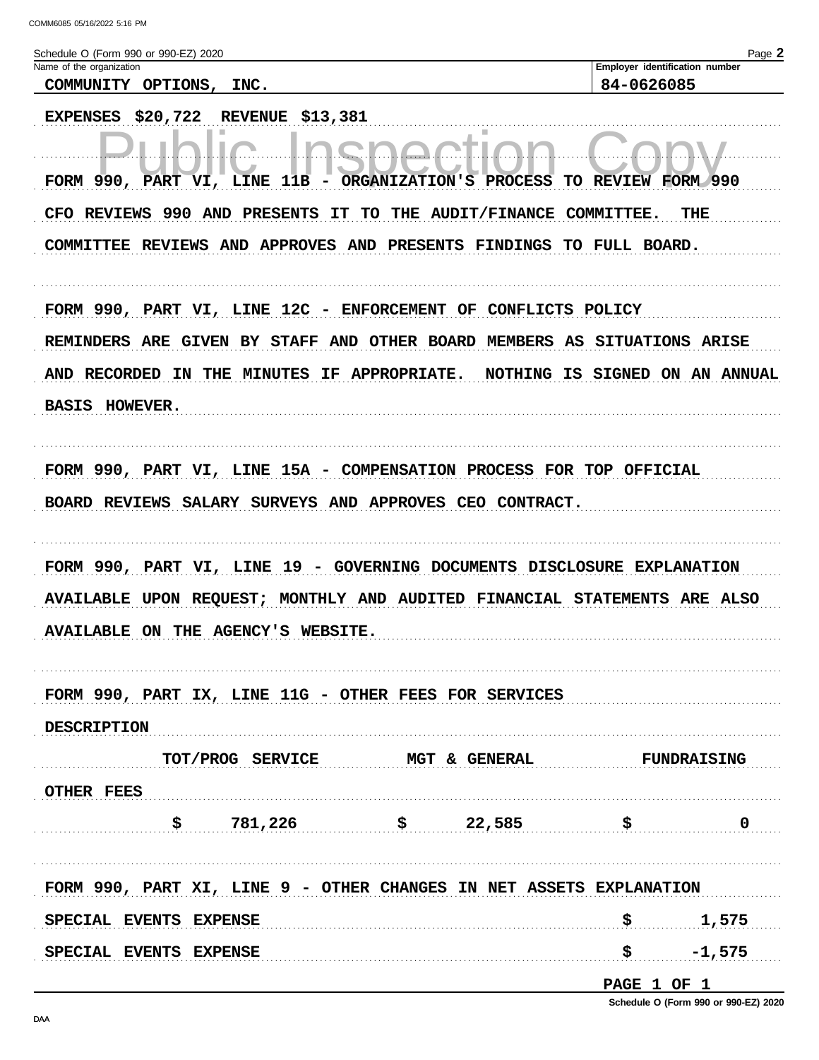Schedule O (Form 990 or 990-EZ) 2020

| Name of the organization | Employer identification number |
|---|---|
| COMMUNITY OPTIONS, INC. | 84-0626085 |

EXPENSES $20,722 REVENUE $13,381

FORM 990, PART VI, LINE 11B - ORGANIZATION'S PROCESS TO REVIEW FORM 990

CFO REVIEWS 990 AND PRESENTS IT TO THE AUDIT/FINANCE COMMITTEE. THE COMMITTEE REVIEWS AND APPROVES AND PRESENTS FINDINGS TO FULL BOARD.

FORM 990, PART VI, LINE 12C - ENFORCEMENT OF CONFLICTS POLICY

REMINDERS ARE GIVEN BY STAFF AND OTHER BOARD MEMBERS AS SITUATIONS ARISE AND RECORDED IN THE MINUTES IF APPROPRIATE. NOTHING IS SIGNED ON AN ANNUAL BASIS HOWEVER.

FORM 990, PART VI, LINE 15A - COMPENSATION PROCESS FOR TOP OFFICIAL

BOARD REVIEWS SALARY SURVEYS AND APPROVES CEO CONTRACT.

FORM 990, PART VI, LINE 19 - GOVERNING DOCUMENTS DISCLOSURE EXPLANATION

AVAILABLE UPON REQUEST; MONTHLY AND AUDITED FINANCIAL STATEMENTS ARE ALSO AVAILABLE ON THE AGENCY'S WEBSITE.

FORM 990, PART IX, LINE 11G - OTHER FEES FOR SERVICES

| DESCRIPTION | TOT/PROG SERVICE | MGT & GENERAL | FUNDRAISING |
|---|---|---|---|
| OTHER FEES | $ 781,226 | $ 22,585 | $ 0 |

FORM 990, PART XI, LINE 9 - OTHER CHANGES IN NET ASSETS EXPLANATION

| | |
|---|---|
| SPECIAL EVENTS EXPENSE | $ 1,575 |
| SPECIAL EVENTS EXPENSE | $ -1,575 |

Schedule O (Form 990 or 990-EZ) 2020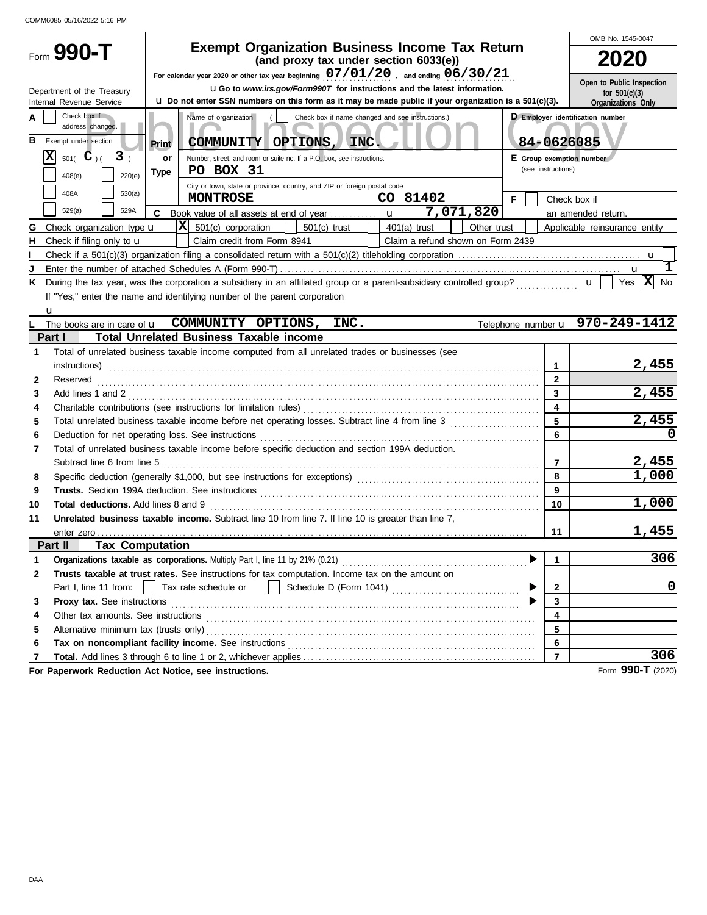COMM6085 05/16/2022 5:16 PM

# Form 990-T

## Exempt Organization Business Income Tax Return
**(and proxy tax under section 6033(e))**

For calendar year 2020 or other tax year beginning 07/01/20 , and ending 06/30/21

u Go to *www.irs.gov/Form990T* for instructions and the latest information.

u Do not enter SSN numbers on this form as it may be made public if your organization is a 501(c)(3).

Department of the Treasury
Internal Revenue Service

OMB No. 1545-0047

**2020**

Open to Public Inspection for 501(c)(3) Organizations Only

Public Inspection Copy

| | | |
|---|---|---|
| A ☐ Check box if address changed. | Name of organization ( ☐ Check box if name changed and see instructions.) **COMMUNITY OPTIONS, INC.** | D Employer identification number **84-0626085** |
| B Exempt under section ☒ 501( C )( 3 ) ☐ 408(e) ☐ 220(e) ☐ 408A ☐ 530(a) ☐ 529(a) ☐ 529A | Print or Type — Number, street, and room or suite no. If a P.O. box, see instructions. **PO BOX 31** | E Group exemption number (see instructions) |
| | City or town, state or province, country, and ZIP or foreign postal code **MONTROSE CO 81402** | F ☐ Check box if an amended return. |
| | C Book value of all assets at end of year u **7,071,820** | |

G Check organization type u ☒ 501(c) corporation ☐ 501(c) trust ☐ 401(a) trust ☐ Other trust ☐ Applicable reinsurance entity

H Check if filing only to u ☐ Claim credit from Form 8941 ☐ Claim a refund shown on Form 2439

I Check if a 501(c)(3) organization filing a consolidated return with a 501(c)(2) titleholding corporation u ☐

J Enter the number of attached Schedules A (Form 990-T) u **1**

K During the tax year, was the corporation a subsidiary in an affiliated group or a parent-subsidiary controlled group? u ☐ Yes ☒ No

If "Yes," enter the name and identifying number of the parent corporation
u

L The books are in care of u **COMMUNITY OPTIONS, INC.** Telephone number u **970-249-1412**

## Part I — Total Unrelated Business Taxable income

| | | | |
|---|---|---|---|
| 1 | Total of unrelated business taxable income computed from all unrelated trades or businesses (see instructions) | 1 | 2,455 |
| 2 | Reserved | 2 | |
| 3 | Add lines 1 and 2 | 3 | 2,455 |
| 4 | Charitable contributions (see instructions for limitation rules) | 4 | |
| 5 | Total unrelated business taxable income before net operating losses. Subtract line 4 from line 3 | 5 | 2,455 |
| 6 | Deduction for net operating loss. See instructions | 6 | 0 |
| 7 | Total of unrelated business taxable income before specific deduction and section 199A deduction. Subtract line 6 from line 5 | 7 | 2,455 |
| 8 | Specific deduction (generally $1,000, but see instructions for exceptions) | 8 | 1,000 |
| 9 | **Trusts.** Section 199A deduction. See instructions | 9 | |
| 10 | **Total deductions.** Add lines 8 and 9 | 10 | 1,000 |
| 11 | **Unrelated business taxable income.** Subtract line 10 from line 7. If line 10 is greater than line 7, enter zero | 11 | 1,455 |

## Part II — Tax Computation

| | | | |
|---|---|---|---|
| 1 | **Organizations taxable as corporations.** Multiply Part I, line 11 by 21% (0.21) | 1 | 306 |
| 2 | **Trusts taxable at trust rates.** See instructions for tax computation. Income tax on the amount on Part I, line 11 from: ☐ Tax rate schedule or ☐ Schedule D (Form 1041) | 2 | 0 |
| 3 | **Proxy tax.** See instructions | 3 | |
| 4 | Other tax amounts. See instructions | 4 | |
| 5 | Alternative minimum tax (trusts only) | 5 | |
| 6 | **Tax on noncompliant facility income.** See instructions | 6 | |
| 7 | **Total.** Add lines 3 through 6 to line 1 or 2, whichever applies | 7 | 306 |

**For Paperwork Reduction Act Notice, see instructions.** Form **990-T** (2020)

DAA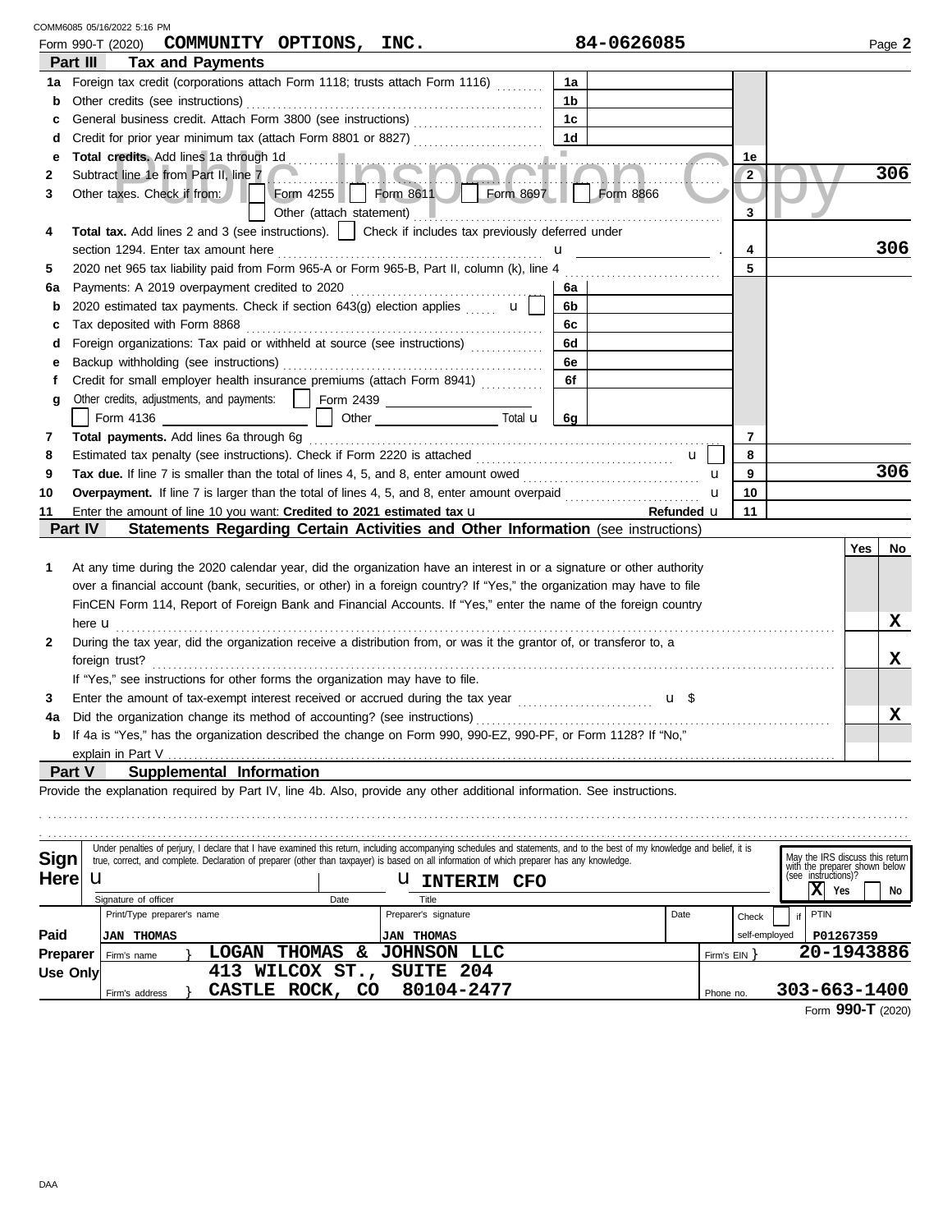COMM6085 05/16/2022 5:16 PM

Form 990-T (2020) **COMMUNITY OPTIONS, INC.** 84-0626085 Page **2**

## Part III Tax and Payments

| | | | | | |
|---|---|---|---|---|---|
| **1a** | Foreign tax credit (corporations attach Form 1118; trusts attach Form 1116) | 1a | | | |
| **b** | Other credits (see instructions) | 1b | | | |
| **c** | General business credit. Attach Form 3800 (see instructions) | 1c | | | |
| **d** | Credit for prior year minimum tax (attach Form 8801 or 8827) | 1d | | | |
| **e** | **Total credits.** Add lines 1a through 1d | | | 1e | |
| **2** | Subtract line 1e from Part II, line 7 | | | 2 | 306 |
| **3** | Other taxes. Check if from: ☐ Form 4255 ☐ Form 8611 ☐ Form 8697 ☐ Form 8866 ☐ Other (attach statement) | | | 3 | |
| **4** | **Total tax.** Add lines 2 and 3 (see instructions). ☐ Check if includes tax previously deferred under section 1294. Enter tax amount here | | | 4 | 306 |
| **5** | 2020 net 965 tax liability paid from Form 965-A or Form 965-B, Part II, column (k), line 4 | | | 5 | |
| **6a** | Payments: A 2019 overpayment credited to 2020 | 6a | | | |
| **b** | 2020 estimated tax payments. Check if section 643(g) election applies ☐ | 6b | | | |
| **c** | Tax deposited with Form 8868 | 6c | | | |
| **d** | Foreign organizations: Tax paid or withheld at source (see instructions) | 6d | | | |
| **e** | Backup withholding (see instructions) | 6e | | | |
| **f** | Credit for small employer health insurance premiums (attach Form 8941) | 6f | | | |
| **g** | Other credits, adjustments, and payments: ☐ Form 2439 ____ ☐ Form 4136 ____ ☐ Other ____ Total | 6g | | | |
| **7** | **Total payments.** Add lines 6a through 6g | | | 7 | |
| **8** | Estimated tax penalty (see instructions). Check if Form 2220 is attached ☐ | | | 8 | |
| **9** | **Tax due.** If line 7 is smaller than the total of lines 4, 5, and 8, enter amount owed | | | 9 | 306 |
| **10** | **Overpayment.** If line 7 is larger than the total of lines 4, 5, and 8, enter amount overpaid | | | 10 | |
| **11** | Enter the amount of line 10 you want: **Credited to 2021 estimated tax** | **Refunded** | | 11 | |

## Part IV Statements Regarding Certain Activities and Other Information (see instructions)

| | | Yes | No |
|---|---|---|---|
| **1** | At any time during the 2020 calendar year, did the organization have an interest in or a signature or other authority over a financial account (bank, securities, or other) in a foreign country? If "Yes," the organization may have to file FinCEN Form 114, Report of Foreign Bank and Financial Accounts. If "Yes," enter the name of the foreign country here | | X |
| **2** | During the tax year, did the organization receive a distribution from, or was it the grantor of, or transferor to, a foreign trust? If "Yes," see instructions for other forms the organization may have to file. | | X |
| **3** | Enter the amount of tax-exempt interest received or accrued during the tax year $ | | |
| **4a** | Did the organization change its method of accounting? (see instructions) | | X |
| **b** | If 4a is "Yes," has the organization described the change on Form 990, 990-EZ, 990-PF, or Form 1128? If "No," explain in Part V | | |

## Part V Supplemental Information

Provide the explanation required by Part IV, line 4b. Also, provide any other additional information. See instructions.

**Sign Here**

Under penalties of perjury, I declare that I have examined this return, including accompanying schedules and statements, and to the best of my knowledge and belief, it is true, correct, and complete. Declaration of preparer (other than taxpayer) is based on all information of which preparer has any knowledge.

Signature of officer | Date | Title: **INTERIM CFO**

May the IRS discuss this return with the preparer shown below (see instructions)? ☒ Yes ☐ No

**Paid Preparer Use Only**

| Print/Type preparer's name | Preparer's signature | Date | Check ☐ if self-employed | PTIN |
|---|---|---|---|---|
| JAN THOMAS | JAN THOMAS | | | P01267359 |

Firm's name: **LOGAN THOMAS & JOHNSON LLC** — Firm's EIN: **20-1943886**

Firm's address: **413 WILCOX ST., SUITE 204, CASTLE ROCK, CO 80104-2477** — Phone no. **303-663-1400**

Form **990-T** (2020)

DAA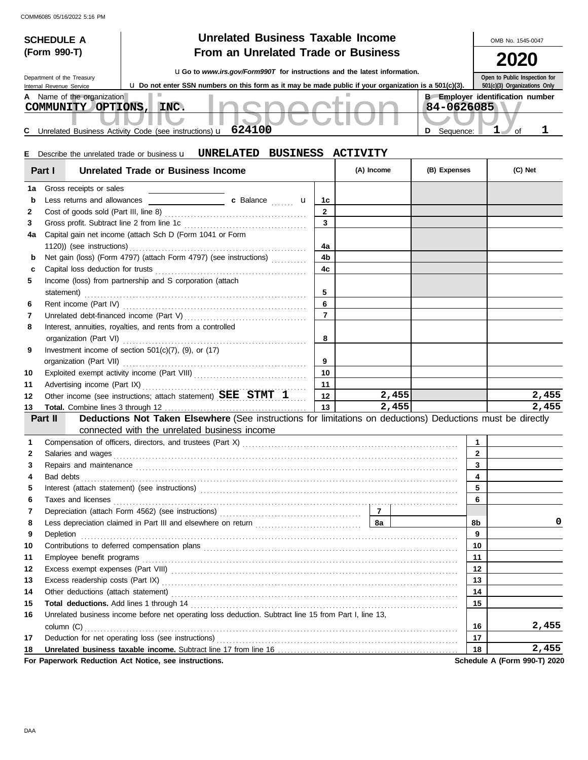COMM6085 05/16/2022 5:16 PM

**SCHEDULE A (Form 990-T)**

Department of the Treasury
Internal Revenue Service

# Unrelated Business Taxable Income From an Unrelated Trade or Business

u Go to *www.irs.gov/Form990T* for instructions and the latest information.

u Do not enter SSN numbers on this form as it may be made public if your organization is a 501(c)(3).

OMB No. 1545-0047

**2020**

Open to Public Inspection for 501(c)(3) Organizations Only

Public Inspection Copy

**A** Name of the organization: **COMMUNITY OPTIONS, INC.**

**B** Employer identification number: **84-0626085**

**C** Unrelated Business Activity Code (see instructions) u **624100**

**D** Sequence: **1** of **1**

**E** Describe the unrelated trade or business u **UNRELATED BUSINESS ACTIVITY**

| | **Part I** Unrelated Trade or Business Income | | (A) Income | (B) Expenses | (C) Net |
|---|---|---|---|---|---|
| 1a | Gross receipts or sales | | | | |
| b | Less returns and allowances ______ c Balance u | 1c | | | |
| 2 | Cost of goods sold (Part III, line 8) | 2 | | | |
| 3 | Gross profit. Subtract line 2 from line 1c | 3 | | | |
| 4a | Capital gain net income (attach Sch D (Form 1041 or Form 1120)) (see instructions) | 4a | | | |
| b | Net gain (loss) (Form 4797) (attach Form 4797) (see instructions) | 4b | | | |
| c | Capital loss deduction for trusts | 4c | | | |
| 5 | Income (loss) from partnership and S corporation (attach statement) | 5 | | | |
| 6 | Rent income (Part IV) | 6 | | | |
| 7 | Unrelated debt-financed income (Part V) | 7 | | | |
| 8 | Interest, annuities, royalties, and rents from a controlled organization (Part VI) | 8 | | | |
| 9 | Investment income of section 501(c)(7), (9), or (17) organization (Part VII) | 9 | | | |
| 10 | Exploited exempt activity income (Part VIII) | 10 | | | |
| 11 | Advertising income (Part IX) | 11 | | | |
| 12 | Other income (see instructions; attach statement) SEE STMT 1 | 12 | 2,455 | | 2,455 |
| 13 | **Total.** Combine lines 3 through 12 | 13 | 2,455 | | 2,455 |

**Part II** **Deductions Not Taken Elsewhere** (See instructions for limitations on deductions) Deductions must be directly connected with the unrelated business income

| | | | |
|---|---|---|---|
| 1 | Compensation of officers, directors, and trustees (Part X) | 1 | |
| 2 | Salaries and wages | 2 | |
| 3 | Repairs and maintenance | 3 | |
| 4 | Bad debts | 4 | |
| 5 | Interest (attach statement) (see instructions) | 5 | |
| 6 | Taxes and licenses | 6 | |
| 7 | Depreciation (attach Form 4562) (see instructions) ... 7 | | |
| 8 | Less depreciation claimed in Part III and elsewhere on return ... 8a | 8b | 0 |
| 9 | Depletion | 9 | |
| 10 | Contributions to deferred compensation plans | 10 | |
| 11 | Employee benefit programs | 11 | |
| 12 | Excess exempt expenses (Part VIII) | 12 | |
| 13 | Excess readership costs (Part IX) | 13 | |
| 14 | Other deductions (attach statement) | 14 | |
| 15 | **Total deductions.** Add lines 1 through 14 | 15 | |
| 16 | Unrelated business income before net operating loss deduction. Subtract line 15 from Part I, line 13, column (C) | 16 | 2,455 |
| 17 | Deduction for net operating loss (see instructions) | 17 | |
| 18 | **Unrelated business taxable income.** Subtract line 17 from line 16 | 18 | 2,455 |

**For Paperwork Reduction Act Notice, see instructions.** **Schedule A (Form 990-T) 2020**

DAA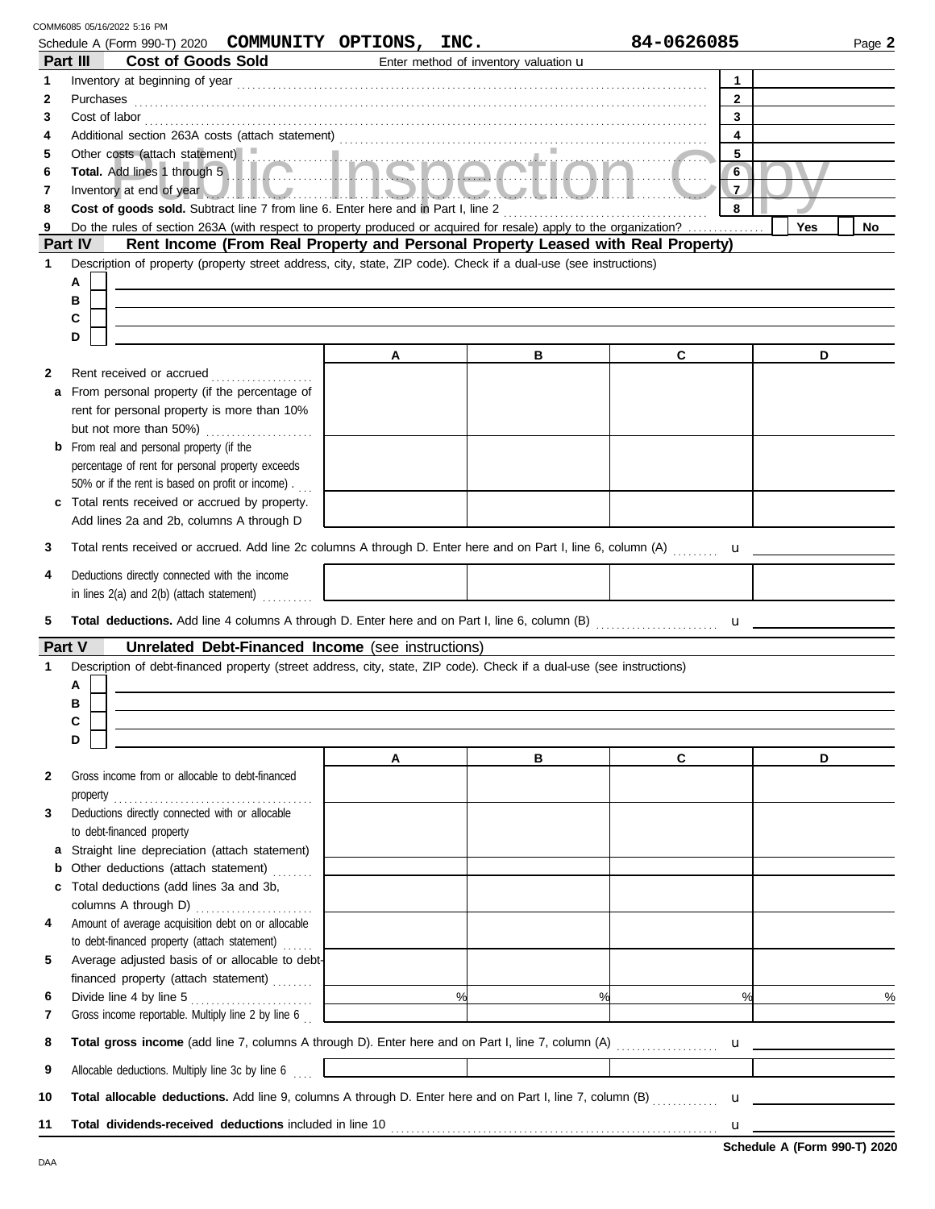COMM6085 05/16/2022 5:16 PM

Schedule A (Form 990-T) 2020 **COMMUNITY OPTIONS, INC.** 84-0626085 Page **2**

## Part III Cost of Goods Sold

Enter method of inventory valuation u

| | | | |
|---|---|---|---|
| 1 | Inventory at beginning of year | 1 | |
| 2 | Purchases | 2 | |
| 3 | Cost of labor | 3 | |
| 4 | Additional section 263A costs (attach statement) | 4 | |
| 5 | Other costs (attach statement) | 5 | |
| 6 | **Total.** Add lines 1 through 5 | 6 | |
| 7 | Inventory at end of year | 7 | |
| 8 | **Cost of goods sold.** Subtract line 7 from line 6. Enter here and in Part I, line 2 | 8 | |
| 9 | Do the rules of section 263A (with respect to property produced or acquired for resale) apply to the organization? | | Yes ☐ No ☐ |

Public Inspection Copy

## Part IV Rent Income (From Real Property and Personal Property Leased with Real Property)

**1** Description of property (property street address, city, state, ZIP code). Check if a dual-use (see instructions)

A ☐
B ☐
C ☐
D ☐

| | | A | B | C | D |
|---|---|---|---|---|---|
| 2 | Rent received or accrued | | | | |
| a | From personal property (if the percentage of rent for personal property is more than 10% but not more than 50%) | | | | |
| b | From real and personal property (if the percentage of rent for personal property exceeds 50% or if the rent is based on profit or income) | | | | |
| c | Total rents received or accrued by property. Add lines 2a and 2b, columns A through D | | | | |

**3** Total rents received or accrued. Add line 2c columns A through D. Enter here and on Part I, line 6, column (A) u

| | | A | B | C | D |
|---|---|---|---|---|---|
| 4 | Deductions directly connected with the income in lines 2(a) and 2(b) (attach statement) | | | | |

**5** **Total deductions.** Add line 4 columns A through D. Enter here and on Part I, line 6, column (B) u

## Part V Unrelated Debt-Financed Income (see instructions)

**1** Description of debt-financed property (street address, city, state, ZIP code). Check if a dual-use (see instructions)

A ☐
B ☐
C ☐
D ☐

| | | A | B | C | D |
|---|---|---|---|---|---|
| 2 | Gross income from or allocable to debt-financed property | | | | |
| 3 | Deductions directly connected with or allocable to debt-financed property | | | | |
| a | Straight line depreciation (attach statement) | | | | |
| b | Other deductions (attach statement) | | | | |
| c | Total deductions (add lines 3a and 3b, columns A through D) | | | | |
| 4 | Amount of average acquisition debt on or allocable to debt-financed property (attach statement) | | | | |
| 5 | Average adjusted basis of or allocable to debt-financed property (attach statement) | | | | |
| 6 | Divide line 4 by line 5 | % | % | % | % |
| 7 | Gross income reportable. Multiply line 2 by line 6 | | | | |

**8** **Total gross income** (add line 7, columns A through D). Enter here and on Part I, line 7, column (A) u

| | | A | B | C | D |
|---|---|---|---|---|---|
| 9 | Allocable deductions. Multiply line 3c by line 6 | | | | |

**10** **Total allocable deductions.** Add line 9, columns A through D. Enter here and on Part I, line 7, column (B) u

**11** **Total dividends-received deductions** included in line 10 u

DAA **Schedule A (Form 990-T) 2020**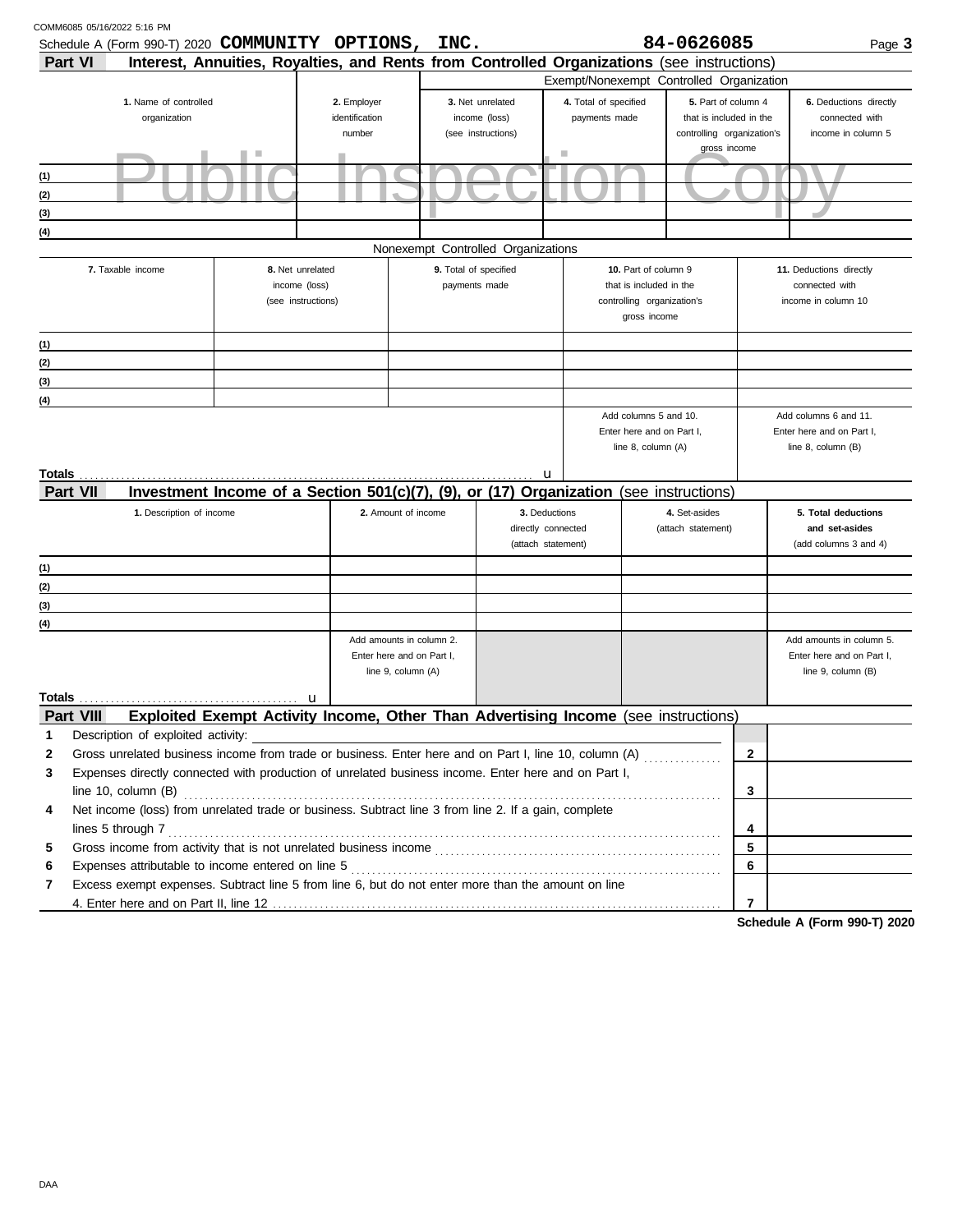Schedule A (Form 990-T) 2020 **COMMUNITY OPTIONS, INC.** **84-0626085**

## Part VI Interest, Annuities, Royalties, and Rents from Controlled Organizations (see instructions)

Public Inspection Copy

| | | Exempt/Nonexempt Controlled Organization | | | |
|---|---|---|---|---|---|
| **1.** Name of controlled organization | **2.** Employer identification number | **3.** Net unrelated income (loss) (see instructions) | **4.** Total of specified payments made | **5.** Part of column 4 that is included in the controlling organization's gross income | **6.** Deductions directly connected with income in column 5 |
| (1) | | | | | |
| (2) | | | | | |
| (3) | | | | | |
| (4) | | | | | |

Nonexempt Controlled Organizations

| **7.** Taxable income | **8.** Net unrelated income (loss) (see instructions) | **9.** Total of specified payments made | **10.** Part of column 9 that is included in the controlling organization's gross income | **11.** Deductions directly connected with income in column 10 |
|---|---|---|---|---|
| (1) | | | | |
| (2) | | | | |
| (3) | | | | |
| (4) | | | | |
| | | | Add columns 5 and 10. Enter here and on Part I, line 8, column (A) | Add columns 6 and 11. Enter here and on Part I, line 8, column (B) |
| **Totals** ▸ | | | | |

## Part VII Investment Income of a Section 501(c)(7), (9), or (17) Organization (see instructions)

| **1.** Description of income | **2.** Amount of income | **3.** Deductions directly connected (attach statement) | **4.** Set-asides (attach statement) | **5. Total deductions and set-asides** (add columns 3 and 4) |
|---|---|---|---|---|
| (1) | | | | |
| (2) | | | | |
| (3) | | | | |
| (4) | | | | |
| | Add amounts in column 2. Enter here and on Part I, line 9, column (A) | | | Add amounts in column 5. Enter here and on Part I, line 9, column (B) |
| **Totals** ▸ | | | | |

## Part VIII Exploited Exempt Activity Income, Other Than Advertising Income (see instructions)

| | | | |
|---|---|---|---|
| 1 | Description of exploited activity: | | |
| 2 | Gross unrelated business income from trade or business. Enter here and on Part I, line 10, column (A) | 2 | |
| 3 | Expenses directly connected with production of unrelated business income. Enter here and on Part I, line 10, column (B) | 3 | |
| 4 | Net income (loss) from unrelated trade or business. Subtract line 3 from line 2. If a gain, complete lines 5 through 7 | 4 | |
| 5 | Gross income from activity that is not unrelated business income | 5 | |
| 6 | Expenses attributable to income entered on line 5 | 6 | |
| 7 | Excess exempt expenses. Subtract line 5 from line 6, but do not enter more than the amount on line 4. Enter here and on Part II, line 12 | 7 | |

**Schedule A (Form 990-T) 2020**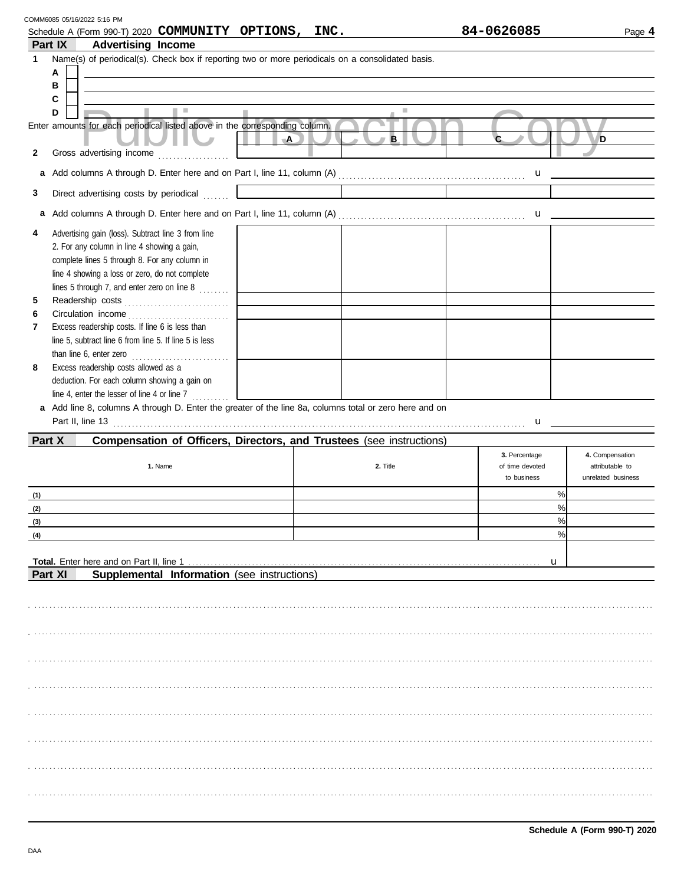Schedule A (Form 990-T) 2020 **COMMUNITY OPTIONS, INC.** **84-0626085** Page **4**

## Part IX Advertising Income

**1** Name(s) of periodical(s). Check box if reporting two or more periodicals on a consolidated basis.

**A** ☐

**B** ☐

**C** ☐

**D** ☐

Enter amounts for each periodical listed above in the corresponding column.

| | A | B | C | D |
|---|---|---|---|---|
| **2** Gross advertising income | | | | |
| **a** Add columns A through D. Enter here and on Part I, line 11, column (A) | | | | |
| **3** Direct advertising costs by periodical | | | | |
| **a** Add columns A through D. Enter here and on Part I, line 11, column (A) | | | | |
| **4** Advertising gain (loss). Subtract line 3 from line 2. For any column in line 4 showing a gain, complete lines 5 through 8. For any column in line 4 showing a loss or zero, do not complete lines 5 through 7, and enter zero on line 8 | | | | |
| **5** Readership costs | | | | |
| **6** Circulation income | | | | |
| **7** Excess readership costs. If line 6 is less than line 5, subtract line 6 from line 5. If line 5 is less than line 6, enter zero | | | | |
| **8** Excess readership costs allowed as a deduction. For each column showing a gain on line 4, enter the lesser of line 4 or line 7 | | | | |

**a** Add line 8, columns A through D. Enter the greater of the line 8a, columns total or zero here and on Part II, line 13

## Part X Compensation of Officers, Directors, and Trustees (see instructions)

| | 1. Name | 2. Title | 3. Percentage of time devoted to business | 4. Compensation attributable to unrelated business |
|---|---|---|---|---|
| (1) | | | % | |
| (2) | | | % | |
| (3) | | | % | |
| (4) | | | % | |

**Total.** Enter here and on Part II, line 1

## Part XI Supplemental Information (see instructions)

**Schedule A (Form 990-T) 2020**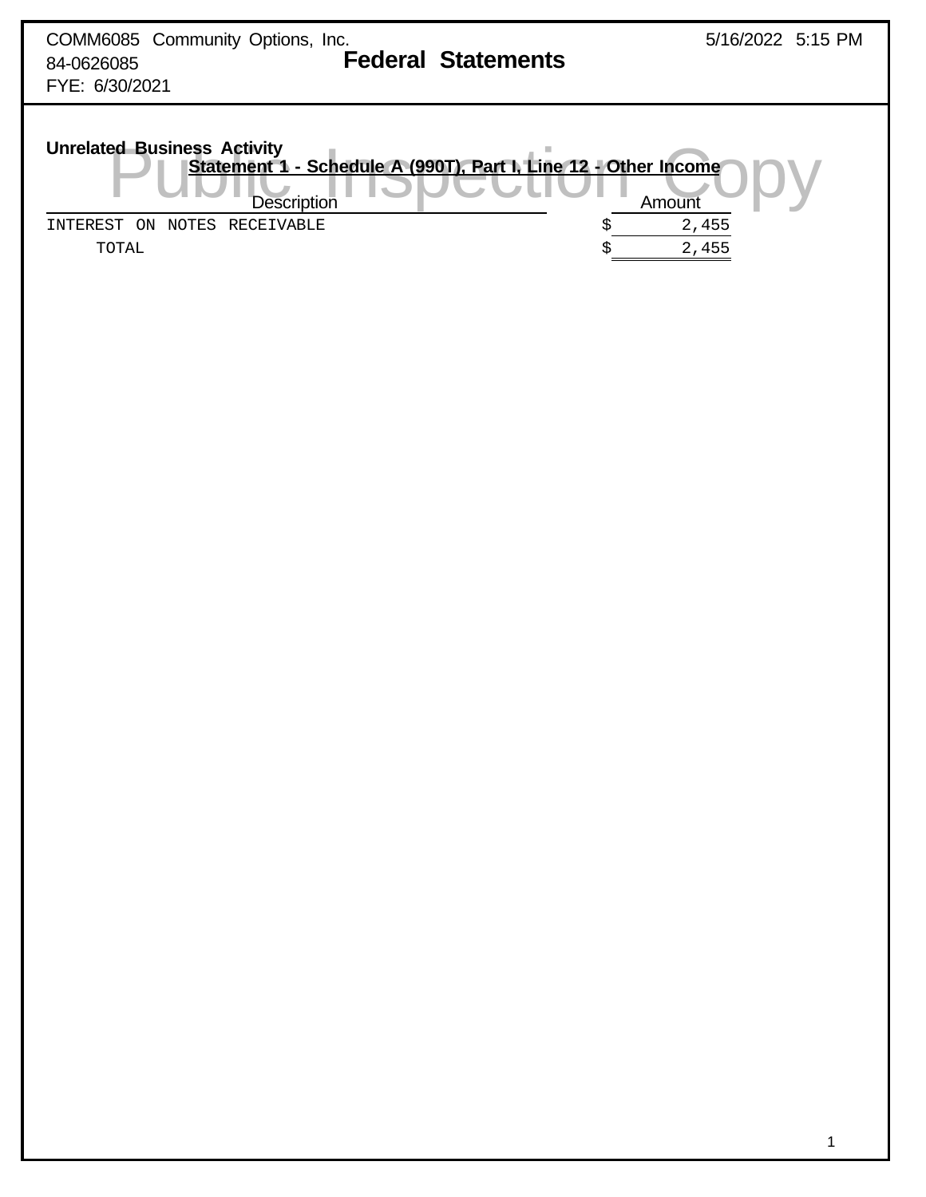COMM6085 Community Options, Inc.
84-0626085
FYE: 6/30/2021

# Federal Statements

5/16/2022 5:15 PM

**Unrelated Business Activity**

Public Inspection Copy

**Statement 1 - Schedule A (990T), Part I, Line 12 - Other Income**

| Description | Amount |
|---|---|
| INTEREST ON NOTES RECEIVABLE | $ 2,455 |
| TOTAL | $ 2,455 |